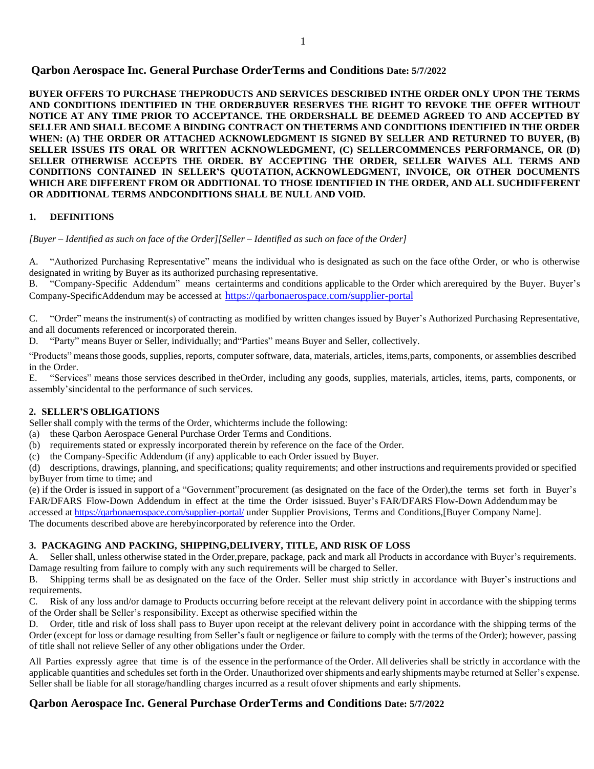# Qarbon Aerospace Inc. General Purchase OrderTerms and Conditions Date: 5/7/2022

**BUYER OFFERS TO PURCHASE THEPRODUCTS AND SERVICES DESCRIBED INTHE ORDER ONLY UPON THE TERMS AND CONDITIONS IDENTIFIED IN THE ORDERBUYER RESERVES THE RIGHT TO REVOKE THE OFFER WITHOUT NOTICE AT ANY TIME PRIOR TO ACCEPTANCE. THE ORDERSHALL BE DEEMED AGREED TO AND ACCEPTED BY SELLER AND SHALL BECOME A BINDING CONTRACT ON THETERMS AND CONDITIONS IDENTIFIED IN THE ORDER WHEN: (A) THE ORDER OR ATTACHED ACKNOWLEDGMENT IS SIGNED BY SELLER AND RETURNED TO BUYER, (B) SELLER ISSUES ITS ORAL OR WRITTEN ACKNOWLEDGMENT, (C) SELLERCOMMENCES PERFORMANCE, OR (D) SELLER OTHERWISE ACCEPTS THE ORDER. BY ACCEPTING THE ORDER, SELLER WAIVES ALL TERMS AND CONDITIONS CONTAINED IN SELLER'S QUOTATION, ACKNOWLEDGMENT, INVOICE, OR OTHER DOCUMENTS WHICH ARE DIFFERENT FROM OR ADDITIONAL TO THOSE IDENTIFIED IN THE ORDER, AND ALL SUCHDIFFERENT OR ADDITIONAL TERMS ANDCONDITIONS SHALL BE NULL AND VOID.**

## 1. DEFINITIONS

*[Buyer – Identified as such on face of the Order][Seller – Identified as such on face of the Order]*

A. "Authorized Purchasing Representative" means the individual who is designated as such on the face ofthe Order, or who is otherwise designated in writing by Buyer as its authorized purchasing representative.
B. "Company-Specific Addendum" means certainterms and conditions applicable to the Order which arerequired by the Buyer. Buyer's Company-SpecificAddendum may be accessed at https://qarbonaerospace.com/supplier-portal

C. "Order" means the instrument(s) of contracting as modified by written changes issued by Buyer's Authorized Purchasing Representative, and all documents referenced or incorporated therein.
D. "Party" means Buyer or Seller, individually; and"Parties" means Buyer and Seller, collectively.

"Products" means those goods, supplies, reports, computer software, data, materials, articles, items,parts, components, or assemblies described in the Order.
E. "Services" means those services described in theOrder, including any goods, supplies, materials, articles, items, parts, components, or assembly'sincidental to the performance of such services.

## 2. SELLER'S OBLIGATIONS

Seller shall comply with the terms of the Order, whichterms include the following:
(a) these Qarbon Aerospace General Purchase Order Terms and Conditions.
(b) requirements stated or expressly incorporated therein by reference on the face of the Order.
(c) the Company-Specific Addendum (if any) applicable to each Order issued by Buyer.
(d) descriptions, drawings, planning, and specifications; quality requirements; and other instructions and requirements provided or specified byBuyer from time to time; and
(e) if the Order is issued in support of a "Government"procurement (as designated on the face of the Order),the terms set forth in Buyer's FAR/DFARS Flow-Down Addendum in effect at the time the Order isissued. Buyer's FAR/DFARS Flow-Down Addendum may be accessed at https://qarbonaerospace.com/supplier-portal/ under Supplier Provisions, Terms and Conditions,[Buyer Company Name].
The documents described above are herebyincorporated by reference into the Order.

## 3. PACKAGING AND PACKING, SHIPPING,DELIVERY, TITLE, AND RISK OF LOSS

A. Seller shall, unless otherwise stated in the Order,prepare, package, pack and mark all Products in accordance with Buyer's requirements. Damage resulting from failure to comply with any such requirements will be charged to Seller.
B. Shipping terms shall be as designated on the face of the Order. Seller must ship strictly in accordance with Buyer's instructions and requirements.
C. Risk of any loss and/or damage to Products occurring before receipt at the relevant delivery point in accordance with the shipping terms of the Order shall be Seller's responsibility. Except as otherwise specified within the
D. Order, title and risk of loss shall pass to Buyer upon receipt at the relevant delivery point in accordance with the shipping terms of the Order (except for loss or damage resulting from Seller's fault or negligence or failure to comply with the terms of the Order); however, passing of title shall not relieve Seller of any other obligations under the Order.

All Parties expressly agree that time is of the essence in the performance of the Order. All deliveries shall be strictly in accordance with the applicable quantities and schedules set forth in the Order. Unauthorized over shipments and early shipments maybe returned at Seller's expense. Seller shall be liable for all storage/handling charges incurred as a result ofover shipments and early shipments.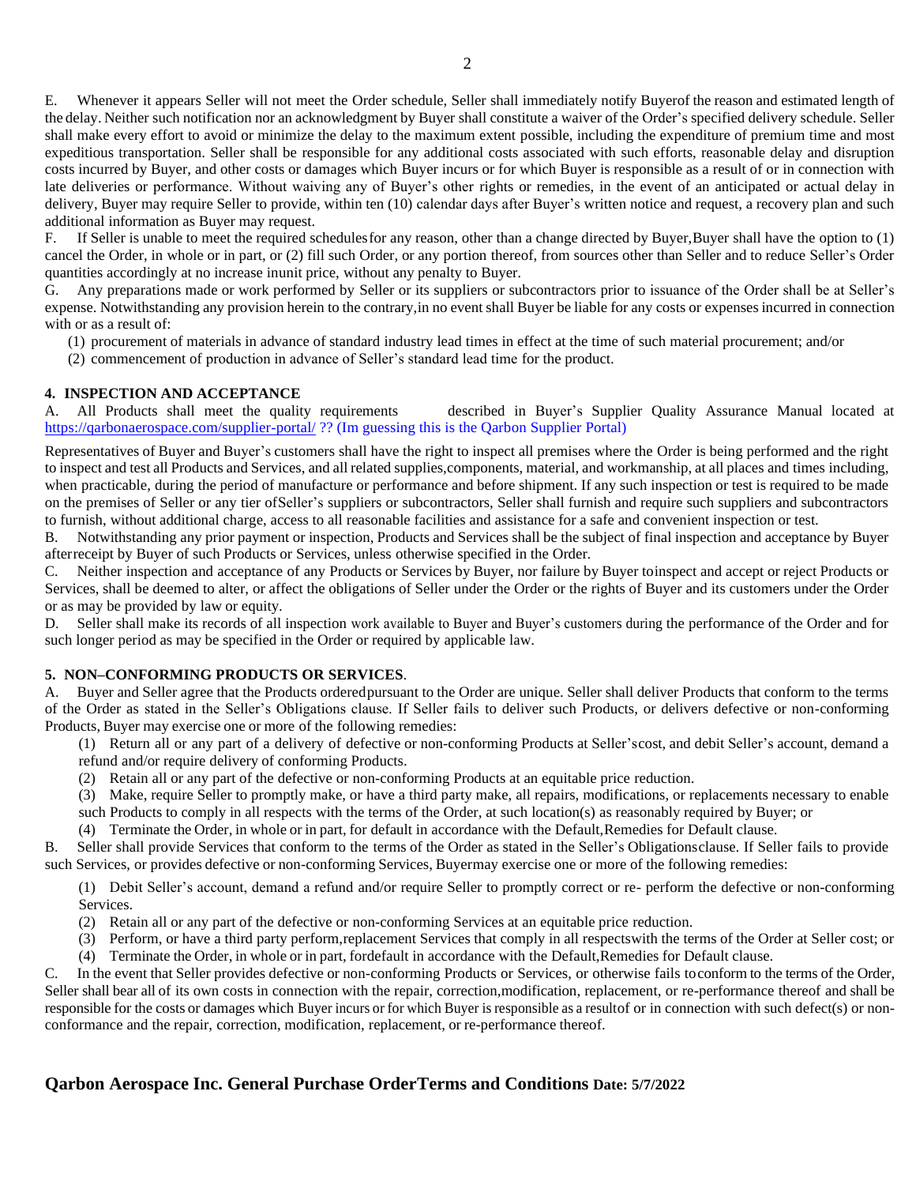E. Whenever it appears Seller will not meet the Order schedule, Seller shall immediately notify Buyerof the reason and estimated length of the delay. Neither such notification nor an acknowledgment by Buyer shall constitute a waiver of the Order's specified delivery schedule. Seller shall make every effort to avoid or minimize the delay to the maximum extent possible, including the expenditure of premium time and most expeditious transportation. Seller shall be responsible for any additional costs associated with such efforts, reasonable delay and disruption costs incurred by Buyer, and other costs or damages which Buyer incurs or for which Buyer is responsible as a result of or in connection with late deliveries or performance. Without waiving any of Buyer's other rights or remedies, in the event of an anticipated or actual delay in delivery, Buyer may require Seller to provide, within ten (10) calendar days after Buyer's written notice and request, a recovery plan and such additional information as Buyer may request.

F. If Seller is unable to meet the required schedulesfor any reason, other than a change directed by Buyer,Buyer shall have the option to (1) cancel the Order, in whole or in part, or (2) fill such Order, or any portion thereof, from sources other than Seller and to reduce Seller's Order quantities accordingly at no increase inunit price, without any penalty to Buyer.

G. Any preparations made or work performed by Seller or its suppliers or subcontractors prior to issuance of the Order shall be at Seller's expense. Notwithstanding any provision herein to the contrary,in no event shall Buyer be liable for any costs or expenses incurred in connection with or as a result of:

(1) procurement of materials in advance of standard industry lead times in effect at the time of such material procurement; and/or

(2) commencement of production in advance of Seller's standard lead time for the product.

**4. INSPECTION AND ACCEPTANCE**

A. All Products shall meet the quality requirements described in Buyer's Supplier Quality Assurance Manual located at https://qarbonaerospace.com/supplier-portal/ ?? (Im guessing this is the Qarbon Supplier Portal)

Representatives of Buyer and Buyer's customers shall have the right to inspect all premises where the Order is being performed and the right to inspect and test all Products and Services, and all related supplies,components, material, and workmanship, at all places and times including, when practicable, during the period of manufacture or performance and before shipment. If any such inspection or test is required to be made on the premises of Seller or any tier ofSeller's suppliers or subcontractors, Seller shall furnish and require such suppliers and subcontractors to furnish, without additional charge, access to all reasonable facilities and assistance for a safe and convenient inspection or test.

B. Notwithstanding any prior payment or inspection, Products and Services shall be the subject of final inspection and acceptance by Buyer afterreceipt by Buyer of such Products or Services, unless otherwise specified in the Order.

C. Neither inspection and acceptance of any Products or Services by Buyer, nor failure by Buyer toinspect and accept or reject Products or Services, shall be deemed to alter, or affect the obligations of Seller under the Order or the rights of Buyer and its customers under the Order or as may be provided by law or equity.

D. Seller shall make its records of all inspection work available to Buyer and Buyer's customers during the performance of the Order and for such longer period as may be specified in the Order or required by applicable law.

**5. NON–CONFORMING PRODUCTS OR SERVICES**.

A. Buyer and Seller agree that the Products orderedpursuant to the Order are unique. Seller shall deliver Products that conform to the terms of the Order as stated in the Seller's Obligations clause. If Seller fails to deliver such Products, or delivers defective or non-conforming Products, Buyer may exercise one or more of the following remedies:

(1) Return all or any part of a delivery of defective or non-conforming Products at Seller'scost, and debit Seller's account, demand a refund and/or require delivery of conforming Products.

(2) Retain all or any part of the defective or non-conforming Products at an equitable price reduction.

(3) Make, require Seller to promptly make, or have a third party make, all repairs, modifications, or replacements necessary to enable such Products to comply in all respects with the terms of the Order, at such location(s) as reasonably required by Buyer; or

(4) Terminate the Order, in whole or in part, for default in accordance with the Default,Remedies for Default clause.

B. Seller shall provide Services that conform to the terms of the Order as stated in the Seller's Obligationsclause. If Seller fails to provide such Services, or provides defective or non-conforming Services, Buyermay exercise one or more of the following remedies:

(1) Debit Seller's account, demand a refund and/or require Seller to promptly correct or re- perform the defective or non-conforming Services.

(2) Retain all or any part of the defective or non-conforming Services at an equitable price reduction.

(3) Perform, or have a third party perform,replacement Services that comply in all respectswith the terms of the Order at Seller cost; or

(4) Terminate the Order, in whole or in part, fordefault in accordance with the Default,Remedies for Default clause.

C. In the event that Seller provides defective or non-conforming Products or Services, or otherwise fails toconform to the terms of the Order, Seller shall bear all of its own costs in connection with the repair, correction,modification, replacement, or re-performance thereof and shall be responsible for the costs or damages which Buyer incurs or for which Buyer is responsible as a resultof or in connection with such defect(s) or non-conformance and the repair, correction, modification, replacement, or re-performance thereof.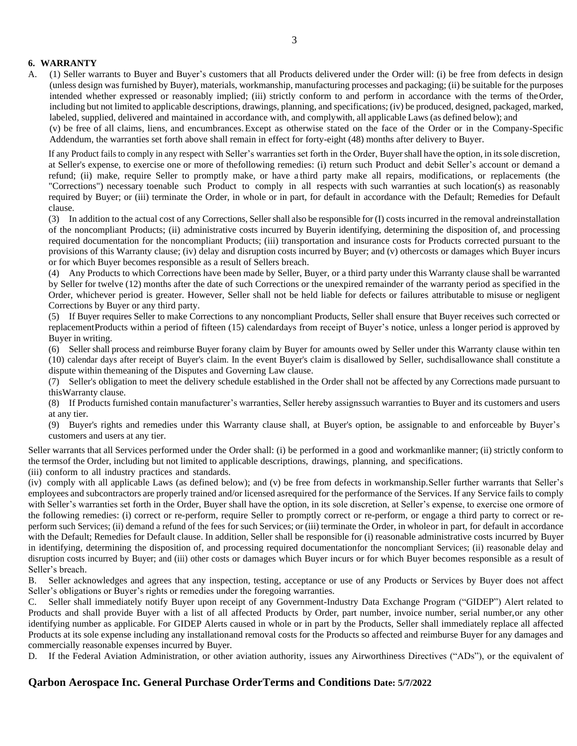**6. WARRANTY**

A. (1) Seller warrants to Buyer and Buyer's customers that all Products delivered under the Order will: (i) be free from defects in design (unless design was furnished by Buyer), materials, workmanship, manufacturing processes and packaging; (ii) be suitable for the purposes intended whether expressed or reasonably implied; (iii) strictly conform to and perform in accordance with the terms of the Order, including but not limited to applicable descriptions, drawings, planning, and specifications; (iv) be produced, designed, packaged, marked, labeled, supplied, delivered and maintained in accordance with, and comply with, all applicable Laws (as defined below); and (v) be free of all claims, liens, and encumbrances. Except as otherwise stated on the face of the Order or in the Company-Specific Addendum, the warranties set forth above shall remain in effect for forty-eight (48) months after delivery to Buyer.

If any Product fails to comply in any respect with Seller's warranties set forth in the Order, Buyer shall have the option, in its sole discretion, at Seller's expense, to exercise one or more of the following remedies: (i) return such Product and debit Seller's account or demand a refund; (ii) make, require Seller to promptly make, or have a third party make all repairs, modifications, or replacements (the "Corrections") necessary to enable such Product to comply in all respects with such warranties at such location(s) as reasonably required by Buyer; or (iii) terminate the Order, in whole or in part, for default in accordance with the Default; Remedies for Default clause.

(3) In addition to the actual cost of any Corrections, Seller shall also be responsible for (I) costs incurred in the removal and reinstallation of the noncompliant Products; (ii) administrative costs incurred by Buyer in identifying, determining the disposition of, and processing required documentation for the noncompliant Products; (iii) transportation and insurance costs for Products corrected pursuant to the provisions of this Warranty clause; (iv) delay and disruption costs incurred by Buyer; and (v) other costs or damages which Buyer incurs or for which Buyer becomes responsible as a result of Sellers breach.

(4) Any Products to which Corrections have been made by Seller, Buyer, or a third party under this Warranty clause shall be warranted by Seller for twelve (12) months after the date of such Corrections or the unexpired remainder of the warranty period as specified in the Order, whichever period is greater. However, Seller shall not be held liable for defects or failures attributable to misuse or negligent Corrections by Buyer or any third party.

(5) If Buyer requires Seller to make Corrections to any noncompliant Products, Seller shall ensure that Buyer receives such corrected or replacement Products within a period of fifteen (15) calendar days from receipt of Buyer's notice, unless a longer period is approved by Buyer in writing.

(6) Seller shall process and reimburse Buyer for any claim by Buyer for amounts owed by Seller under this Warranty clause within ten (10) calendar days after receipt of Buyer's claim. In the event Buyer's claim is disallowed by Seller, such disallowance shall constitute a dispute within the meaning of the Disputes and Governing Law clause.

(7) Seller's obligation to meet the delivery schedule established in the Order shall not be affected by any Corrections made pursuant to this Warranty clause.

(8) If Products furnished contain manufacturer's warranties, Seller hereby assigns such warranties to Buyer and its customers and users at any tier.

(9) Buyer's rights and remedies under this Warranty clause shall, at Buyer's option, be assignable to and enforceable by Buyer's customers and users at any tier.

Seller warrants that all Services performed under the Order shall: (i) be performed in a good and workmanlike manner; (ii) strictly conform to the terms of the Order, including but not limited to applicable descriptions, drawings, planning, and specifications.
(iii) conform to all industry practices and standards.
(iv) comply with all applicable Laws (as defined below); and (v) be free from defects in workmanship. Seller further warrants that Seller's employees and subcontractors are properly trained and/or licensed as required for the performance of the Services. If any Service fails to comply with Seller's warranties set forth in the Order, Buyer shall have the option, in its sole discretion, at Seller's expense, to exercise one or more of the following remedies: (i) correct or re-perform, require Seller to promptly correct or re-perform, or engage a third party to correct or re-perform such Services; (ii) demand a refund of the fees for such Services; or (iii) terminate the Order, in whole or in part, for default in accordance with the Default; Remedies for Default clause. In addition, Seller shall be responsible for (i) reasonable administrative costs incurred by Buyer in identifying, determining the disposition of, and processing required documentation for the noncompliant Services; (ii) reasonable delay and disruption costs incurred by Buyer; and (iii) other costs or damages which Buyer incurs or for which Buyer becomes responsible as a result of Seller's breach.

B. Seller acknowledges and agrees that any inspection, testing, acceptance or use of any Products or Services by Buyer does not affect Seller's obligations or Buyer's rights or remedies under the foregoing warranties.

C. Seller shall immediately notify Buyer upon receipt of any Government-Industry Data Exchange Program ("GIDEP") Alert related to Products and shall provide Buyer with a list of all affected Products by Order, part number, invoice number, serial number, or any other identifying number as applicable. For GIDEP Alerts caused in whole or in part by the Products, Seller shall immediately replace all affected Products at its sole expense including any installation and removal costs for the Products so affected and reimburse Buyer for any damages and commercially reasonable expenses incurred by Buyer.

D. If the Federal Aviation Administration, or other aviation authority, issues any Airworthiness Directives ("ADs"), or the equivalent of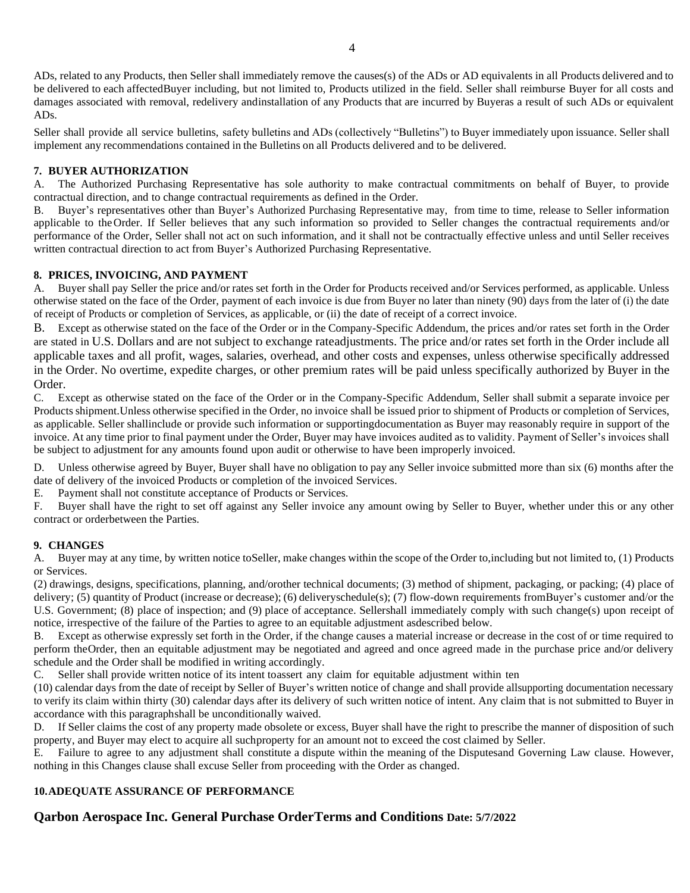ADs, related to any Products, then Seller shall immediately remove the causes(s) of the ADs or AD equivalents in all Products delivered and to be delivered to each affectedBuyer including, but not limited to, Products utilized in the field. Seller shall reimburse Buyer for all costs and damages associated with removal, redelivery andinstallation of any Products that are incurred by Buyeras a result of such ADs or equivalent ADs.

Seller shall provide all service bulletins, safety bulletins and ADs (collectively "Bulletins") to Buyer immediately upon issuance. Seller shall implement any recommendations contained in the Bulletins on all Products delivered and to be delivered.

### 7. BUYER AUTHORIZATION

A. The Authorized Purchasing Representative has sole authority to make contractual commitments on behalf of Buyer, to provide contractual direction, and to change contractual requirements as defined in the Order.

B. Buyer's representatives other than Buyer's Authorized Purchasing Representative may, from time to time, release to Seller information applicable to theOrder. If Seller believes that any such information so provided to Seller changes the contractual requirements and/or performance of the Order, Seller shall not act on such information, and it shall not be contractually effective unless and until Seller receives written contractual direction to act from Buyer's Authorized Purchasing Representative.

### 8. PRICES, INVOICING, AND PAYMENT

A. Buyer shall pay Seller the price and/or rates set forth in the Order for Products received and/or Services performed, as applicable. Unless otherwise stated on the face of the Order, payment of each invoice is due from Buyer no later than ninety (90) days from the later of (i) the date of receipt of Products or completion of Services, as applicable, or (ii) the date of receipt of a correct invoice.

B. Except as otherwise stated on the face of the Order or in the Company-Specific Addendum, the prices and/or rates set forth in the Order are stated in U.S. Dollars and are not subject to exchange rateadjustments. The price and/or rates set forth in the Order include all applicable taxes and all profit, wages, salaries, overhead, and other costs and expenses, unless otherwise specifically addressed in the Order. No overtime, expedite charges, or other premium rates will be paid unless specifically authorized by Buyer in the Order.

C. Except as otherwise stated on the face of the Order or in the Company-Specific Addendum, Seller shall submit a separate invoice per Products shipment.Unless otherwise specified in the Order, no invoice shall be issued prior to shipment of Products or completion of Services, as applicable. Seller shallinclude or provide such information or supportingdocumentation as Buyer may reasonably require in support of the invoice. At any time prior to final payment under the Order, Buyer may have invoices audited as to validity. Payment of Seller's invoices shall be subject to adjustment for any amounts found upon audit or otherwise to have been improperly invoiced.

D. Unless otherwise agreed by Buyer, Buyer shall have no obligation to pay any Seller invoice submitted more than six (6) months after the date of delivery of the invoiced Products or completion of the invoiced Services.

E. Payment shall not constitute acceptance of Products or Services.

F. Buyer shall have the right to set off against any Seller invoice any amount owing by Seller to Buyer, whether under this or any other contract or orderbetween the Parties.

### 9. CHANGES

A. Buyer may at any time, by written notice toSeller, make changes within the scope of the Order to,including but not limited to, (1) Products or Services.

(2) drawings, designs, specifications, planning, and/orother technical documents; (3) method of shipment, packaging, or packing; (4) place of delivery; (5) quantity of Product (increase or decrease); (6) deliveryschedule(s); (7) flow-down requirements fromBuyer's customer and/or the U.S. Government; (8) place of inspection; and (9) place of acceptance. Sellershall immediately comply with such change(s) upon receipt of notice, irrespective of the failure of the Parties to agree to an equitable adjustment asdescribed below.

B. Except as otherwise expressly set forth in the Order, if the change causes a material increase or decrease in the cost of or time required to perform theOrder, then an equitable adjustment may be negotiated and agreed and once agreed made in the purchase price and/or delivery schedule and the Order shall be modified in writing accordingly.

C. Seller shall provide written notice of its intent toassert any claim for equitable adjustment within ten (10) calendar days from the date of receipt by Seller of Buyer's written notice of change and shall provide allsupporting documentation necessary to verify its claim within thirty (30) calendar days after its delivery of such written notice of intent. Any claim that is not submitted to Buyer in accordance with this paragraphshall be unconditionally waived.

D. If Seller claims the cost of any property made obsolete or excess, Buyer shall have the right to prescribe the manner of disposition of such property, and Buyer may elect to acquire all suchproperty for an amount not to exceed the cost claimed by Seller.

E. Failure to agree to any adjustment shall constitute a dispute within the meaning of the Disputesand Governing Law clause. However, nothing in this Changes clause shall excuse Seller from proceeding with the Order as changed.

### 10. ADEQUATE ASSURANCE OF PERFORMANCE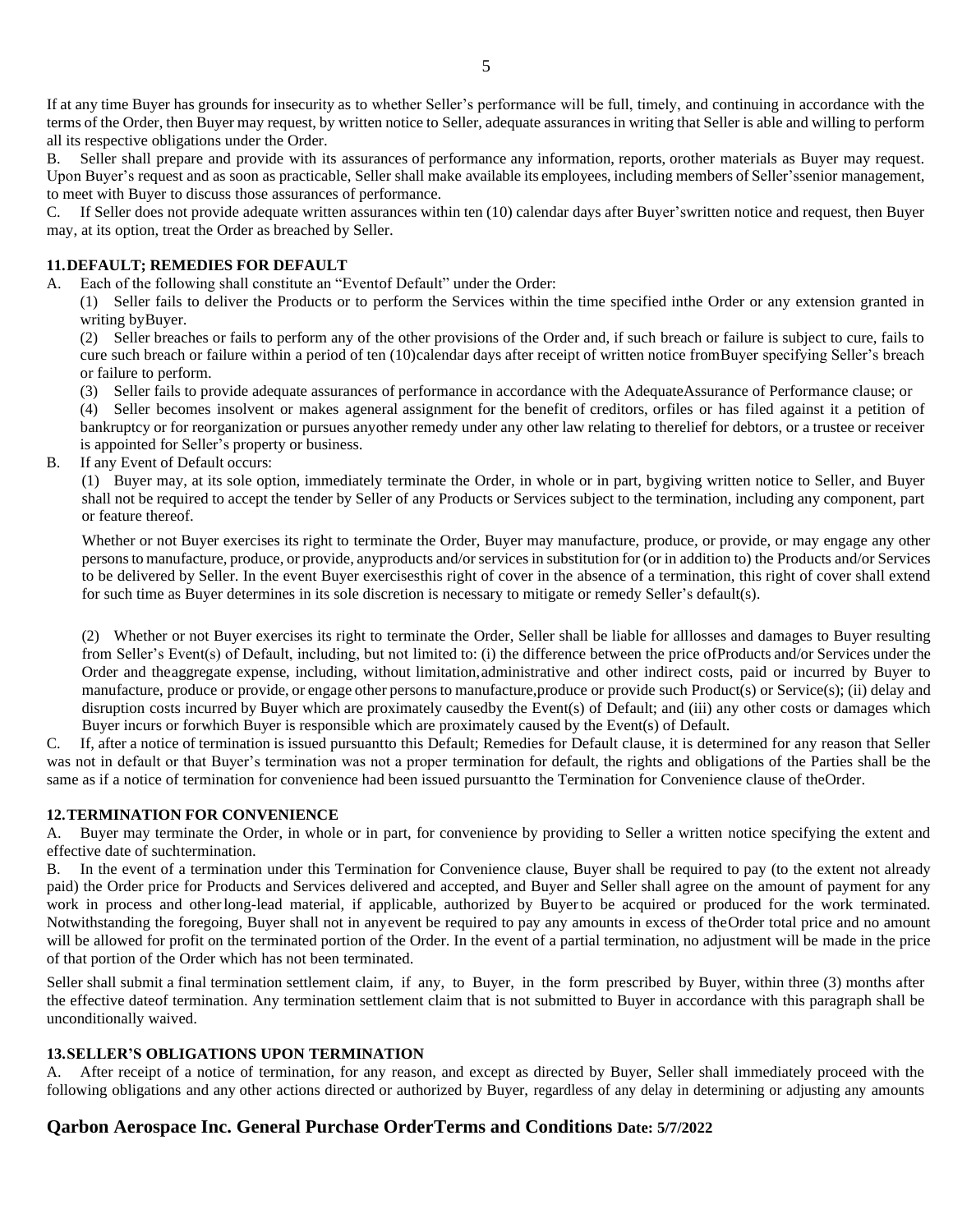If at any time Buyer has grounds for insecurity as to whether Seller's performance will be full, timely, and continuing in accordance with the terms of the Order, then Buyer may request, by written notice to Seller, adequate assurances in writing that Seller is able and willing to perform all its respective obligations under the Order.

B. Seller shall prepare and provide with its assurances of performance any information, reports, orother materials as Buyer may request. Upon Buyer's request and as soon as practicable, Seller shall make available its employees, including members of Seller'ssenior management, to meet with Buyer to discuss those assurances of performance.

C. If Seller does not provide adequate written assurances within ten (10) calendar days after Buyer'swritten notice and request, then Buyer may, at its option, treat the Order as breached by Seller.

### 11. DEFAULT; REMEDIES FOR DEFAULT

A. Each of the following shall constitute an "Eventof Default" under the Order:

(1) Seller fails to deliver the Products or to perform the Services within the time specified inthe Order or any extension granted in writing byBuyer.

(2) Seller breaches or fails to perform any of the other provisions of the Order and, if such breach or failure is subject to cure, fails to cure such breach or failure within a period of ten (10)calendar days after receipt of written notice fromBuyer specifying Seller's breach or failure to perform.

(3) Seller fails to provide adequate assurances of performance in accordance with the AdequateAssurance of Performance clause; or

(4) Seller becomes insolvent or makes ageneral assignment for the benefit of creditors, orfiles or has filed against it a petition of bankruptcy or for reorganization or pursues anyother remedy under any other law relating to therelief for debtors, or a trustee or receiver is appointed for Seller's property or business.

B. If any Event of Default occurs:

(1) Buyer may, at its sole option, immediately terminate the Order, in whole or in part, bygiving written notice to Seller, and Buyer shall not be required to accept the tender by Seller of any Products or Services subject to the termination, including any component, part or feature thereof.

Whether or not Buyer exercises its right to terminate the Order, Buyer may manufacture, produce, or provide, or may engage any other persons to manufacture, produce, or provide, anyproducts and/or services in substitution for (or in addition to) the Products and/or Services to be delivered by Seller. In the event Buyer exercisesthis right of cover in the absence of a termination, this right of cover shall extend for such time as Buyer determines in its sole discretion is necessary to mitigate or remedy Seller's default(s).

(2) Whether or not Buyer exercises its right to terminate the Order, Seller shall be liable for alllosses and damages to Buyer resulting from Seller's Event(s) of Default, including, but not limited to: (i) the difference between the price ofProducts and/or Services under the Order and theaggregate expense, including, without limitation,administrative and other indirect costs, paid or incurred by Buyer to manufacture, produce or provide, or engage other persons to manufacture,produce or provide such Product(s) or Service(s); (ii) delay and disruption costs incurred by Buyer which are proximately causedby the Event(s) of Default; and (iii) any other costs or damages which Buyer incurs or forwhich Buyer is responsible which are proximately caused by the Event(s) of Default.

C. If, after a notice of termination is issued pursuantto this Default; Remedies for Default clause, it is determined for any reason that Seller was not in default or that Buyer's termination was not a proper termination for default, the rights and obligations of the Parties shall be the same as if a notice of termination for convenience had been issued pursuantto the Termination for Convenience clause of theOrder.

### 12. TERMINATION FOR CONVENIENCE

A. Buyer may terminate the Order, in whole or in part, for convenience by providing to Seller a written notice specifying the extent and effective date of suchtermination.

B. In the event of a termination under this Termination for Convenience clause, Buyer shall be required to pay (to the extent not already paid) the Order price for Products and Services delivered and accepted, and Buyer and Seller shall agree on the amount of payment for any work in process and otherlong-lead material, if applicable, authorized by Buyerto be acquired or produced for the work terminated. Notwithstanding the foregoing, Buyer shall not in anyevent be required to pay any amounts in excess of theOrder total price and no amount will be allowed for profit on the terminated portion of the Order. In the event of a partial termination, no adjustment will be made in the price of that portion of the Order which has not been terminated.

Seller shall submit a final termination settlement claim, if any, to Buyer, in the form prescribed by Buyer, within three (3) months after the effective dateof termination. Any termination settlement claim that is not submitted to Buyer in accordance with this paragraph shall be unconditionally waived.

### 13. SELLER'S OBLIGATIONS UPON TERMINATION

A. After receipt of a notice of termination, for any reason, and except as directed by Buyer, Seller shall immediately proceed with the following obligations and any other actions directed or authorized by Buyer, regardless of any delay in determining or adjusting any amounts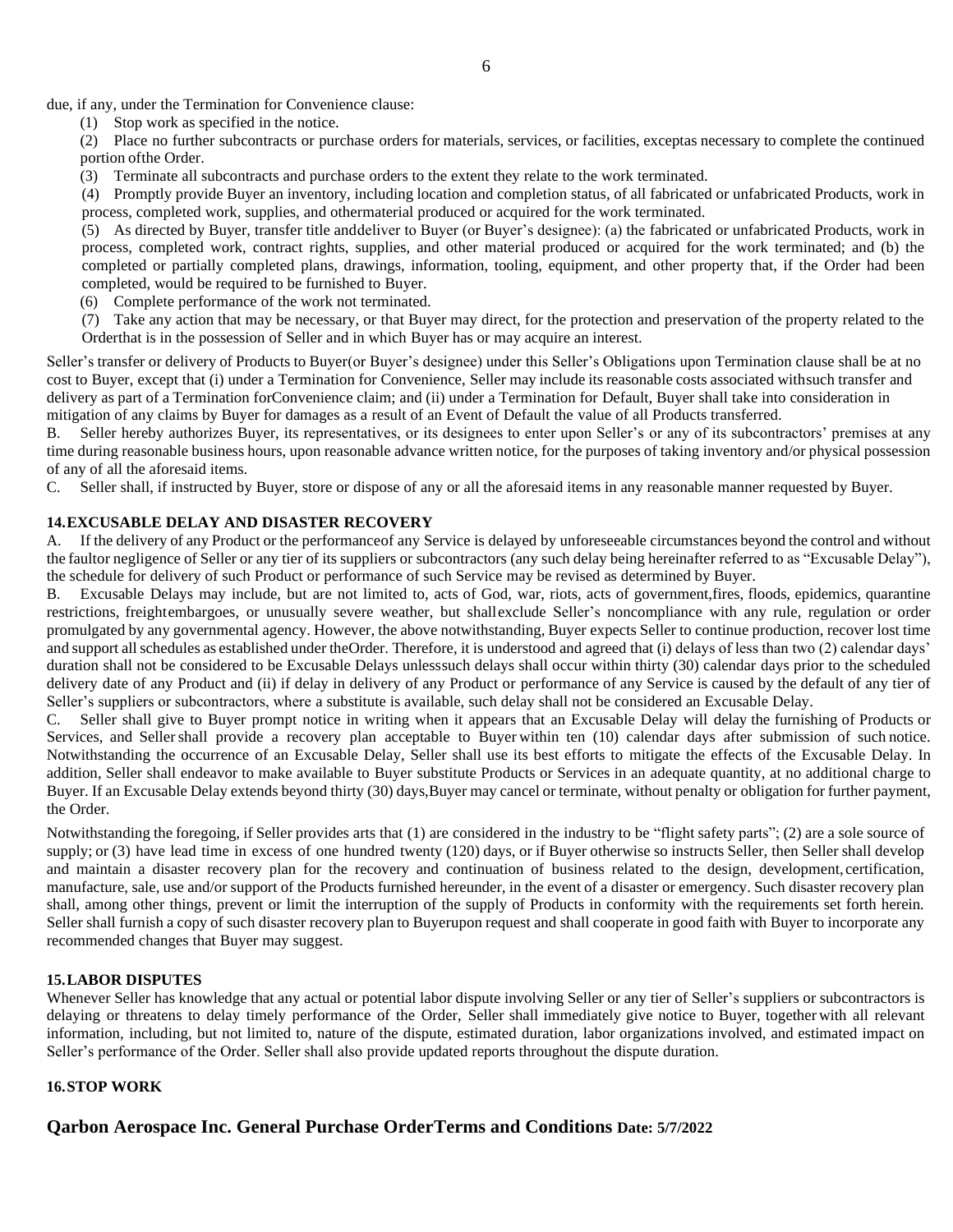due, if any, under the Termination for Convenience clause:

(1) Stop work as specified in the notice.

(2) Place no further subcontracts or purchase orders for materials, services, or facilities, exceptas necessary to complete the continued portion ofthe Order.

(3) Terminate all subcontracts and purchase orders to the extent they relate to the work terminated.

(4) Promptly provide Buyer an inventory, including location and completion status, of all fabricated or unfabricated Products, work in process, completed work, supplies, and othermaterial produced or acquired for the work terminated.

(5) As directed by Buyer, transfer title anddeliver to Buyer (or Buyer's designee): (a) the fabricated or unfabricated Products, work in process, completed work, contract rights, supplies, and other material produced or acquired for the work terminated; and (b) the completed or partially completed plans, drawings, information, tooling, equipment, and other property that, if the Order had been completed, would be required to be furnished to Buyer.

(6) Complete performance of the work not terminated.

(7) Take any action that may be necessary, or that Buyer may direct, for the protection and preservation of the property related to the Orderthat is in the possession of Seller and in which Buyer has or may acquire an interest.

Seller's transfer or delivery of Products to Buyer(or Buyer's designee) under this Seller's Obligations upon Termination clause shall be at no cost to Buyer, except that (i) under a Termination for Convenience, Seller may include its reasonable costs associated withsuch transfer and delivery as part of a Termination forConvenience claim; and (ii) under a Termination for Default, Buyer shall take into consideration in mitigation of any claims by Buyer for damages as a result of an Event of Default the value of all Products transferred.

B. Seller hereby authorizes Buyer, its representatives, or its designees to enter upon Seller's or any of its subcontractors' premises at any time during reasonable business hours, upon reasonable advance written notice, for the purposes of taking inventory and/or physical possession of any of all the aforesaid items.

C. Seller shall, if instructed by Buyer, store or dispose of any or all the aforesaid items in any reasonable manner requested by Buyer.

**14.EXCUSABLE DELAY AND DISASTER RECOVERY**

A. If the delivery of any Product or the performanceof any Service is delayed by unforeseeable circumstances beyond the control and without the faultor negligence of Seller or any tier of its suppliers or subcontractors (any such delay being hereinafter referred to as "Excusable Delay"), the schedule for delivery of such Product or performance of such Service may be revised as determined by Buyer.

B. Excusable Delays may include, but are not limited to, acts of God, war, riots, acts of government,fires, floods, epidemics, quarantine restrictions, freightembargoes, or unusually severe weather, but shallexclude Seller's noncompliance with any rule, regulation or order promulgated by any governmental agency. However, the above notwithstanding, Buyer expects Seller to continue production, recover lost time and support all schedules as established under theOrder. Therefore, it is understood and agreed that (i) delays of less than two (2) calendar days' duration shall not be considered to be Excusable Delays unlesssuch delays shall occur within thirty (30) calendar days prior to the scheduled delivery date of any Product and (ii) if delay in delivery of any Product or performance of any Service is caused by the default of any tier of Seller's suppliers or subcontractors, where a substitute is available, such delay shall not be considered an Excusable Delay.

C. Seller shall give to Buyer prompt notice in writing when it appears that an Excusable Delay will delay the furnishing of Products or Services, and Seller shall provide a recovery plan acceptable to Buyer within ten (10) calendar days after submission of such notice. Notwithstanding the occurrence of an Excusable Delay, Seller shall use its best efforts to mitigate the effects of the Excusable Delay. In addition, Seller shall endeavor to make available to Buyer substitute Products or Services in an adequate quantity, at no additional charge to Buyer. If an Excusable Delay extends beyond thirty (30) days,Buyer may cancel or terminate, without penalty or obligation for further payment, the Order.

Notwithstanding the foregoing, if Seller provides arts that (1) are considered in the industry to be "flight safety parts"; (2) are a sole source of supply; or (3) have lead time in excess of one hundred twenty (120) days, or if Buyer otherwise so instructs Seller, then Seller shall develop and maintain a disaster recovery plan for the recovery and continuation of business related to the design, development, certification, manufacture, sale, use and/or support of the Products furnished hereunder, in the event of a disaster or emergency. Such disaster recovery plan shall, among other things, prevent or limit the interruption of the supply of Products in conformity with the requirements set forth herein. Seller shall furnish a copy of such disaster recovery plan to Buyerupon request and shall cooperate in good faith with Buyer to incorporate any recommended changes that Buyer may suggest.

**15.LABOR DISPUTES**

Whenever Seller has knowledge that any actual or potential labor dispute involving Seller or any tier of Seller's suppliers or subcontractors is delaying or threatens to delay timely performance of the Order, Seller shall immediately give notice to Buyer, together with all relevant information, including, but not limited to, nature of the dispute, estimated duration, labor organizations involved, and estimated impact on Seller's performance of the Order. Seller shall also provide updated reports throughout the dispute duration.

**16.STOP WORK**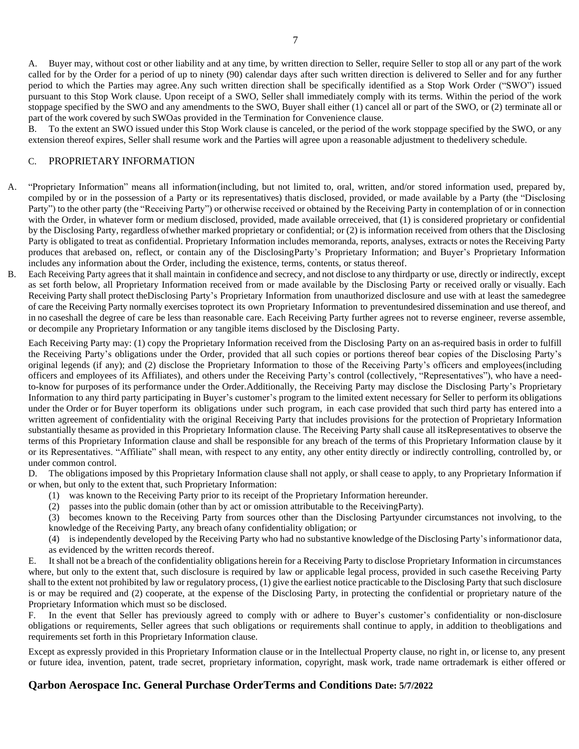A. Buyer may, without cost or other liability and at any time, by written direction to Seller, require Seller to stop all or any part of the work called for by the Order for a period of up to ninety (90) calendar days after such written direction is delivered to Seller and for any further period to which the Parties may agree. Any such written direction shall be specifically identified as a Stop Work Order ("SWO") issued pursuant to this Stop Work clause. Upon receipt of a SWO, Seller shall immediately comply with its terms. Within the period of the work stoppage specified by the SWO and any amendments to the SWO, Buyer shall either (1) cancel all or part of the SWO, or (2) terminate all or part of the work covered by such SWOas provided in the Termination for Convenience clause.

B. To the extent an SWO issued under this Stop Work clause is canceled, or the period of the work stoppage specified by the SWO, or any extension thereof expires, Seller shall resume work and the Parties will agree upon a reasonable adjustment to thedelivery schedule.

## C. PROPRIETARY INFORMATION

A. "Proprietary Information" means all information(including, but not limited to, oral, written, and/or stored information used, prepared by, compiled by or in the possession of a Party or its representatives) thatis disclosed, provided, or made available by a Party (the "Disclosing Party") to the other party (the "Receiving Party") or otherwise received or obtained by the Receiving Party in contemplation of or in connection with the Order, in whatever form or medium disclosed, provided, made available orreceived, that (1) is considered proprietary or confidential by the Disclosing Party, regardless ofwhether marked proprietary or confidential; or (2) is information received from others that the Disclosing Party is obligated to treat as confidential. Proprietary Information includes memoranda, reports, analyses, extracts or notes the Receiving Party produces that arebased on, reflect, or contain any of the DisclosingParty's Proprietary Information; and Buyer's Proprietary Information includes any information about the Order, including the existence, terms, contents, or status thereof.

B. Each Receiving Party agrees that it shall maintain in confidence and secrecy, and not disclose to any thirdparty or use, directly or indirectly, except as set forth below, all Proprietary Information received from or made available by the Disclosing Party or received orally or visually. Each Receiving Party shall protect theDisclosing Party's Proprietary Information from unauthorized disclosure and use with at least the samedegree of care the Receiving Party normally exercises toprotect its own Proprietary Information to preventundesired dissemination and use thereof, and in no caseshall the degree of care be less than reasonable care. Each Receiving Party further agrees not to reverse engineer, reverse assemble, or decompile any Proprietary Information or any tangible items disclosed by the Disclosing Party.

Each Receiving Party may: (1) copy the Proprietary Information received from the Disclosing Party on an as-required basis in order to fulfill the Receiving Party's obligations under the Order, provided that all such copies or portions thereof bear copies of the Disclosing Party's original legends (if any); and (2) disclose the Proprietary Information to those of the Receiving Party's officers and employees(including officers and employees of its Affiliates), and others under the Receiving Party's control (collectively, "Representatives"), who have a need-to-know for purposes of its performance under the Order.Additionally, the Receiving Party may disclose the Disclosing Party's Proprietary Information to any third party participating in Buyer's customer's program to the limited extent necessary for Seller to perform its obligations under the Order or for Buyer toperform its obligations under such program, in each case provided that such third party has entered into a written agreement of confidentiality with the original Receiving Party that includes provisions for the protection of Proprietary Information substantially thesame as provided in this Proprietary Information clause. The Receiving Party shall cause all itsRepresentatives to observe the terms of this Proprietary Information clause and shall be responsible for any breach of the terms of this Proprietary Information clause by it or its Representatives. "Affiliate" shall mean, with respect to any entity, any other entity directly or indirectly controlling, controlled by, or under common control.

D. The obligations imposed by this Proprietary Information clause shall not apply, or shall cease to apply, to any Proprietary Information if or when, but only to the extent that, such Proprietary Information:

(1) was known to the Receiving Party prior to its receipt of the Proprietary Information hereunder.

(2) passes into the public domain (other than by act or omission attributable to the ReceivingParty).

(3) becomes known to the Receiving Party from sources other than the Disclosing Partyunder circumstances not involving, to the knowledge of the Receiving Party, any breach ofany confidentiality obligation; or

(4) is independently developed by the Receiving Party who had no substantive knowledge of the Disclosing Party's informationor data, as evidenced by the written records thereof.

E. It shall not be a breach of the confidentiality obligations herein for a Receiving Party to disclose Proprietary Information in circumstances where, but only to the extent that, such disclosure is required by law or applicable legal process, provided in such casethe Receiving Party shall to the extent not prohibited by law or regulatory process, (1) give the earliest notice practicable to the Disclosing Party that such disclosure is or may be required and (2) cooperate, at the expense of the Disclosing Party, in protecting the confidential or proprietary nature of the Proprietary Information which must so be disclosed.

F. In the event that Seller has previously agreed to comply with or adhere to Buyer's customer's confidentiality or non-disclosure obligations or requirements, Seller agrees that such obligations or requirements shall continue to apply, in addition to theobligations and requirements set forth in this Proprietary Information clause.

Except as expressly provided in this Proprietary Information clause or in the Intellectual Property clause, no right in, or license to, any present or future idea, invention, patent, trade secret, proprietary information, copyright, mask work, trade name ortrademark is either offered or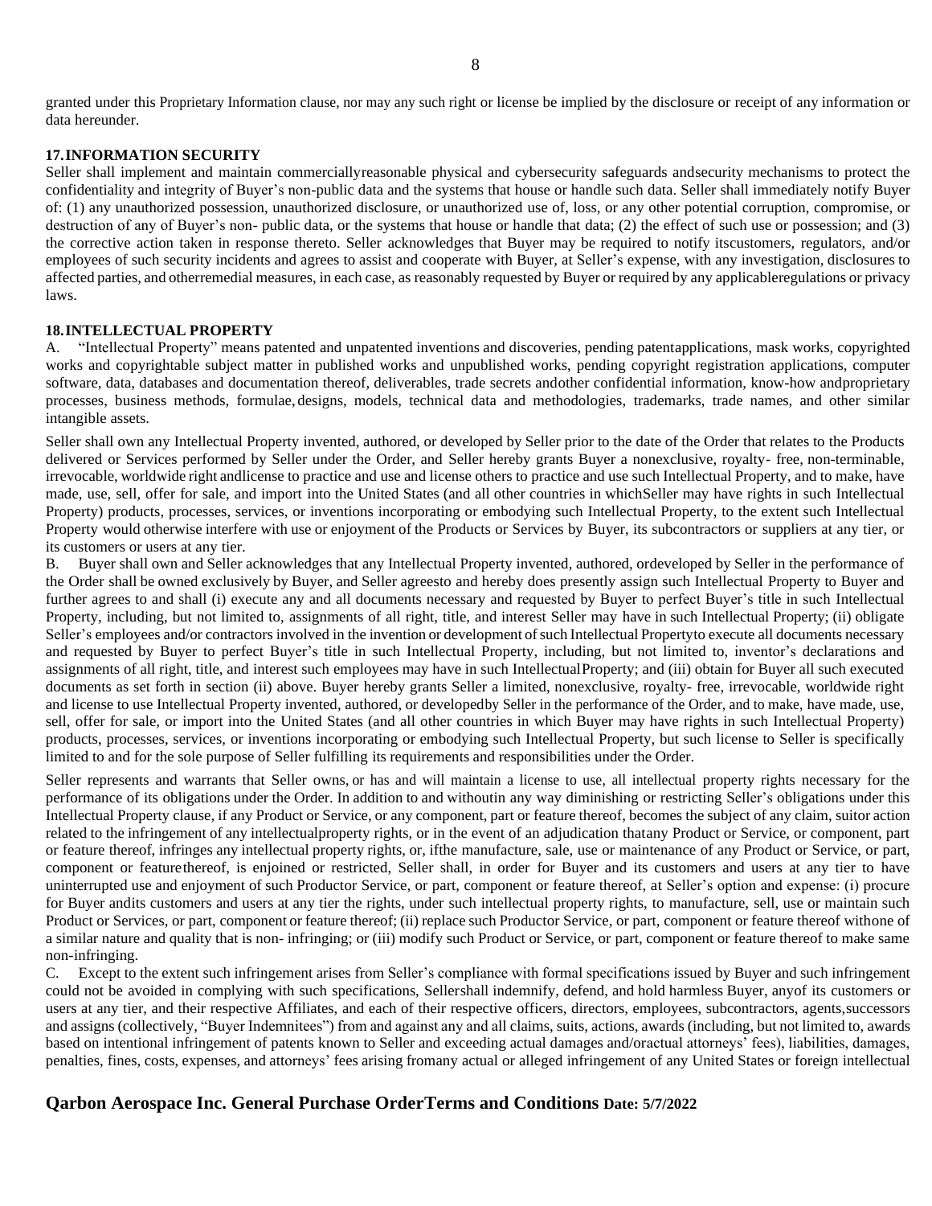granted under this Proprietary Information clause, nor may any such right or license be implied by the disclosure or receipt of any information or data hereunder.

### 17. INFORMATION SECURITY

Seller shall implement and maintain commercially reasonable physical and cybersecurity safeguards and security mechanisms to protect the confidentiality and integrity of Buyer's non-public data and the systems that house or handle such data. Seller shall immediately notify Buyer of: (1) any unauthorized possession, unauthorized disclosure, or unauthorized use of, loss, or any other potential corruption, compromise, or destruction of any of Buyer's non- public data, or the systems that house or handle that data; (2) the effect of such use or possession; and (3) the corrective action taken in response thereto. Seller acknowledges that Buyer may be required to notify its customers, regulators, and/or employees of such security incidents and agrees to assist and cooperate with Buyer, at Seller's expense, with any investigation, disclosures to affected parties, and other remedial measures, in each case, as reasonably requested by Buyer or required by any applicable regulations or privacy laws.

### 18. INTELLECTUAL PROPERTY

A. "Intellectual Property" means patented and unpatented inventions and discoveries, pending patent applications, mask works, copyrighted works and copyrightable subject matter in published works and unpublished works, pending copyright registration applications, computer software, data, databases and documentation thereof, deliverables, trade secrets and other confidential information, know-how and proprietary processes, business methods, formulae, designs, models, technical data and methodologies, trademarks, trade names, and other similar intangible assets.

Seller shall own any Intellectual Property invented, authored, or developed by Seller prior to the date of the Order that relates to the Products delivered or Services performed by Seller under the Order, and Seller hereby grants Buyer a nonexclusive, royalty- free, non-terminable, irrevocable, worldwide right and license to practice and use and license others to practice and use such Intellectual Property, and to make, have made, use, sell, offer for sale, and import into the United States (and all other countries in which Seller may have rights in such Intellectual Property) products, processes, services, or inventions incorporating or embodying such Intellectual Property, to the extent such Intellectual Property would otherwise interfere with use or enjoyment of the Products or Services by Buyer, its subcontractors or suppliers at any tier, or its customers or users at any tier.

B. Buyer shall own and Seller acknowledges that any Intellectual Property invented, authored, or developed by Seller in the performance of the Order shall be owned exclusively by Buyer, and Seller agrees to and hereby does presently assign such Intellectual Property to Buyer and further agrees to and shall (i) execute any and all documents necessary and requested by Buyer to perfect Buyer's title in such Intellectual Property, including, but not limited to, assignments of all right, title, and interest Seller may have in such Intellectual Property; (ii) obligate Seller's employees and/or contractors involved in the invention or development of such Intellectual Property to execute all documents necessary and requested by Buyer to perfect Buyer's title in such Intellectual Property, including, but not limited to, inventor's declarations and assignments of all right, title, and interest such employees may have in such Intellectual Property; and (iii) obtain for Buyer all such executed documents as set forth in section (ii) above. Buyer hereby grants Seller a limited, nonexclusive, royalty- free, irrevocable, worldwide right and license to use Intellectual Property invented, authored, or developed by Seller in the performance of the Order, and to make, have made, use, sell, offer for sale, or import into the United States (and all other countries in which Buyer may have rights in such Intellectual Property) products, processes, services, or inventions incorporating or embodying such Intellectual Property, but such license to Seller is specifically limited to and for the sole purpose of Seller fulfilling its requirements and responsibilities under the Order.

Seller represents and warrants that Seller owns, or has and will maintain a license to use, all intellectual property rights necessary for the performance of its obligations under the Order. In addition to and without in any way diminishing or restricting Seller's obligations under this Intellectual Property clause, if any Product or Service, or any component, part or feature thereof, becomes the subject of any claim, suit or action related to the infringement of any intellectual property rights, or in the event of an adjudication that any Product or Service, or component, part or feature thereof, infringes any intellectual property rights, or, if the manufacture, sale, use or maintenance of any Product or Service, or part, component or feature thereof, is enjoined or restricted, Seller shall, in order for Buyer and its customers and users at any tier to have uninterrupted use and enjoyment of such Product or Service, or part, component or feature thereof, at Seller's option and expense: (i) procure for Buyer and its customers and users at any tier the rights, under such intellectual property rights, to manufacture, sell, use or maintain such Product or Services, or part, component or feature thereof; (ii) replace such Product or Service, or part, component or feature thereof with one of a similar nature and quality that is non- infringing; or (iii) modify such Product or Service, or part, component or feature thereof to make same non-infringing.

C. Except to the extent such infringement arises from Seller's compliance with formal specifications issued by Buyer and such infringement could not be avoided in complying with such specifications, Seller shall indemnify, defend, and hold harmless Buyer, any of its customers or users at any tier, and their respective Affiliates, and each of their respective officers, directors, employees, subcontractors, agents, successors and assigns (collectively, "Buyer Indemnitees") from and against any and all claims, suits, actions, awards (including, but not limited to, awards based on intentional infringement of patents known to Seller and exceeding actual damages and/or actual attorneys' fees), liabilities, damages, penalties, fines, costs, expenses, and attorneys' fees arising from any actual or alleged infringement of any United States or foreign intellectual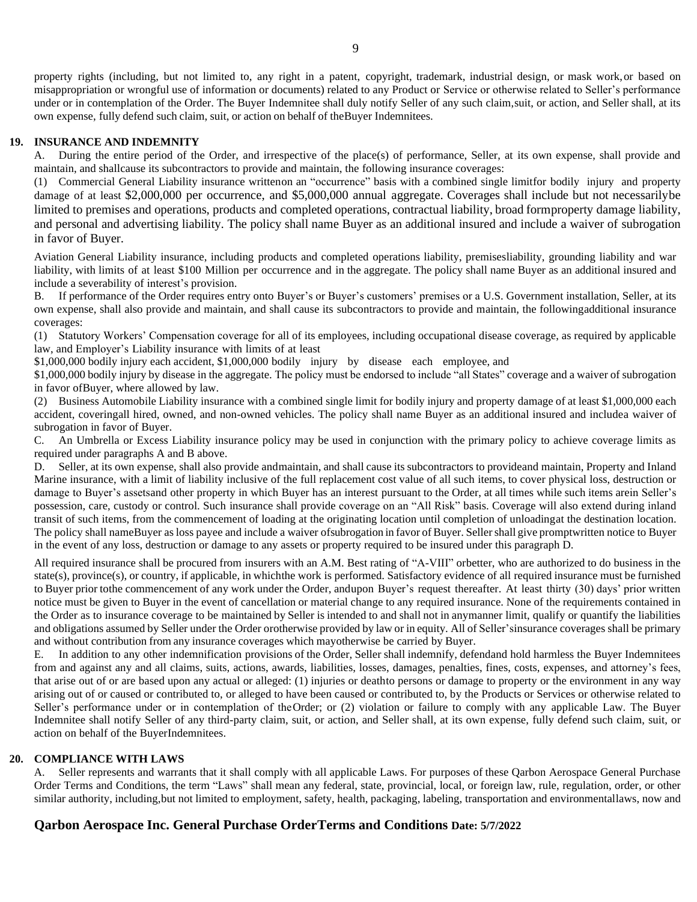property rights (including, but not limited to, any right in a patent, copyright, trademark, industrial design, or mask work, or based on misappropriation or wrongful use of information or documents) related to any Product or Service or otherwise related to Seller's performance under or in contemplation of the Order. The Buyer Indemnitee shall duly notify Seller of any such claim, suit, or action, and Seller shall, at its own expense, fully defend such claim, suit, or action on behalf of the Buyer Indemnitees.

**19. INSURANCE AND INDEMNITY**

A. During the entire period of the Order, and irrespective of the place(s) of performance, Seller, at its own expense, shall provide and maintain, and shall cause its subcontractors to provide and maintain, the following insurance coverages:

(1) Commercial General Liability insurance written on an "occurrence" basis with a combined single limit for bodily injury and property damage of at least $2,000,000 per occurrence, and $5,000,000 annual aggregate. Coverages shall include but not necessarily be limited to premises and operations, products and completed operations, contractual liability, broad form property damage liability, and personal and advertising liability. The policy shall name Buyer as an additional insured and include a waiver of subrogation in favor of Buyer.

Aviation General Liability insurance, including products and completed operations liability, premises liability, grounding liability and war liability, with limits of at least $100 Million per occurrence and in the aggregate. The policy shall name Buyer as an additional insured and include a severability of interest's provision.

B. If performance of the Order requires entry onto Buyer's or Buyer's customers' premises or a U.S. Government installation, Seller, at its own expense, shall also provide and maintain, and shall cause its subcontractors to provide and maintain, the following additional insurance coverages:

(1) Statutory Workers' Compensation coverage for all of its employees, including occupational disease coverage, as required by applicable law, and Employer's Liability insurance with limits of at least
$1,000,000 bodily injury each accident, $1,000,000 bodily injury by disease each employee, and
$1,000,000 bodily injury by disease in the aggregate. The policy must be endorsed to include "all States" coverage and a waiver of subrogation in favor of Buyer, where allowed by law.

(2) Business Automobile Liability insurance with a combined single limit for bodily injury and property damage of at least $1,000,000 each accident, covering all hired, owned, and non-owned vehicles. The policy shall name Buyer as an additional insured and include a waiver of subrogation in favor of Buyer.

C. An Umbrella or Excess Liability insurance policy may be used in conjunction with the primary policy to achieve coverage limits as required under paragraphs A and B above.

D. Seller, at its own expense, shall also provide and maintain, and shall cause its subcontractors to provide and maintain, Property and Inland Marine insurance, with a limit of liability inclusive of the full replacement cost value of all such items, to cover physical loss, destruction or damage to Buyer's assets and other property in which Buyer has an interest pursuant to the Order, at all times while such items are in Seller's possession, care, custody or control. Such insurance shall provide coverage on an "All Risk" basis. Coverage will also extend during inland transit of such items, from the commencement of loading at the originating location until completion of unloading at the destination location. The policy shall name Buyer as loss payee and include a waiver of subrogation in favor of Buyer. Seller shall give prompt written notice to Buyer in the event of any loss, destruction or damage to any assets or property required to be insured under this paragraph D.

All required insurance shall be procured from insurers with an A.M. Best rating of "A-VIII" or better, who are authorized to do business in the state(s), province(s), or country, if applicable, in which the work is performed. Satisfactory evidence of all required insurance must be furnished to Buyer prior to the commencement of any work under the Order, and upon Buyer's request thereafter. At least thirty (30) days' prior written notice must be given to Buyer in the event of cancellation or material change to any required insurance. None of the requirements contained in the Order as to insurance coverage to be maintained by Seller is intended to and shall not in any manner limit, qualify or quantify the liabilities and obligations assumed by Seller under the Order or otherwise provided by law or in equity. All of Seller's insurance coverages shall be primary and without contribution from any insurance coverages which may otherwise be carried by Buyer.

E. In addition to any other indemnification provisions of the Order, Seller shall indemnify, defend and hold harmless the Buyer Indemnitees from and against any and all claims, suits, actions, awards, liabilities, losses, damages, penalties, fines, costs, expenses, and attorney's fees, that arise out of or are based upon any actual or alleged: (1) injuries or death to persons or damage to property or the environment in any way arising out of or caused or contributed to, or alleged to have been caused or contributed to, by the Products or Services or otherwise related to Seller's performance under or in contemplation of the Order; or (2) violation or failure to comply with any applicable Law. The Buyer Indemnitee shall notify Seller of any third-party claim, suit, or action, and Seller shall, at its own expense, fully defend such claim, suit, or action on behalf of the Buyer Indemnitees.

**20. COMPLIANCE WITH LAWS**

A. Seller represents and warrants that it shall comply with all applicable Laws. For purposes of these Qarbon Aerospace General Purchase Order Terms and Conditions, the term "Laws" shall mean any federal, state, provincial, local, or foreign law, rule, regulation, order, or other similar authority, including, but not limited to employment, safety, health, packaging, labeling, transportation and environmental laws, now and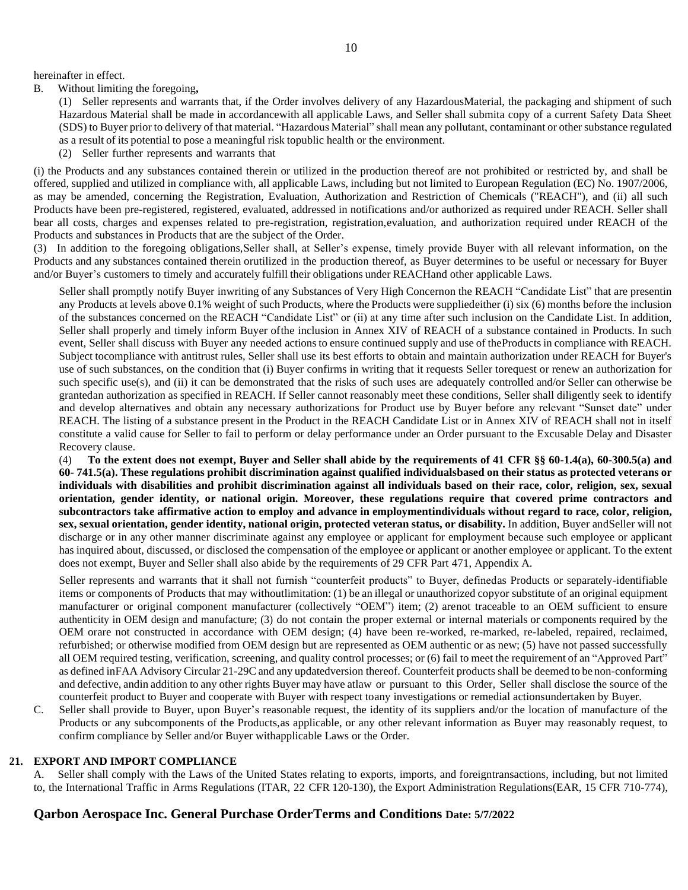hereinafter in effect.

B. Without limiting the foregoing**,**

(1) Seller represents and warrants that, if the Order involves delivery of any HazardousMaterial, the packaging and shipment of such Hazardous Material shall be made in accordancewith all applicable Laws, and Seller shall submita copy of a current Safety Data Sheet (SDS) to Buyer prior to delivery of that material. “Hazardous Material” shall mean any pollutant, contaminant or other substance regulated as a result of its potential to pose a meaningful risk topublic health or the environment.

(2) Seller further represents and warrants that

(i) the Products and any substances contained therein or utilized in the production thereof are not prohibited or restricted by, and shall be offered, supplied and utilized in compliance with, all applicable Laws, including but not limited to European Regulation (EC) No. 1907/2006, as may be amended, concerning the Registration, Evaluation, Authorization and Restriction of Chemicals ("REACH"), and (ii) all such Products have been pre-registered, registered, evaluated, addressed in notifications and/or authorized as required under REACH. Seller shall bear all costs, charges and expenses related to pre-registration, registration,evaluation, and authorization required under REACH of the Products and substances in Products that are the subject of the Order.

(3) In addition to the foregoing obligations,Seller shall, at Seller’s expense, timely provide Buyer with all relevant information, on the Products and any substances contained therein orutilized in the production thereof, as Buyer determines to be useful or necessary for Buyer and/or Buyer’s customers to timely and accurately fulfill their obligations under REACHand other applicable Laws.

Seller shall promptly notify Buyer inwriting of any Substances of Very High Concernon the REACH “Candidate List” that are presentin any Products at levels above 0.1% weight of such Products, where the Products were suppliedeither (i) six (6) months before the inclusion of the substances concerned on the REACH “Candidate List” or (ii) at any time after such inclusion on the Candidate List. In addition, Seller shall properly and timely inform Buyer ofthe inclusion in Annex XIV of REACH of a substance contained in Products. In such event, Seller shall discuss with Buyer any needed actions to ensure continued supply and use of theProducts in compliance with REACH. Subject tocompliance with antitrust rules, Seller shall use its best efforts to obtain and maintain authorization under REACH for Buyer's use of such substances, on the condition that (i) Buyer confirms in writing that it requests Seller torequest or renew an authorization for such specific use(s), and (ii) it can be demonstrated that the risks of such uses are adequately controlled and/or Seller can otherwise be grantedan authorization as specified in REACH. If Seller cannot reasonably meet these conditions, Seller shall diligently seek to identify and develop alternatives and obtain any necessary authorizations for Product use by Buyer before any relevant “Sunset date” under REACH. The listing of a substance present in the Product in the REACH Candidate List or in Annex XIV of REACH shall not in itself constitute a valid cause for Seller to fail to perform or delay performance under an Order pursuant to the Excusable Delay and Disaster Recovery clause.

(4) **To the extent does not exempt, Buyer and Seller shall abide by the requirements of 41 CFR §§ 60-1.4(a), 60-300.5(a) and 60- 741.5(a). These regulations prohibit discrimination against qualified individualsbased on their status as protected veterans or individuals with disabilities and prohibit discrimination against all individuals based on their race, color, religion, sex, sexual orientation, gender identity, or national origin. Moreover, these regulations require that covered prime contractors and subcontractors take affirmative action to employ and advance in employmentindividuals without regard to race, color, religion, sex, sexual orientation, gender identity, national origin, protected veteran status, or disability.** In addition, Buyer andSeller will not discharge or in any other manner discriminate against any employee or applicant for employment because such employee or applicant has inquired about, discussed, or disclosed the compensation of the employee or applicant or another employee or applicant. To the extent does not exempt, Buyer and Seller shall also abide by the requirements of 29 CFR Part 471, Appendix A.

Seller represents and warrants that it shall not furnish “counterfeit products” to Buyer, definedas Products or separately-identifiable items or components of Products that may withoutlimitation: (1) be an illegal or unauthorized copyor substitute of an original equipment manufacturer or original component manufacturer (collectively “OEM”) item; (2) arenot traceable to an OEM sufficient to ensure authenticity in OEM design and manufacture; (3) do not contain the proper external or internal materials or components required by the OEM orare not constructed in accordance with OEM design; (4) have been re-worked, re-marked, re-labeled, repaired, reclaimed, refurbished; or otherwise modified from OEM design but are represented as OEM authentic or as new; (5) have not passed successfully all OEM required testing, verification, screening, and quality control processes; or (6) fail to meet the requirement of an “Approved Part” as defined inFAA Advisory Circular 21-29C and any updatedversion thereof. Counterfeit products shall be deemed to be non-conforming and defective, andin addition to any other rights Buyer may have atlaw or pursuant to this Order, Seller shall disclose the source of the counterfeit product to Buyer and cooperate with Buyer with respect toany investigations or remedial actionsundertaken by Buyer.

C. Seller shall provide to Buyer, upon Buyer’s reasonable request, the identity of its suppliers and/or the location of manufacture of the Products or any subcomponents of the Products,as applicable, or any other relevant information as Buyer may reasonably request, to confirm compliance by Seller and/or Buyer withapplicable Laws or the Order.

## 21. EXPORT AND IMPORT COMPLIANCE

A. Seller shall comply with the Laws of the United States relating to exports, imports, and foreigntransactions, including, but not limited to, the International Traffic in Arms Regulations (ITAR, 22 CFR 120-130), the Export Administration Regulations(EAR, 15 CFR 710-774),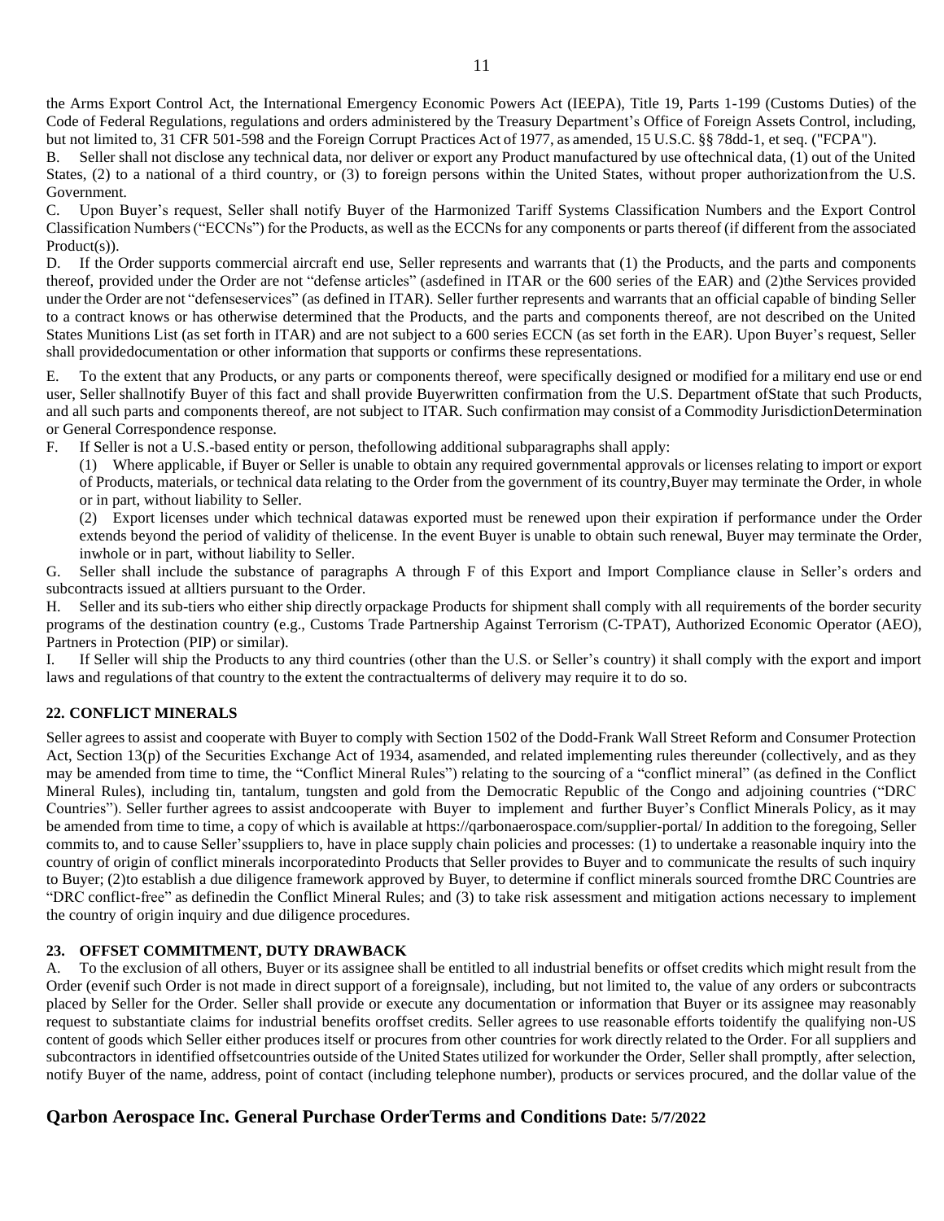the Arms Export Control Act, the International Emergency Economic Powers Act (IEEPA), Title 19, Parts 1-199 (Customs Duties) of the Code of Federal Regulations, regulations and orders administered by the Treasury Department's Office of Foreign Assets Control, including, but not limited to, 31 CFR 501-598 and the Foreign Corrupt Practices Act of 1977, as amended, 15 U.S.C. §§ 78dd-1, et seq. ("FCPA").

B. Seller shall not disclose any technical data, nor deliver or export any Product manufactured by use oftechnical data, (1) out of the United States, (2) to a national of a third country, or (3) to foreign persons within the United States, without proper authorizationfrom the U.S. Government.

C. Upon Buyer's request, Seller shall notify Buyer of the Harmonized Tariff Systems Classification Numbers and the Export Control Classification Numbers ("ECCNs") for the Products, as well as the ECCNs for any components or parts thereof (if different from the associated Product(s)).

D. If the Order supports commercial aircraft end use, Seller represents and warrants that (1) the Products, and the parts and components thereof, provided under the Order are not "defense articles" (asdefined in ITAR or the 600 series of the EAR) and (2)the Services provided under the Order are not "defenseservices" (as defined in ITAR). Seller further represents and warrants that an official capable of binding Seller to a contract knows or has otherwise determined that the Products, and the parts and components thereof, are not described on the United States Munitions List (as set forth in ITAR) and are not subject to a 600 series ECCN (as set forth in the EAR). Upon Buyer's request, Seller shall providedocumentation or other information that supports or confirms these representations.

E. To the extent that any Products, or any parts or components thereof, were specifically designed or modified for a military end use or end user, Seller shallnotify Buyer of this fact and shall provide Buyerwritten confirmation from the U.S. Department ofState that such Products, and all such parts and components thereof, are not subject to ITAR. Such confirmation may consist of a Commodity JurisdictionDetermination or General Correspondence response.

F. If Seller is not a U.S.-based entity or person, thefollowing additional subparagraphs shall apply:

(1) Where applicable, if Buyer or Seller is unable to obtain any required governmental approvals or licenses relating to import or export of Products, materials, or technical data relating to the Order from the government of its country,Buyer may terminate the Order, in whole or in part, without liability to Seller.

(2) Export licenses under which technical datawas exported must be renewed upon their expiration if performance under the Order extends beyond the period of validity of thelicense. In the event Buyer is unable to obtain such renewal, Buyer may terminate the Order, inwhole or in part, without liability to Seller.

G. Seller shall include the substance of paragraphs A through F of this Export and Import Compliance clause in Seller's orders and subcontracts issued at alltiers pursuant to the Order.

H. Seller and its sub-tiers who either ship directly orpackage Products for shipment shall comply with all requirements of the border security programs of the destination country (e.g., Customs Trade Partnership Against Terrorism (C-TPAT), Authorized Economic Operator (AEO), Partners in Protection (PIP) or similar).

I. If Seller will ship the Products to any third countries (other than the U.S. or Seller's country) it shall comply with the export and import laws and regulations of that country to the extent the contractualterms of delivery may require it to do so.

### 22. CONFLICT MINERALS

Seller agrees to assist and cooperate with Buyer to comply with Section 1502 of the Dodd-Frank Wall Street Reform and Consumer Protection Act, Section 13(p) of the Securities Exchange Act of 1934, asamended, and related implementing rules thereunder (collectively, and as they may be amended from time to time, the "Conflict Mineral Rules") relating to the sourcing of a "conflict mineral" (as defined in the Conflict Mineral Rules), including tin, tantalum, tungsten and gold from the Democratic Republic of the Congo and adjoining countries ("DRC Countries"). Seller further agrees to assist andcooperate with Buyer to implement and further Buyer's Conflict Minerals Policy, as it may be amended from time to time, a copy of which is available at https://qarbonaerospace.com/supplier-portal/ In addition to the foregoing, Seller commits to, and to cause Seller'ssuppliers to, have in place supply chain policies and processes: (1) to undertake a reasonable inquiry into the country of origin of conflict minerals incorporatedinto Products that Seller provides to Buyer and to communicate the results of such inquiry to Buyer; (2)to establish a due diligence framework approved by Buyer, to determine if conflict minerals sourced fromthe DRC Countries are "DRC conflict-free" as definedin the Conflict Mineral Rules; and (3) to take risk assessment and mitigation actions necessary to implement the country of origin inquiry and due diligence procedures.

### 23. OFFSET COMMITMENT, DUTY DRAWBACK

A. To the exclusion of all others, Buyer or its assignee shall be entitled to all industrial benefits or offset credits which might result from the Order (evenif such Order is not made in direct support of a foreignsale), including, but not limited to, the value of any orders or subcontracts placed by Seller for the Order. Seller shall provide or execute any documentation or information that Buyer or its assignee may reasonably request to substantiate claims for industrial benefits oroffset credits. Seller agrees to use reasonable efforts toidentify the qualifying non-US content of goods which Seller either produces itself or procures from other countries for work directly related to the Order. For all suppliers and subcontractors in identified offsetcountries outside of the United States utilized for workunder the Order, Seller shall promptly, after selection, notify Buyer of the name, address, point of contact (including telephone number), products or services procured, and the dollar value of the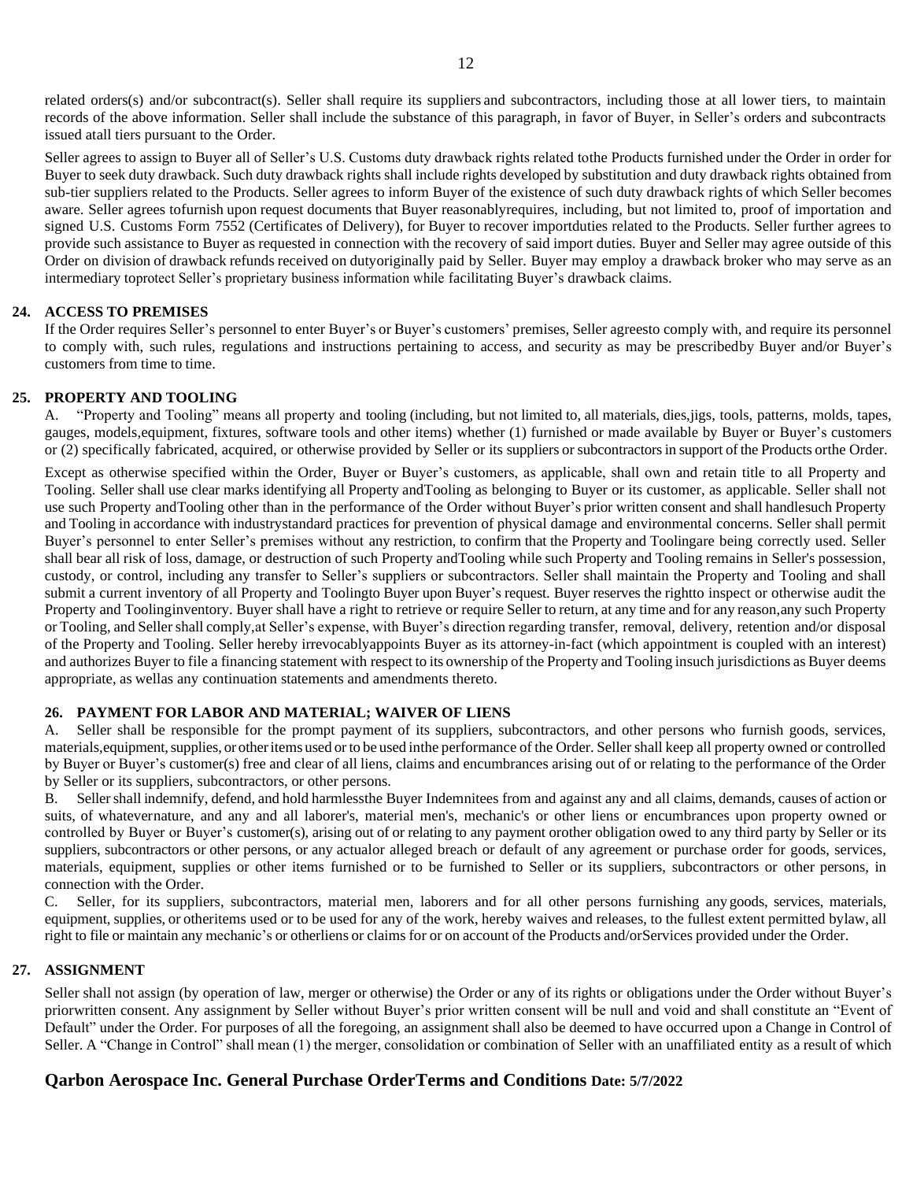related orders(s) and/or subcontract(s). Seller shall require its suppliers and subcontractors, including those at all lower tiers, to maintain records of the above information. Seller shall include the substance of this paragraph, in favor of Buyer, in Seller's orders and subcontracts issued atall tiers pursuant to the Order.

Seller agrees to assign to Buyer all of Seller's U.S. Customs duty drawback rights related tothe Products furnished under the Order in order for Buyer to seek duty drawback. Such duty drawback rights shall include rights developed by substitution and duty drawback rights obtained from sub-tier suppliers related to the Products. Seller agrees to inform Buyer of the existence of such duty drawback rights of which Seller becomes aware. Seller agrees tofurnish upon request documents that Buyer reasonablyrequires, including, but not limited to, proof of importation and signed U.S. Customs Form 7552 (Certificates of Delivery), for Buyer to recover importduties related to the Products. Seller further agrees to provide such assistance to Buyer as requested in connection with the recovery of said import duties. Buyer and Seller may agree outside of this Order on division of drawback refunds received on dutyoriginally paid by Seller. Buyer may employ a drawback broker who may serve as an intermediary toprotect Seller's proprietary business information while facilitating Buyer's drawback claims.

## 24. ACCESS TO PREMISES

If the Order requires Seller's personnel to enter Buyer's or Buyer's customers' premises, Seller agreesto comply with, and require its personnel to comply with, such rules, regulations and instructions pertaining to access, and security as may be prescribedby Buyer and/or Buyer's customers from time to time.

## 25. PROPERTY AND TOOLING

A. "Property and Tooling" means all property and tooling (including, but not limited to, all materials, dies,jigs, tools, patterns, molds, tapes, gauges, models,equipment, fixtures, software tools and other items) whether (1) furnished or made available by Buyer or Buyer's customers or (2) specifically fabricated, acquired, or otherwise provided by Seller or its suppliers or subcontractors in support of the Products orthe Order.

Except as otherwise specified within the Order, Buyer or Buyer's customers, as applicable, shall own and retain title to all Property and Tooling. Seller shall use clear marks identifying all Property andTooling as belonging to Buyer or its customer, as applicable. Seller shall not use such Property andTooling other than in the performance of the Order without Buyer's prior written consent and shall handlesuch Property and Tooling in accordance with industrystandard practices for prevention of physical damage and environmental concerns. Seller shall permit Buyer's personnel to enter Seller's premises without any restriction, to confirm that the Property and Toolingare being correctly used. Seller shall bear all risk of loss, damage, or destruction of such Property andTooling while such Property and Tooling remains in Seller's possession, custody, or control, including any transfer to Seller's suppliers or subcontractors. Seller shall maintain the Property and Tooling and shall submit a current inventory of all Property and Toolingto Buyer upon Buyer's request. Buyer reserves the rightto inspect or otherwise audit the Property and Toolinginventory. Buyer shall have a right to retrieve or require Seller to return, at any time and for any reason,any such Property or Tooling, and Seller shall comply,at Seller's expense, with Buyer's direction regarding transfer, removal, delivery, retention and/or disposal of the Property and Tooling. Seller hereby irrevocablyappoints Buyer as its attorney-in-fact (which appointment is coupled with an interest) and authorizes Buyer to file a financing statement with respect to its ownership of the Property and Tooling insuch jurisdictions as Buyer deems appropriate, as wellas any continuation statements and amendments thereto.

## 26. PAYMENT FOR LABOR AND MATERIAL; WAIVER OF LIENS

A. Seller shall be responsible for the prompt payment of its suppliers, subcontractors, and other persons who furnish goods, services, materials,equipment,supplies, or otheritems used or to be used inthe performance of the Order. Seller shall keep all property owned or controlled by Buyer or Buyer's customer(s) free and clear of all liens, claims and encumbrances arising out of or relating to the performance of the Order by Seller or its suppliers, subcontractors, or other persons.

B. Seller shall indemnify, defend, and hold harmlessthe Buyer Indemnitees from and against any and all claims, demands, causes of action or suits, of whatevernature, and any and all laborer's, material men's, mechanic's or other liens or encumbrances upon property owned or controlled by Buyer or Buyer's customer(s), arising out of or relating to any payment orother obligation owed to any third party by Seller or its suppliers, subcontractors or other persons, or any actualor alleged breach or default of any agreement or purchase order for goods, services, materials, equipment, supplies or other items furnished or to be furnished to Seller or its suppliers, subcontractors or other persons, in connection with the Order.

C. Seller, for its suppliers, subcontractors, material men, laborers and for all other persons furnishing any goods, services, materials, equipment, supplies, or otheritems used or to be used for any of the work, hereby waives and releases, to the fullest extent permitted bylaw, all right to file or maintain any mechanic's or otherliens or claims for or on account of the Products and/orServices provided under the Order.

## 27. ASSIGNMENT

Seller shall not assign (by operation of law, merger or otherwise) the Order or any of its rights or obligations under the Order without Buyer's priorwritten consent. Any assignment by Seller without Buyer's prior written consent will be null and void and shall constitute an "Event of Default" under the Order. For purposes of all the foregoing, an assignment shall also be deemed to have occurred upon a Change in Control of Seller. A "Change in Control" shall mean (1) the merger, consolidation or combination of Seller with an unaffiliated entity as a result of which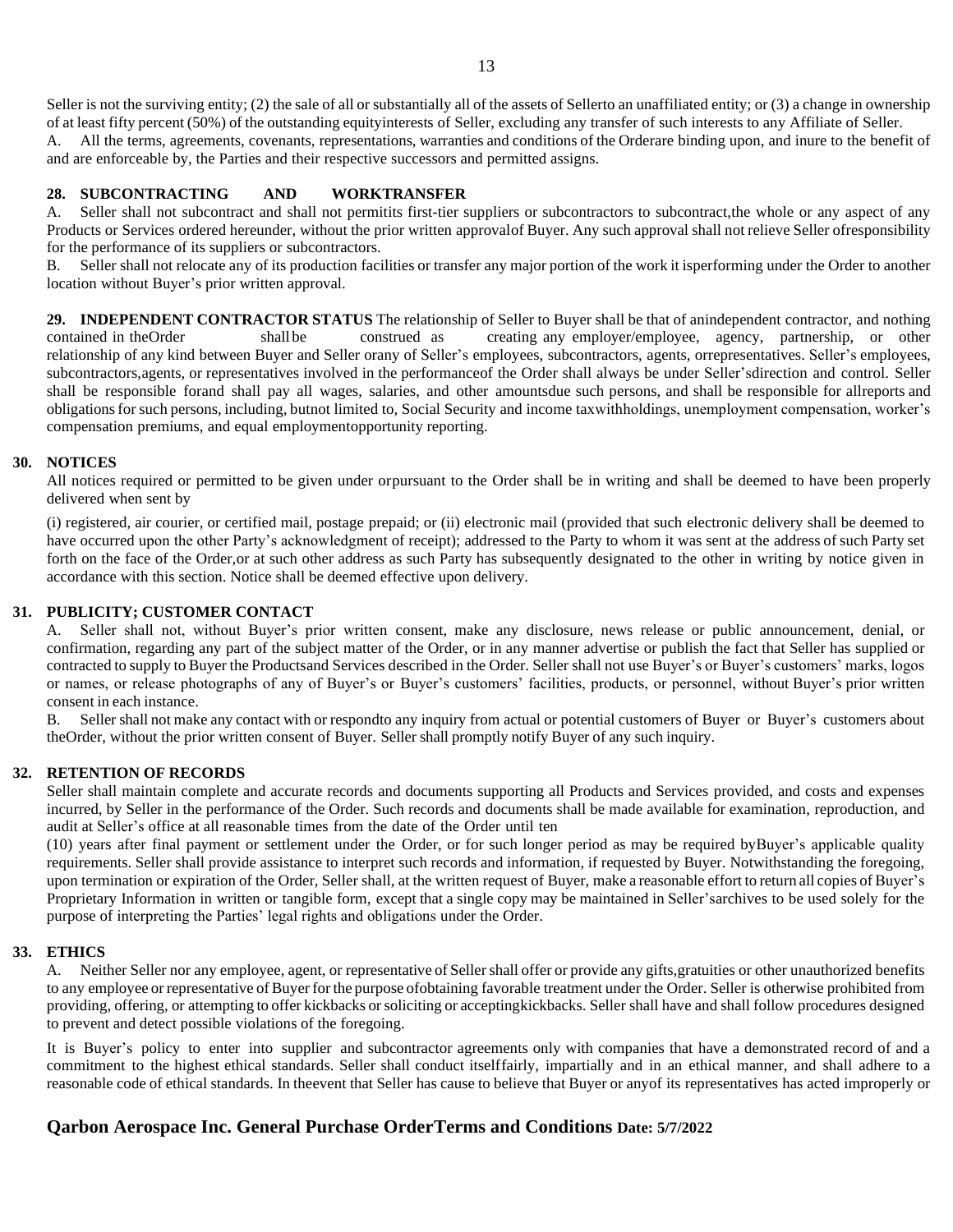Seller is not the surviving entity; (2) the sale of all or substantially all of the assets of Sellerto an unaffiliated entity; or (3) a change in ownership of at least fifty percent (50%) of the outstanding equityinterests of Seller, excluding any transfer of such interests to any Affiliate of Seller.

A. All the terms, agreements, covenants, representations, warranties and conditions of the Orderare binding upon, and inure to the benefit of and are enforceable by, the Parties and their respective successors and permitted assigns.

## 28. SUBCONTRACTING AND WORKTRANSFER

A. Seller shall not subcontract and shall not permitits first-tier suppliers or subcontractors to subcontract,the whole or any aspect of any Products or Services ordered hereunder, without the prior written approvalof Buyer. Any such approval shall not relieve Seller ofresponsibility for the performance of its suppliers or subcontractors.

B. Seller shall not relocate any of its production facilities or transfer any major portion of the work it isperforming under the Order to another location without Buyer's prior written approval.

**29. INDEPENDENT CONTRACTOR STATUS** The relationship of Seller to Buyer shall be that of anindependent contractor, and nothing contained in theOrder shall be construed as creating any employer/employee, agency, partnership, or other relationship of any kind between Buyer and Seller orany of Seller's employees, subcontractors, agents, orrepresentatives. Seller's employees, subcontractors,agents, or representatives involved in the performanceof the Order shall always be under Seller'sdirection and control. Seller shall be responsible forand shall pay all wages, salaries, and other amountsdue such persons, and shall be responsible for allreports and obligations for such persons, including, butnot limited to, Social Security and income taxwithholdings, unemployment compensation, worker's compensation premiums, and equal employmentopportunity reporting.

## 30. NOTICES

All notices required or permitted to be given under orpursuant to the Order shall be in writing and shall be deemed to have been properly delivered when sent by

(i) registered, air courier, or certified mail, postage prepaid; or (ii) electronic mail (provided that such electronic delivery shall be deemed to have occurred upon the other Party's acknowledgment of receipt); addressed to the Party to whom it was sent at the address of such Party set forth on the face of the Order,or at such other address as such Party has subsequently designated to the other in writing by notice given in accordance with this section. Notice shall be deemed effective upon delivery.

## 31. PUBLICITY; CUSTOMER CONTACT

A. Seller shall not, without Buyer's prior written consent, make any disclosure, news release or public announcement, denial, or confirmation, regarding any part of the subject matter of the Order, or in any manner advertise or publish the fact that Seller has supplied or contracted to supply to Buyer the Productsand Services described in the Order. Seller shall not use Buyer's or Buyer's customers' marks, logos or names, or release photographs of any of Buyer's or Buyer's customers' facilities, products, or personnel, without Buyer's prior written consent in each instance.

B. Seller shall not make any contact with or respondto any inquiry from actual or potential customers of Buyer or Buyer's customers about theOrder, without the prior written consent of Buyer. Seller shall promptly notify Buyer of any such inquiry.

## 32. RETENTION OF RECORDS

Seller shall maintain complete and accurate records and documents supporting all Products and Services provided, and costs and expenses incurred, by Seller in the performance of the Order. Such records and documents shall be made available for examination, reproduction, and audit at Seller's office at all reasonable times from the date of the Order until ten

(10) years after final payment or settlement under the Order, or for such longer period as may be required byBuyer's applicable quality requirements. Seller shall provide assistance to interpret such records and information, if requested by Buyer. Notwithstanding the foregoing, upon termination or expiration of the Order, Seller shall, at the written request of Buyer, make a reasonable effort to return all copies of Buyer's Proprietary Information in written or tangible form, except that a single copy may be maintained in Seller'sarchives to be used solely for the purpose of interpreting the Parties' legal rights and obligations under the Order.

## 33. ETHICS

A. Neither Seller nor any employee, agent, or representative of Seller shall offer or provide any gifts,gratuities or other unauthorized benefits to any employee or representative of Buyer for the purpose ofobtaining favorable treatment under the Order. Seller is otherwise prohibited from providing, offering, or attempting to offer kickbacks or soliciting or acceptingkickbacks. Seller shall have and shall follow procedures designed to prevent and detect possible violations of the foregoing.

It is Buyer's policy to enter into supplier and subcontractor agreements only with companies that have a demonstrated record of and a commitment to the highest ethical standards. Seller shall conduct itselffairly, impartially and in an ethical manner, and shall adhere to a reasonable code of ethical standards. In theevent that Seller has cause to believe that Buyer or anyof its representatives has acted improperly or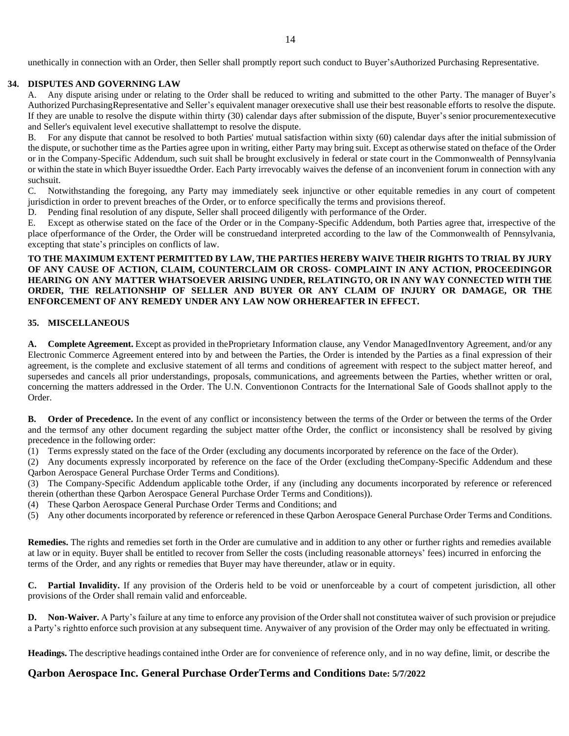unethically in connection with an Order, then Seller shall promptly report such conduct to Buyer'sAuthorized Purchasing Representative.

## 34. DISPUTES AND GOVERNING LAW

A. Any dispute arising under or relating to the Order shall be reduced to writing and submitted to the other Party. The manager of Buyer's Authorized PurchasingRepresentative and Seller's equivalent manager orexecutive shall use their best reasonable efforts to resolve the dispute. If they are unable to resolve the dispute within thirty (30) calendar days after submission of the dispute, Buyer's senior procurementexecutive and Seller's equivalent level executive shallattempt to resolve the dispute.

B. For any dispute that cannot be resolved to both Parties' mutual satisfaction within sixty (60) calendar days after the initial submission of the dispute, or suchother time as the Parties agree upon in writing, either Party may bring suit. Except as otherwise stated on theface of the Order or in the Company-Specific Addendum, such suit shall be brought exclusively in federal or state court in the Commonwealth of Pennsylvania or within the state in which Buyer issuedthe Order. Each Party irrevocably waives the defense of an inconvenient forum in connection with any suchsuit.

C. Notwithstanding the foregoing, any Party may immediately seek injunctive or other equitable remedies in any court of competent jurisdiction in order to prevent breaches of the Order, or to enforce specifically the terms and provisions thereof.

D. Pending final resolution of any dispute, Seller shall proceed diligently with performance of the Order.

E. Except as otherwise stated on the face of the Order or in the Company-Specific Addendum, both Parties agree that, irrespective of the place ofperformance of the Order, the Order will be construedand interpreted according to the law of the Commonwealth of Pennsylvania, excepting that state's principles on conflicts of law.

**TO THE MAXIMUM EXTENT PERMITTED BY LAW, THE PARTIES HEREBY WAIVE THEIR RIGHTS TO TRIAL BY JURY OF ANY CAUSE OF ACTION, CLAIM, COUNTERCLAIM OR CROSS- COMPLAINT IN ANY ACTION, PROCEEDINGOR HEARING ON ANY MATTER WHATSOEVER ARISING UNDER, RELATINGTO, OR IN ANY WAY CONNECTED WITH THE ORDER, THE RELATIONSHIP OF SELLER AND BUYER OR ANY CLAIM OF INJURY OR DAMAGE, OR THE ENFORCEMENT OF ANY REMEDY UNDER ANY LAW NOW ORHEREAFTER IN EFFECT.**

## 35. MISCELLANEOUS

**A. Complete Agreement.** Except as provided in theProprietary Information clause, any Vendor ManagedInventory Agreement, and/or any Electronic Commerce Agreement entered into by and between the Parties, the Order is intended by the Parties as a final expression of their agreement, is the complete and exclusive statement of all terms and conditions of agreement with respect to the subject matter hereof, and supersedes and cancels all prior understandings, proposals, communications, and agreements between the Parties, whether written or oral, concerning the matters addressed in the Order. The U.N. Conventionon Contracts for the International Sale of Goods shallnot apply to the Order.

**B. Order of Precedence.** In the event of any conflict or inconsistency between the terms of the Order or between the terms of the Order and the termsof any other document regarding the subject matter ofthe Order, the conflict or inconsistency shall be resolved by giving precedence in the following order:

(1) Terms expressly stated on the face of the Order (excluding any documents incorporated by reference on the face of the Order).

(2) Any documents expressly incorporated by reference on the face of the Order (excluding theCompany-Specific Addendum and these Qarbon Aerospace General Purchase Order Terms and Conditions).

(3) The Company-Specific Addendum applicable tothe Order, if any (including any documents incorporated by reference or referenced therein (otherthan these Qarbon Aerospace General Purchase Order Terms and Conditions)).

(4) These Qarbon Aerospace General Purchase Order Terms and Conditions; and

(5) Any other documents incorporated by reference or referenced in these Qarbon Aerospace General Purchase Order Terms and Conditions.

**Remedies.** The rights and remedies set forth in the Order are cumulative and in addition to any other or further rights and remedies available at law or in equity. Buyer shall be entitled to recover from Seller the costs (including reasonable attorneys' fees) incurred in enforcing the terms of the Order, and any rights or remedies that Buyer may have thereunder, atlaw or in equity.

**C. Partial Invalidity.** If any provision of the Orderis held to be void or unenforceable by a court of competent jurisdiction, all other provisions of the Order shall remain valid and enforceable.

**D. Non-Waiver.** A Party's failure at any time to enforce any provision of the Order shall not constitutea waiver of such provision or prejudice a Party's rightto enforce such provision at any subsequent time. Anywaiver of any provision of the Order may only be effectuated in writing.

**Headings.** The descriptive headings contained inthe Order are for convenience of reference only, and in no way define, limit, or describe the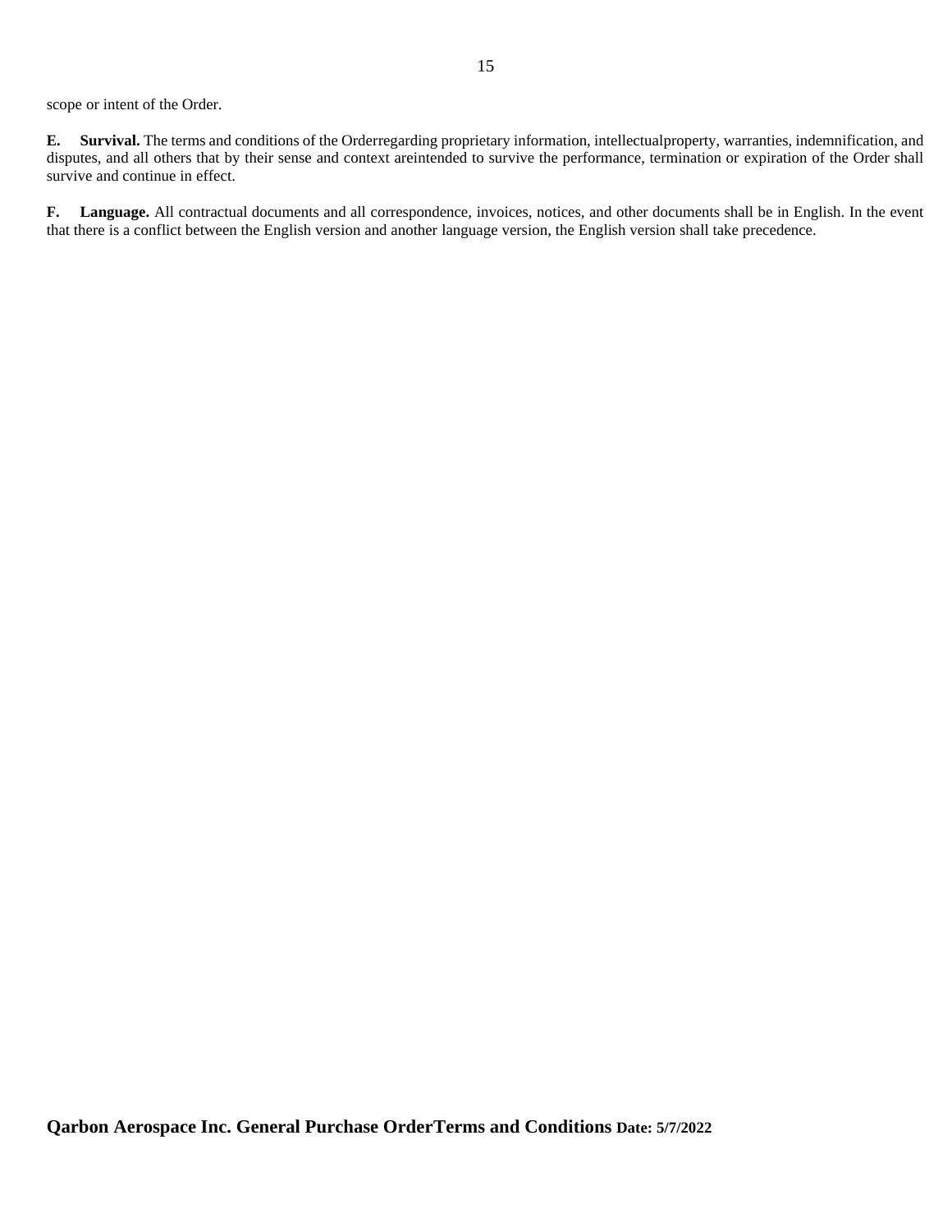scope or intent of the Order.

**E. Survival.** The terms and conditions of the Orderregarding proprietary information, intellectualproperty, warranties, indemnification, and disputes, and all others that by their sense and context areintended to survive the performance, termination or expiration of the Order shall survive and continue in effect.

**F. Language.** All contractual documents and all correspondence, invoices, notices, and other documents shall be in English. In the event that there is a conflict between the English version and another language version, the English version shall take precedence.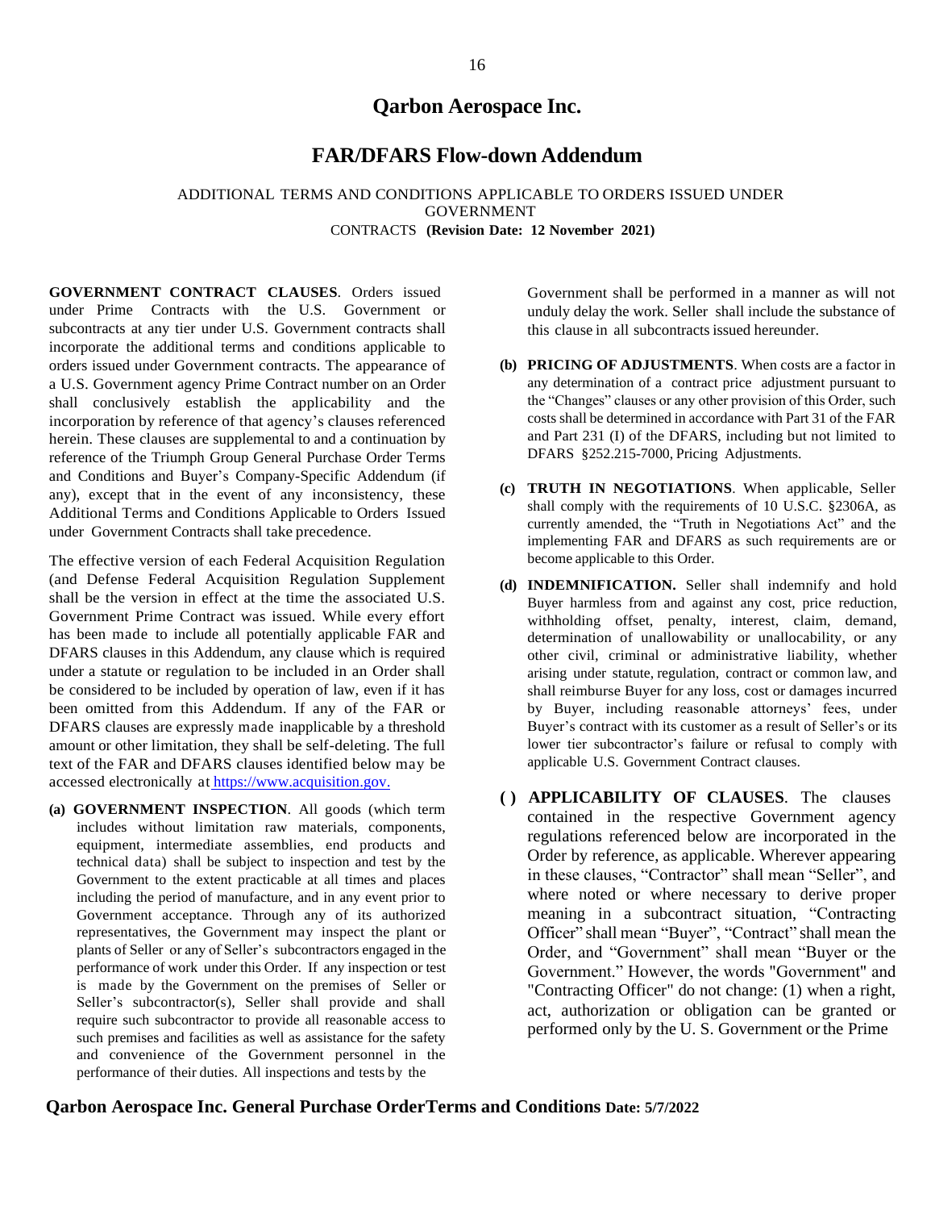# Qarbon Aerospace Inc.

## FAR/DFARS Flow-down Addendum

ADDITIONAL TERMS AND CONDITIONS APPLICABLE TO ORDERS ISSUED UNDER GOVERNMENT CONTRACTS **(Revision Date: 12 November 2021)**

**GOVERNMENT CONTRACT CLAUSES**. Orders issued under Prime Contracts with the U.S. Government or subcontracts at any tier under U.S. Government contracts shall incorporate the additional terms and conditions applicable to orders issued under Government contracts. The appearance of a U.S. Government agency Prime Contract number on an Order shall conclusively establish the applicability and the incorporation by reference of that agency's clauses referenced herein. These clauses are supplemental to and a continuation by reference of the Triumph Group General Purchase Order Terms and Conditions and Buyer's Company-Specific Addendum (if any), except that in the event of any inconsistency, these Additional Terms and Conditions Applicable to Orders Issued under Government Contracts shall take precedence.

The effective version of each Federal Acquisition Regulation (and Defense Federal Acquisition Regulation Supplement shall be the version in effect at the time the associated U.S. Government Prime Contract was issued. While every effort has been made to include all potentially applicable FAR and DFARS clauses in this Addendum, any clause which is required under a statute or regulation to be included in an Order shall be considered to be included by operation of law, even if it has been omitted from this Addendum. If any of the FAR or DFARS clauses are expressly made inapplicable by a threshold amount or other limitation, they shall be self-deleting. The full text of the FAR and DFARS clauses identified below may be accessed electronically at https://www.acquisition.gov.

**(a) GOVERNMENT INSPECTION**. All goods (which term includes without limitation raw materials, components, equipment, intermediate assemblies, end products and technical data) shall be subject to inspection and test by the Government to the extent practicable at all times and places including the period of manufacture, and in any event prior to Government acceptance. Through any of its authorized representatives, the Government may inspect the plant or plants of Seller or any of Seller's subcontractors engaged in the performance of work under this Order. If any inspection or test is made by the Government on the premises of Seller or Seller's subcontractor(s), Seller shall provide and shall require such subcontractor to provide all reasonable access to such premises and facilities as well as assistance for the safety and convenience of the Government personnel in the performance of their duties. All inspections and tests by the Government shall be performed in a manner as will not unduly delay the work. Seller shall include the substance of this clause in all subcontracts issued hereunder.

**(b) PRICING OF ADJUSTMENTS**. When costs are a factor in any determination of a contract price adjustment pursuant to the "Changes" clauses or any other provision of this Order, such costs shall be determined in accordance with Part 31 of the FAR and Part 231 (I) of the DFARS, including but not limited to DFARS §252.215-7000, Pricing Adjustments.

**(c) TRUTH IN NEGOTIATIONS**. When applicable, Seller shall comply with the requirements of 10 U.S.C. §2306A, as currently amended, the "Truth in Negotiations Act" and the implementing FAR and DFARS as such requirements are or become applicable to this Order.

**(d) INDEMNIFICATION.** Seller shall indemnify and hold Buyer harmless from and against any cost, price reduction, withholding offset, penalty, interest, claim, demand, determination of unallowability or unallocability, or any other civil, criminal or administrative liability, whether arising under statute, regulation, contract or common law, and shall reimburse Buyer for any loss, cost or damages incurred by Buyer, including reasonable attorneys' fees, under Buyer's contract with its customer as a result of Seller's or its lower tier subcontractor's failure or refusal to comply with applicable U.S. Government Contract clauses.

**( ) APPLICABILITY OF CLAUSES**. The clauses contained in the respective Government agency regulations referenced below are incorporated in the Order by reference, as applicable. Wherever appearing in these clauses, "Contractor" shall mean "Seller", and where noted or where necessary to derive proper meaning in a subcontract situation, "Contracting Officer" shall mean "Buyer", "Contract" shall mean the Order, and "Government" shall mean "Buyer or the Government." However, the words "Government" and "Contracting Officer" do not change: (1) when a right, act, authorization or obligation can be granted or performed only by the U. S. Government or the Prime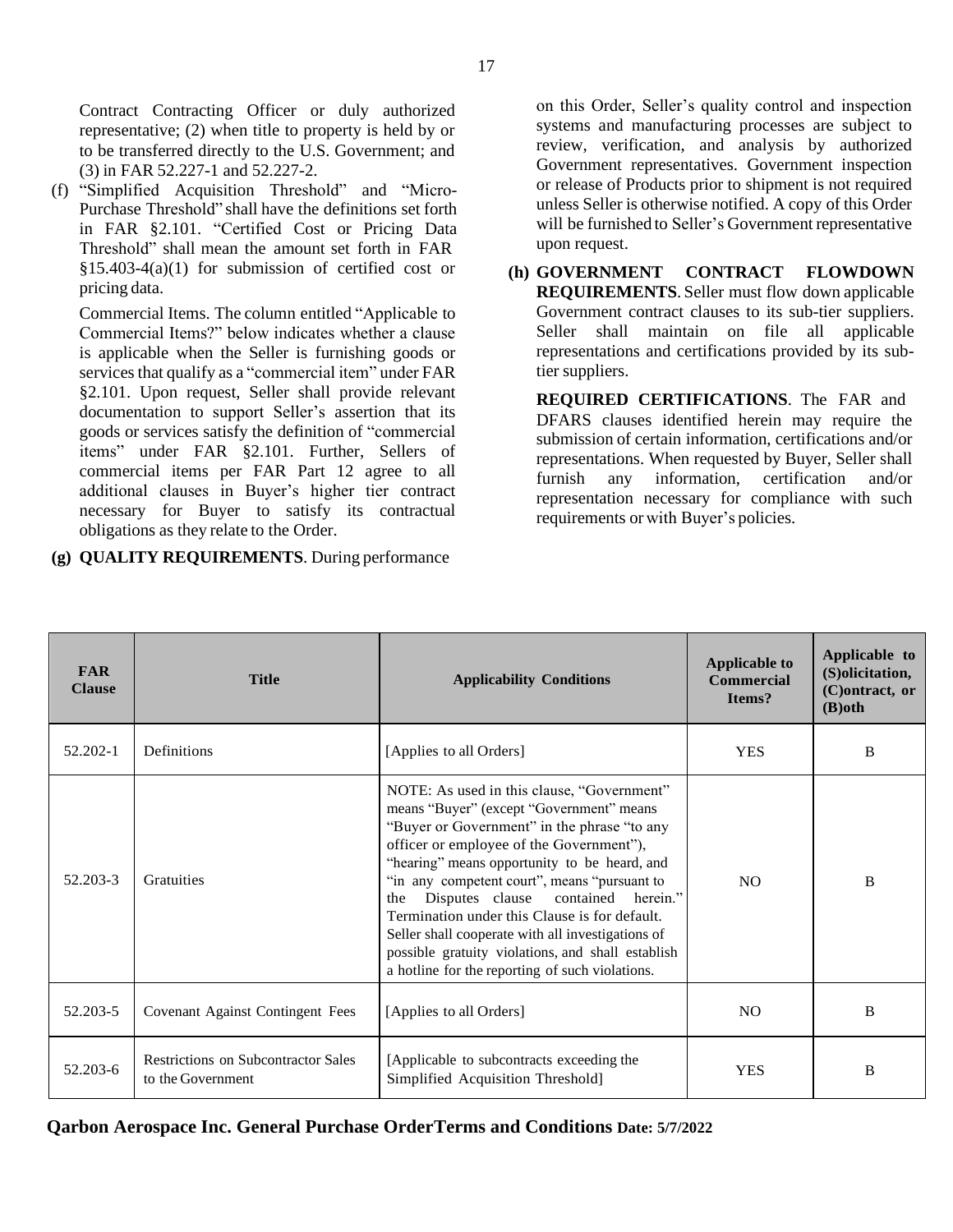Contract Contracting Officer or duly authorized representative; (2) when title to property is held by or to be transferred directly to the U.S. Government; and (3) in FAR 52.227-1 and 52.227-2.

(f) "Simplified Acquisition Threshold" and "Micro-Purchase Threshold" shall have the definitions set forth in FAR §2.101. "Certified Cost or Pricing Data Threshold" shall mean the amount set forth in FAR §15.403-4(a)(1) for submission of certified cost or pricing data.

Commercial Items. The column entitled "Applicable to Commercial Items?" below indicates whether a clause is applicable when the Seller is furnishing goods or services that qualify as a "commercial item" under FAR §2.101. Upon request, Seller shall provide relevant documentation to support Seller's assertion that its goods or services satisfy the definition of "commercial items" under FAR §2.101. Further, Sellers of commercial items per FAR Part 12 agree to all additional clauses in Buyer's higher tier contract necessary for Buyer to satisfy its contractual obligations as they relate to the Order.

**(g) QUALITY REQUIREMENTS**. During performance on this Order, Seller's quality control and inspection systems and manufacturing processes are subject to review, verification, and analysis by authorized Government representatives. Government inspection or release of Products prior to shipment is not required unless Seller is otherwise notified. A copy of this Order will be furnished to Seller's Government representative upon request.

**(h) GOVERNMENT CONTRACT FLOWDOWN REQUIREMENTS**. Seller must flow down applicable Government contract clauses to its sub-tier suppliers. Seller shall maintain on file all applicable representations and certifications provided by its sub-tier suppliers.

**REQUIRED CERTIFICATIONS**. The FAR and DFARS clauses identified herein may require the submission of certain information, certifications and/or representations. When requested by Buyer, Seller shall furnish any information, certification and/or representation necessary for compliance with such requirements or with Buyer's policies.

| FAR Clause | Title | Applicability Conditions | Applicable to Commercial Items? | Applicable to (S)olicitation, (C)ontract, or (B)oth |
|---|---|---|---|---|
| 52.202-1 | Definitions | [Applies to all Orders] | YES | B |
| 52.203-3 | Gratuities | NOTE: As used in this clause, "Government" means "Buyer" (except "Government" means "Buyer or Government" in the phrase "to any officer or employee of the Government"), "hearing" means opportunity to be heard, and "in any competent court", means "pursuant to the Disputes clause contained herein." Termination under this Clause is for default. Seller shall cooperate with all investigations of possible gratuity violations, and shall establish a hotline for the reporting of such violations. | NO | B |
| 52.203-5 | Covenant Against Contingent Fees | [Applies to all Orders] | NO | B |
| 52.203-6 | Restrictions on Subcontractor Sales to the Government | [Applicable to subcontracts exceeding the Simplified Acquisition Threshold] | YES | B |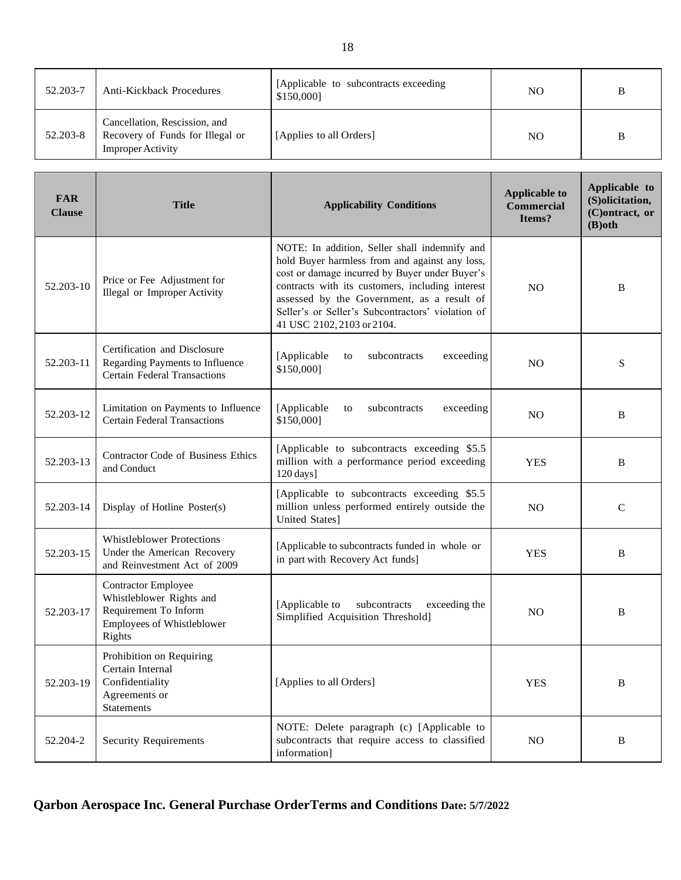| FAR Clause | Title | Applicability Conditions | Applicable to Commercial Items? | Applicable to (S)olicitation, (C)ontract, or (B)oth |
|---|---|---|---|---|
| 52.203-7 | Anti-Kickback Procedures | [Applicable to subcontracts exceeding $150,000] | NO | B |
| 52.203-8 | Cancellation, Rescission, and Recovery of Funds for Illegal or Improper Activity | [Applies to all Orders] | NO | B |
| 52.203-10 | Price or Fee Adjustment for Illegal or Improper Activity | NOTE: In addition, Seller shall indemnify and hold Buyer harmless from and against any loss, cost or damage incurred by Buyer under Buyer's contracts with its customers, including interest assessed by the Government, as a result of Seller's or Seller's Subcontractors' violation of 41 USC 2102, 2103 or 2104. | NO | B |
| 52.203-11 | Certification and Disclosure Regarding Payments to Influence Certain Federal Transactions | [Applicable to subcontracts exceeding $150,000] | NO | S |
| 52.203-12 | Limitation on Payments to Influence Certain Federal Transactions | [Applicable to subcontracts exceeding $150,000] | NO | B |
| 52.203-13 | Contractor Code of Business Ethics and Conduct | [Applicable to subcontracts exceeding $5.5 million with a performance period exceeding 120 days] | YES | B |
| 52.203-14 | Display of Hotline Poster(s) | [Applicable to subcontracts exceeding $5.5 million unless performed entirely outside the United States] | NO | C |
| 52.203-15 | Whistleblower Protections Under the American Recovery and Reinvestment Act of 2009 | [Applicable to subcontracts funded in whole or in part with Recovery Act funds] | YES | B |
| 52.203-17 | Contractor Employee Whistleblower Rights and Requirement To Inform Employees of Whistleblower Rights | [Applicable to subcontracts exceeding the Simplified Acquisition Threshold] | NO | B |
| 52.203-19 | Prohibition on Requiring Certain Internal Confidentiality Agreements or Statements | [Applies to all Orders] | YES | B |
| 52.204-2 | Security Requirements | NOTE: Delete paragraph (c) [Applicable to subcontracts that require access to classified information] | NO | B |

**Qarbon Aerospace Inc. General Purchase OrderTerms and Conditions Date: 5/7/2022**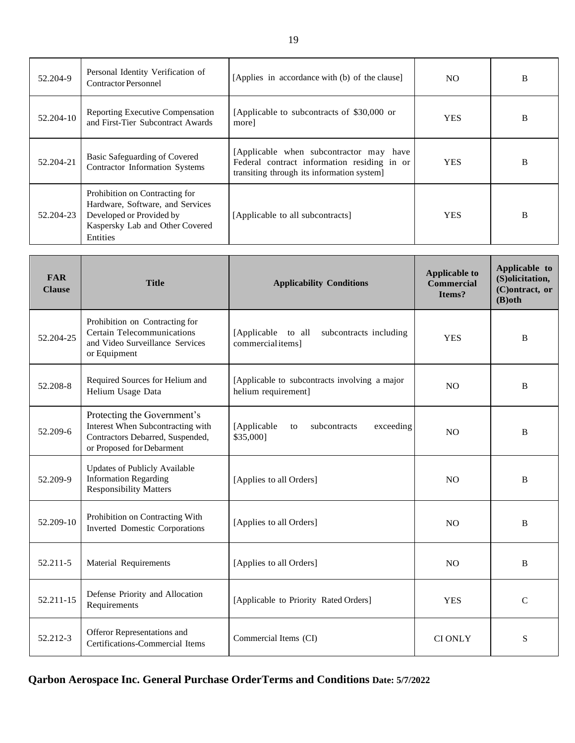| FAR Clause | Title | Applicability Conditions | Applicable to Commercial Items? | Applicable to (S)olicitation, (C)ontract, or (B)oth |
|---|---|---|---|---|
| 52.204-9 | Personal Identity Verification of Contractor Personnel | [Applies in accordance with (b) of the clause] | NO | B |
| 52.204-10 | Reporting Executive Compensation and First-Tier Subcontract Awards | [Applicable to subcontracts of $30,000 or more] | YES | B |
| 52.204-21 | Basic Safeguarding of Covered Contractor Information Systems | [Applicable when subcontractor may have Federal contract information residing in or transiting through its information system] | YES | B |
| 52.204-23 | Prohibition on Contracting for Hardware, Software, and Services Developed or Provided by Kaspersky Lab and Other Covered Entities | [Applicable to all subcontracts] | YES | B |
| 52.204-25 | Prohibition on Contracting for Certain Telecommunications and Video Surveillance Services or Equipment | [Applicable to all subcontracts including commercial items] | YES | B |
| 52.208-8 | Required Sources for Helium and Helium Usage Data | [Applicable to subcontracts involving a major helium requirement] | NO | B |
| 52.209-6 | Protecting the Government's Interest When Subcontracting with Contractors Debarred, Suspended, or Proposed for Debarment | [Applicable to subcontracts exceeding $35,000] | NO | B |
| 52.209-9 | Updates of Publicly Available Information Regarding Responsibility Matters | [Applies to all Orders] | NO | B |
| 52.209-10 | Prohibition on Contracting With Inverted Domestic Corporations | [Applies to all Orders] | NO | B |
| 52.211-5 | Material Requirements | [Applies to all Orders] | NO | B |
| 52.211-15 | Defense Priority and Allocation Requirements | [Applicable to Priority Rated Orders] | YES | C |
| 52.212-3 | Offeror Representations and Certifications-Commercial Items | Commercial Items (CI) | CI ONLY | S |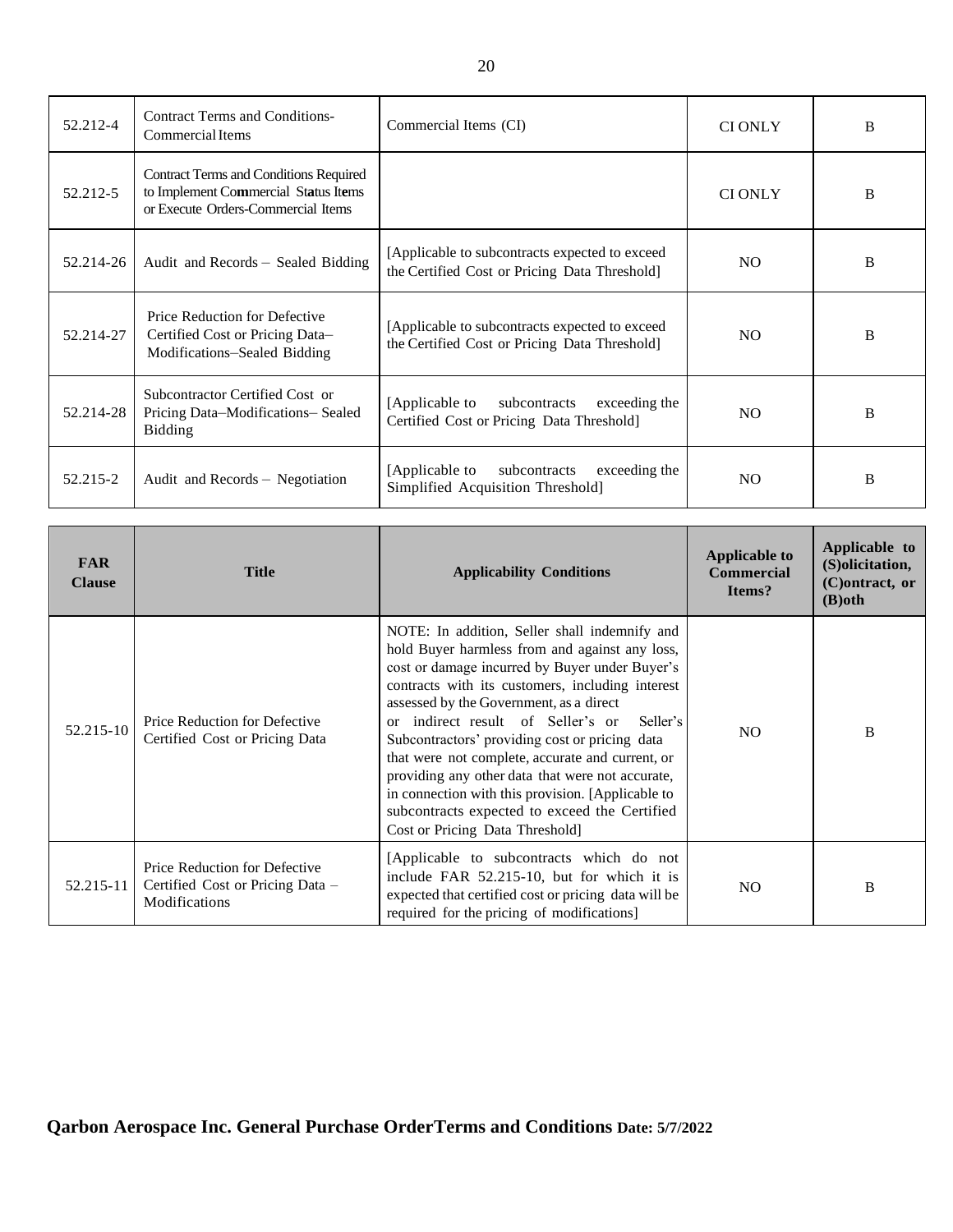| FAR Clause | Title | Applicability Conditions | Applicable to Commercial Items? | Applicable to (S)olicitation, (C)ontract, or (B)oth |
|---|---|---|---|---|
| 52.212-4 | Contract Terms and Conditions-Commercial Items | Commercial Items (CI) | CI ONLY | B |
| 52.212-5 | Contract Terms and Conditions Required to Implement Commercial Status Items or Execute Orders-Commercial Items | | CI ONLY | B |
| 52.214-26 | Audit and Records – Sealed Bidding | [Applicable to subcontracts expected to exceed the Certified Cost or Pricing Data Threshold] | NO | B |
| 52.214-27 | Price Reduction for Defective Certified Cost or Pricing Data–Modifications–Sealed Bidding | [Applicable to subcontracts expected to exceed the Certified Cost or Pricing Data Threshold] | NO | B |
| 52.214-28 | Subcontractor Certified Cost or Pricing Data–Modifications– Sealed Bidding | [Applicable to subcontracts exceeding the Certified Cost or Pricing Data Threshold] | NO | B |
| 52.215-2 | Audit and Records – Negotiation | [Applicable to subcontracts exceeding the Simplified Acquisition Threshold] | NO | B |
| 52.215-10 | Price Reduction for Defective Certified Cost or Pricing Data | NOTE: In addition, Seller shall indemnify and hold Buyer harmless from and against any loss, cost or damage incurred by Buyer under Buyer's contracts with its customers, including interest assessed by the Government, as a direct or indirect result of Seller's or Seller's Subcontractors' providing cost or pricing data that were not complete, accurate and current, or providing any other data that were not accurate, in connection with this provision. [Applicable to subcontracts expected to exceed the Certified Cost or Pricing Data Threshold] | NO | B |
| 52.215-11 | Price Reduction for Defective Certified Cost or Pricing Data – Modifications | [Applicable to subcontracts which do not include FAR 52.215-10, but for which it is expected that certified cost or pricing data will be required for the pricing of modifications] | NO | B |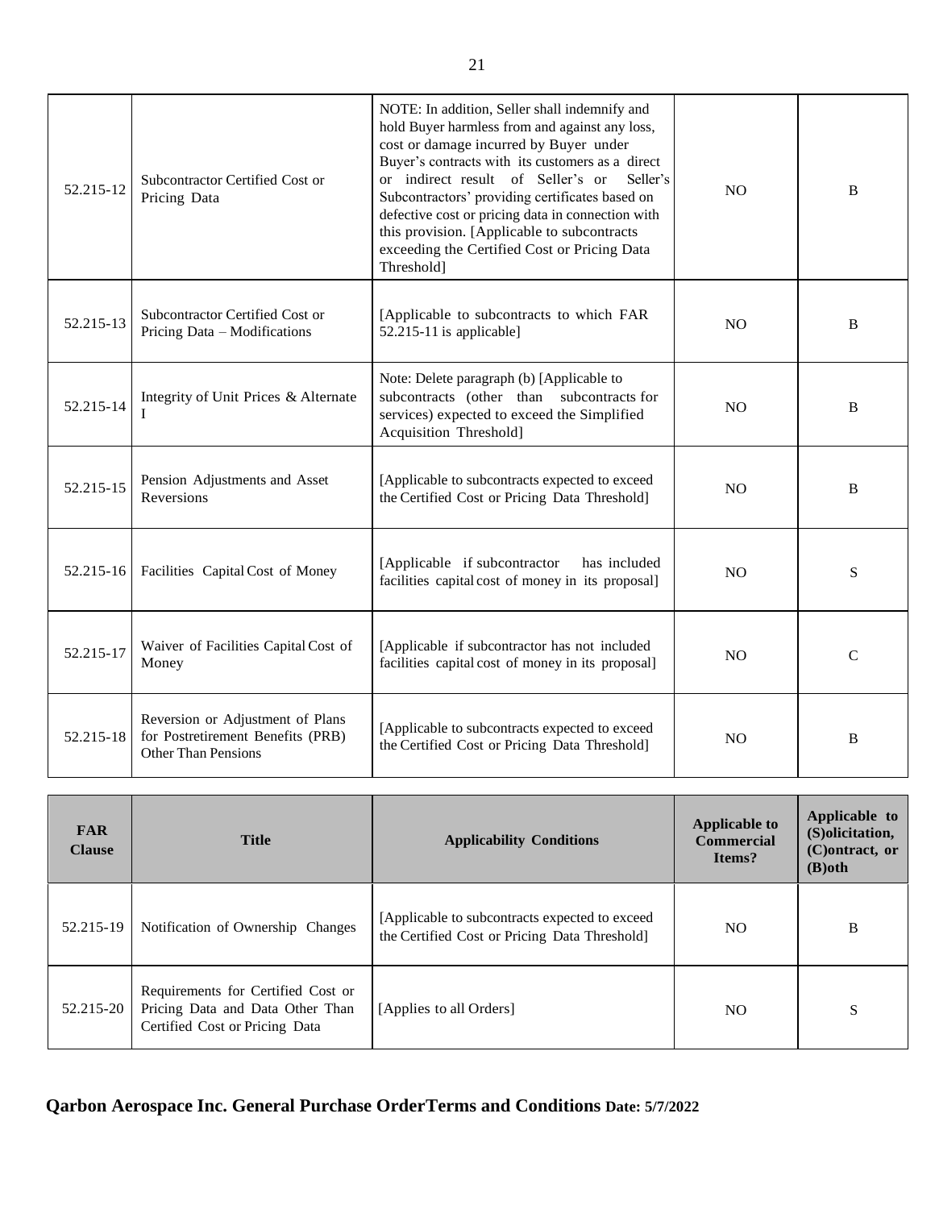| FAR Clause | Title | Applicability Conditions | Applicable to Commercial Items? | Applicable to (S)olicitation, (C)ontract, or (B)oth |
|---|---|---|---|---|
| 52.215-12 | Subcontractor Certified Cost or Pricing Data | NOTE: In addition, Seller shall indemnify and hold Buyer harmless from and against any loss, cost or damage incurred by Buyer under Buyer's contracts with its customers as a direct or indirect result of Seller's or Seller's Subcontractors' providing certificates based on defective cost or pricing data in connection with this provision. [Applicable to subcontracts exceeding the Certified Cost or Pricing Data Threshold] | NO | B |
| 52.215-13 | Subcontractor Certified Cost or Pricing Data – Modifications | [Applicable to subcontracts to which FAR 52.215-11 is applicable] | NO | B |
| 52.215-14 | Integrity of Unit Prices & Alternate I | Note: Delete paragraph (b) [Applicable to subcontracts (other than subcontracts for services) expected to exceed the Simplified Acquisition Threshold] | NO | B |
| 52.215-15 | Pension Adjustments and Asset Reversions | [Applicable to subcontracts expected to exceed the Certified Cost or Pricing Data Threshold] | NO | B |
| 52.215-16 | Facilities Capital Cost of Money | [Applicable if subcontractor has included facilities capital cost of money in its proposal] | NO | S |
| 52.215-17 | Waiver of Facilities Capital Cost of Money | [Applicable if subcontractor has not included facilities capital cost of money in its proposal] | NO | C |
| 52.215-18 | Reversion or Adjustment of Plans for Postretirement Benefits (PRB) Other Than Pensions | [Applicable to subcontracts expected to exceed the Certified Cost or Pricing Data Threshold] | NO | B |
| 52.215-19 | Notification of Ownership Changes | [Applicable to subcontracts expected to exceed the Certified Cost or Pricing Data Threshold] | NO | B |
| 52.215-20 | Requirements for Certified Cost or Pricing Data and Data Other Than Certified Cost or Pricing Data | [Applies to all Orders] | NO | S |

**Qarbon Aerospace Inc. General Purchase OrderTerms and Conditions Date: 5/7/2022**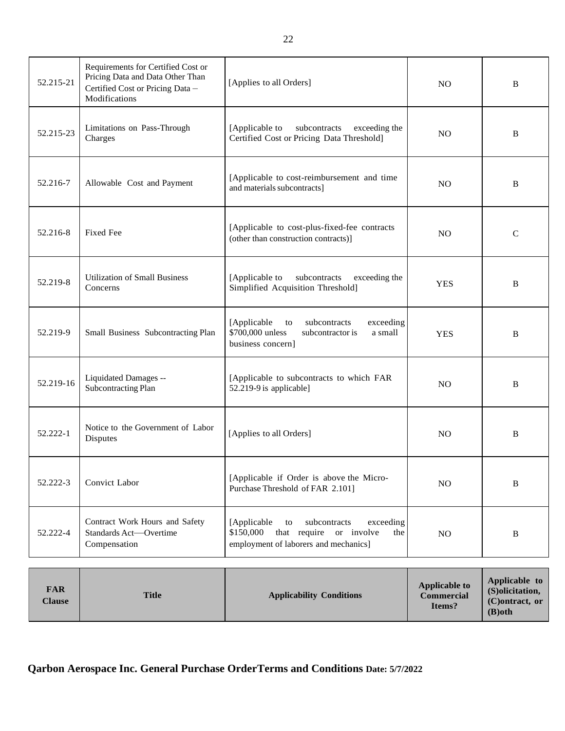| FAR Clause | Title | Applicability Conditions | Applicable to Commercial Items? | Applicable to (S)olicitation, (C)ontract, or (B)oth |
|---|---|---|---|---|
| 52.215-21 | Requirements for Certified Cost or Pricing Data and Data Other Than Certified Cost or Pricing Data – Modifications | [Applies to all Orders] | NO | B |
| 52.215-23 | Limitations on Pass-Through Charges | [Applicable to subcontracts exceeding the Certified Cost or Pricing Data Threshold] | NO | B |
| 52.216-7 | Allowable Cost and Payment | [Applicable to cost-reimbursement and time and materials subcontracts] | NO | B |
| 52.216-8 | Fixed Fee | [Applicable to cost-plus-fixed-fee contracts (other than construction contracts)] | NO | C |
| 52.219-8 | Utilization of Small Business Concerns | [Applicable to subcontracts exceeding the Simplified Acquisition Threshold] | YES | B |
| 52.219-9 | Small Business Subcontracting Plan | [Applicable to subcontracts exceeding $700,000 unless subcontractor is a small business concern] | YES | B |
| 52.219-16 | Liquidated Damages -- Subcontracting Plan | [Applicable to subcontracts to which FAR 52.219-9 is applicable] | NO | B |
| 52.222-1 | Notice to the Government of Labor Disputes | [Applies to all Orders] | NO | B |
| 52.222-3 | Convict Labor | [Applicable if Order is above the Micro-Purchase Threshold of FAR 2.101] | NO | B |
| 52.222-4 | Contract Work Hours and Safety Standards Act—Overtime Compensation | [Applicable to subcontracts exceeding $150,000 that require or involve the employment of laborers and mechanics] | NO | B |

**Qarbon Aerospace Inc. General Purchase OrderTerms and Conditions Date: 5/7/2022**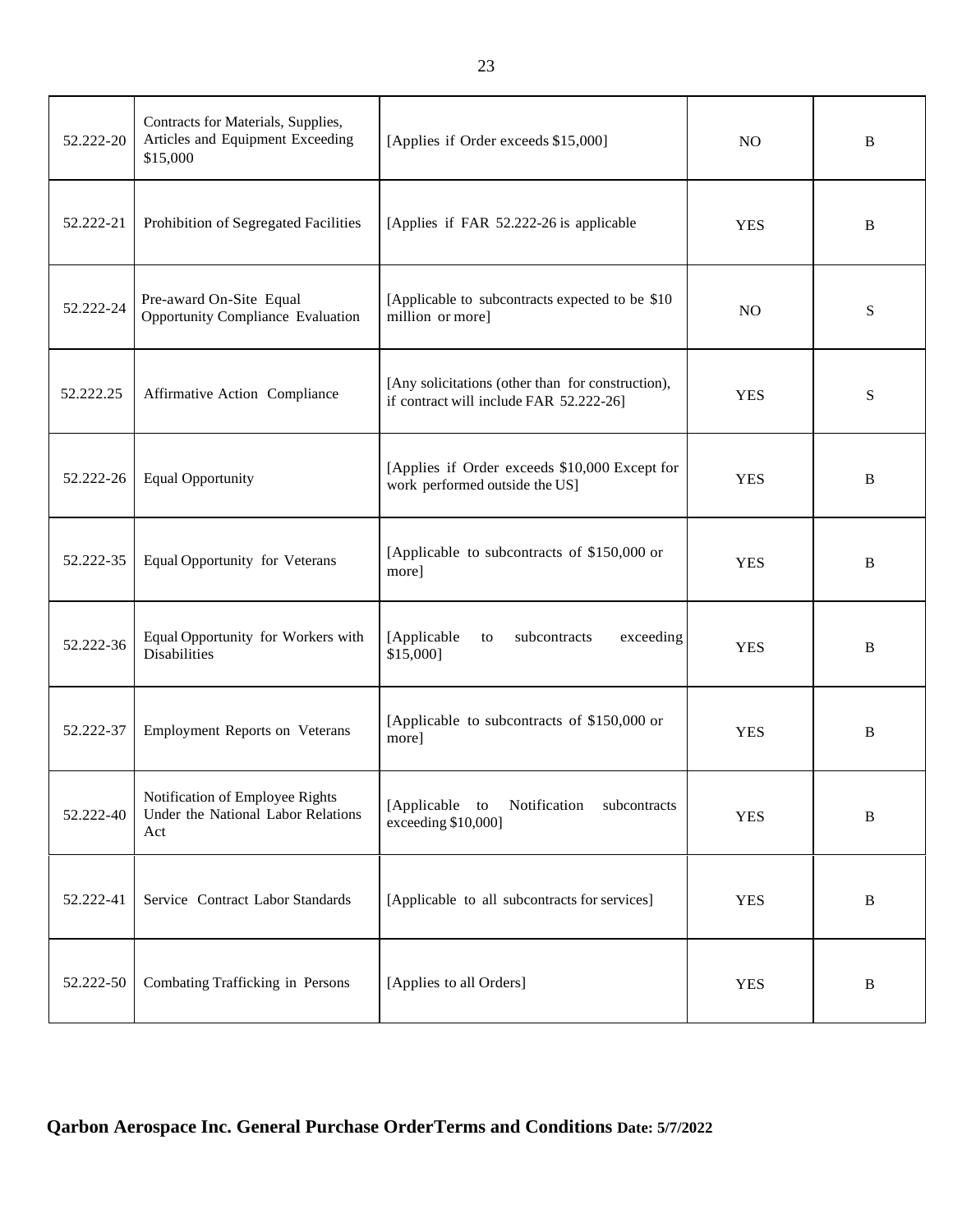| 52.222-20 | Contracts for Materials, Supplies, Articles and Equipment Exceeding $15,000 | [Applies if Order exceeds $15,000] | NO | B |
|---|---|---|---|---|
| 52.222-21 | Prohibition of Segregated Facilities | [Applies if FAR 52.222-26 is applicable | YES | B |
| 52.222-24 | Pre-award On-Site Equal Opportunity Compliance Evaluation | [Applicable to subcontracts expected to be $10 million or more] | NO | S |
| 52.222.25 | Affirmative Action Compliance | [Any solicitations (other than for construction), if contract will include FAR 52.222-26] | YES | S |
| 52.222-26 | Equal Opportunity | [Applies if Order exceeds $10,000 Except for work performed outside the US] | YES | B |
| 52.222-35 | Equal Opportunity for Veterans | [Applicable to subcontracts of $150,000 or more] | YES | B |
| 52.222-36 | Equal Opportunity for Workers with Disabilities | [Applicable to subcontracts exceeding $15,000] | YES | B |
| 52.222-37 | Employment Reports on Veterans | [Applicable to subcontracts of $150,000 or more] | YES | B |
| 52.222-40 | Notification of Employee Rights Under the National Labor Relations Act | [Applicable to Notification subcontracts exceeding $10,000] | YES | B |
| 52.222-41 | Service Contract Labor Standards | [Applicable to all subcontracts for services] | YES | B |
| 52.222-50 | Combating Trafficking in Persons | [Applies to all Orders] | YES | B |

**Qarbon Aerospace Inc. General Purchase OrderTerms and Conditions Date: 5/7/2022**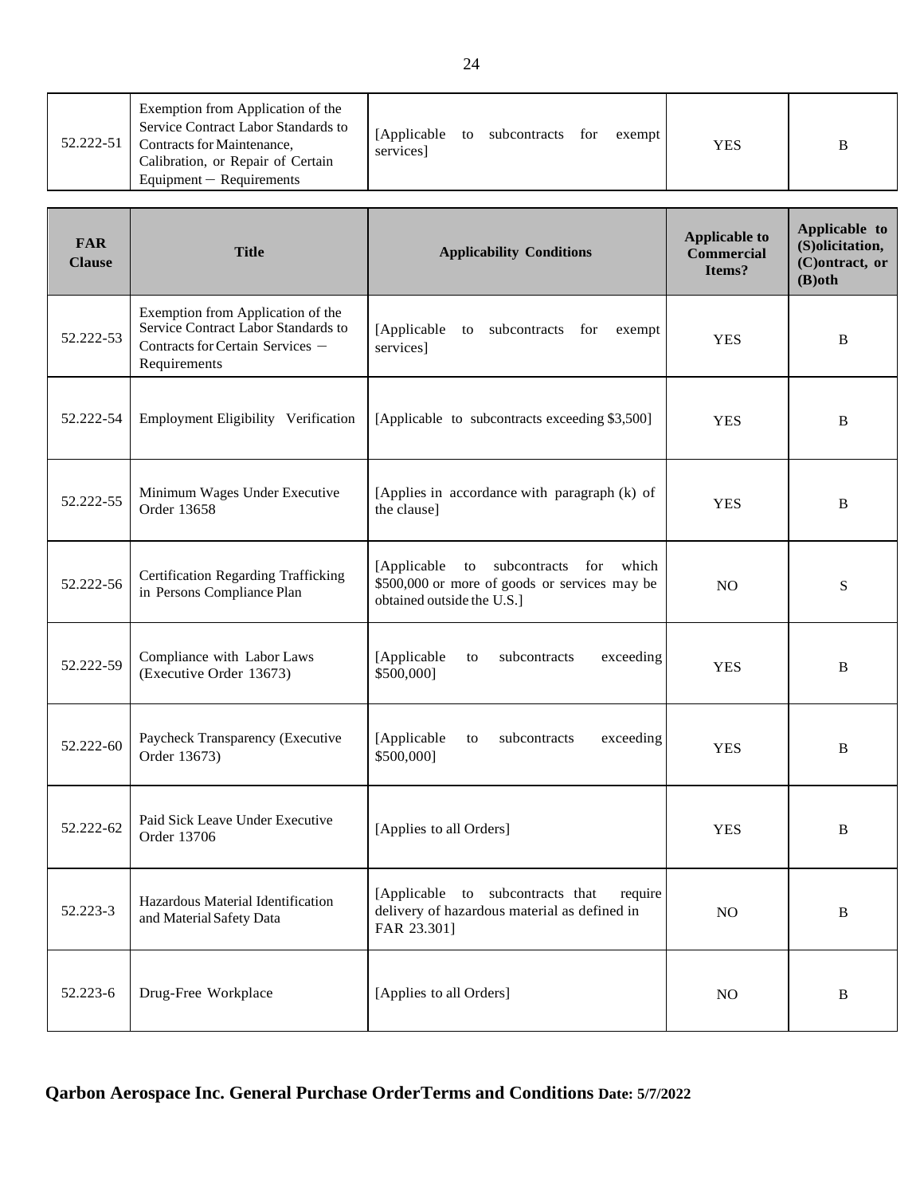| FAR Clause | Title | Applicability Conditions | Applicable to Commercial Items? | Applicable to (S)olicitation, (C)ontract, or (B)oth |
|---|---|---|---|---|
| 52.222-51 | Exemption from Application of the Service Contract Labor Standards to Contracts for Maintenance, Calibration, or Repair of Certain Equipment – Requirements | [Applicable to subcontracts for exempt services] | YES | B |
| 52.222-53 | Exemption from Application of the Service Contract Labor Standards to Contracts for Certain Services – Requirements | [Applicable to subcontracts for exempt services] | YES | B |
| 52.222-54 | Employment Eligibility Verification | [Applicable to subcontracts exceeding $3,500] | YES | B |
| 52.222-55 | Minimum Wages Under Executive Order 13658 | [Applies in accordance with paragraph (k) of the clause] | YES | B |
| 52.222-56 | Certification Regarding Trafficking in Persons Compliance Plan | [Applicable to subcontracts for which $500,000 or more of goods or services may be obtained outside the U.S.] | NO | S |
| 52.222-59 | Compliance with Labor Laws (Executive Order 13673) | [Applicable to subcontracts exceeding $500,000] | YES | B |
| 52.222-60 | Paycheck Transparency (Executive Order 13673) | [Applicable to subcontracts exceeding $500,000] | YES | B |
| 52.222-62 | Paid Sick Leave Under Executive Order 13706 | [Applies to all Orders] | YES | B |
| 52.223-3 | Hazardous Material Identification and Material Safety Data | [Applicable to subcontracts that require delivery of hazardous material as defined in FAR 23.301] | NO | B |
| 52.223-6 | Drug-Free Workplace | [Applies to all Orders] | NO | B |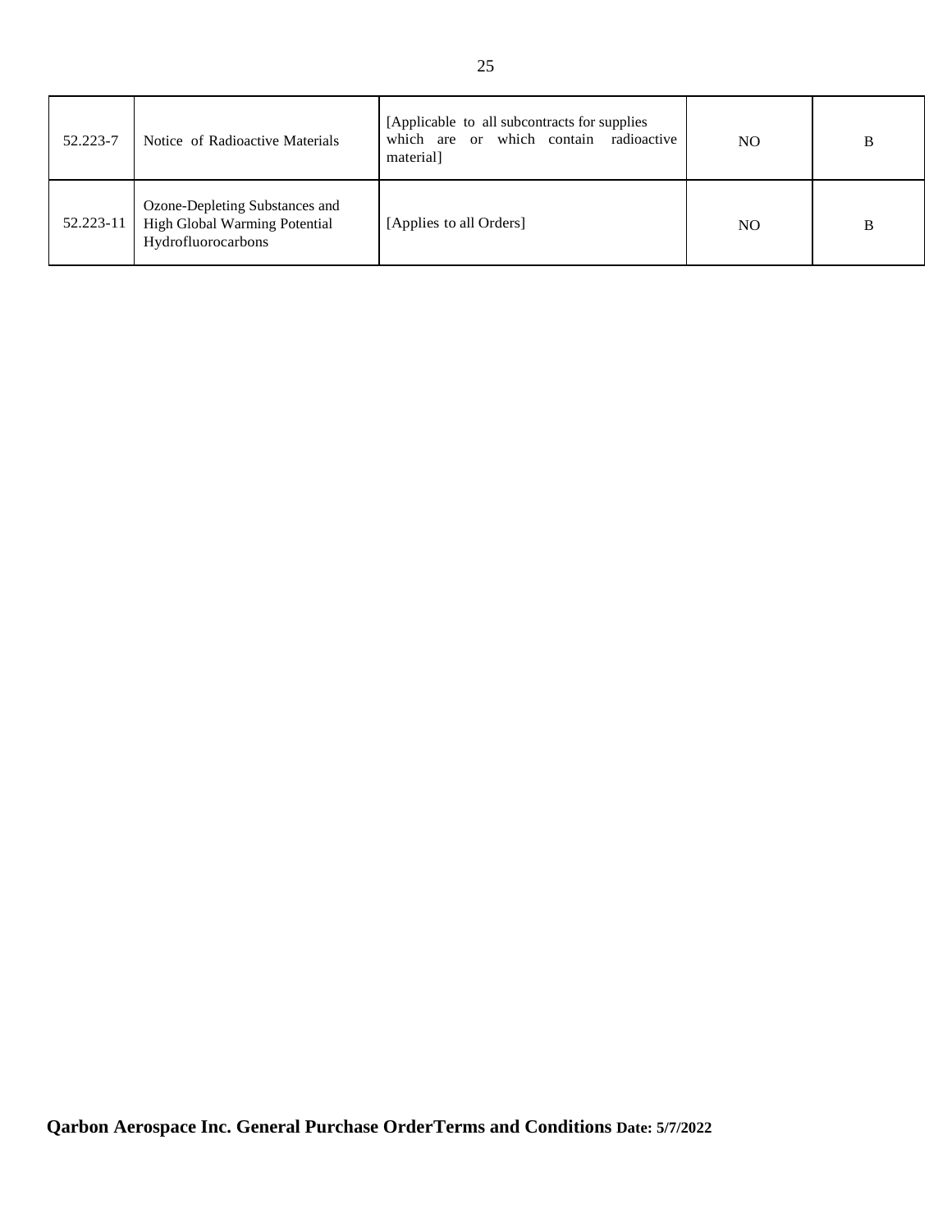| | | | | |
|---|---|---|---|---|
| 52.223-7 | Notice of Radioactive Materials | [Applicable to all subcontracts for supplies which are or which contain radioactive material] | NO | B |
| 52.223-11 | Ozone-Depleting Substances and High Global Warming Potential Hydrofluorocarbons | [Applies to all Orders] | NO | B |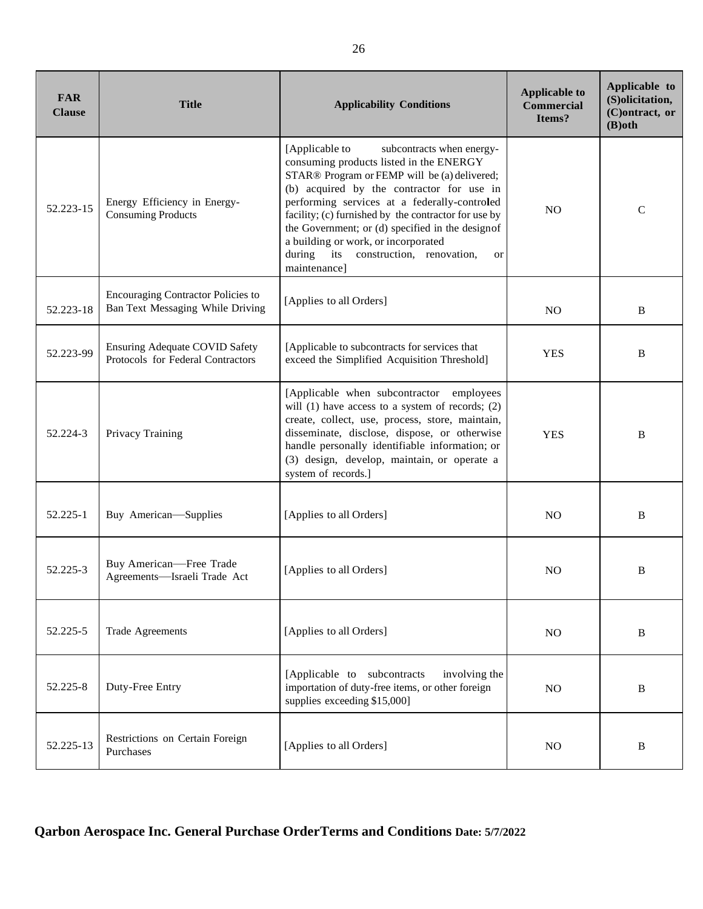| FAR Clause | Title | Applicability Conditions | Applicable to Commercial Items? | Applicable to (S)olicitation, (C)ontract, or (B)oth |
|---|---|---|---|---|
| 52.223-15 | Energy Efficiency in Energy-Consuming Products | [Applicable to subcontracts when energy-consuming products listed in the ENERGY STAR® Program or FEMP will be (a) delivered; (b) acquired by the contractor for use in performing services at a federally-controlled facility; (c) furnished by the contractor for use by the Government; or (d) specified in the designof a building or work, or incorporated during its construction, renovation, or maintenance] | NO | C |
| 52.223-18 | Encouraging Contractor Policies to Ban Text Messaging While Driving | [Applies to all Orders] | NO | B |
| 52.223-99 | Ensuring Adequate COVID Safety Protocols for Federal Contractors | [Applicable to subcontracts for services that exceed the Simplified Acquisition Threshold] | YES | B |
| 52.224-3 | Privacy Training | [Applicable when subcontractor employees will (1) have access to a system of records; (2) create, collect, use, process, store, maintain, disseminate, disclose, dispose, or otherwise handle personally identifiable information; or (3) design, develop, maintain, or operate a system of records.] | YES | B |
| 52.225-1 | Buy American—Supplies | [Applies to all Orders] | NO | B |
| 52.225-3 | Buy American—Free Trade Agreements—Israeli Trade Act | [Applies to all Orders] | NO | B |
| 52.225-5 | Trade Agreements | [Applies to all Orders] | NO | B |
| 52.225-8 | Duty-Free Entry | [Applicable to subcontracts involving the importation of duty-free items, or other foreign supplies exceeding $15,000] | NO | B |
| 52.225-13 | Restrictions on Certain Foreign Purchases | [Applies to all Orders] | NO | B |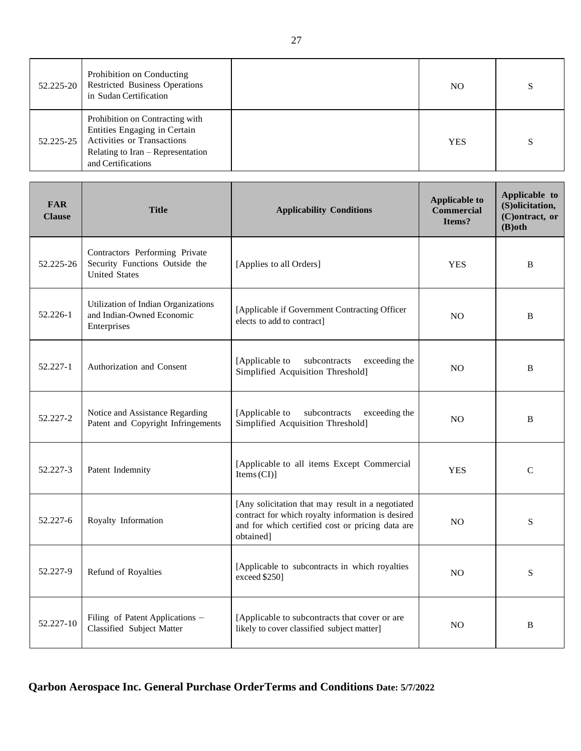| FAR Clause | Title | Applicability Conditions | Applicable to Commercial Items? | Applicable to (S)olicitation, (C)ontract, or (B)oth |
|---|---|---|---|---|
| 52.225-20 | Prohibition on Conducting Restricted Business Operations in Sudan Certification | | NO | S |
| 52.225-25 | Prohibition on Contracting with Entities Engaging in Certain Activities or Transactions Relating to Iran – Representation and Certifications | | YES | S |
| 52.225-26 | Contractors Performing Private Security Functions Outside the United States | [Applies to all Orders] | YES | B |
| 52.226-1 | Utilization of Indian Organizations and Indian-Owned Economic Enterprises | [Applicable if Government Contracting Officer elects to add to contract] | NO | B |
| 52.227-1 | Authorization and Consent | [Applicable to subcontracts exceeding the Simplified Acquisition Threshold] | NO | B |
| 52.227-2 | Notice and Assistance Regarding Patent and Copyright Infringements | [Applicable to subcontracts exceeding the Simplified Acquisition Threshold] | NO | B |
| 52.227-3 | Patent Indemnity | [Applicable to all items Except Commercial Items (CI)] | YES | C |
| 52.227-6 | Royalty Information | [Any solicitation that may result in a negotiated contract for which royalty information is desired and for which certified cost or pricing data are obtained] | NO | S |
| 52.227-9 | Refund of Royalties | [Applicable to subcontracts in which royalties exceed $250] | NO | S |
| 52.227-10 | Filing of Patent Applications – Classified Subject Matter | [Applicable to subcontracts that cover or are likely to cover classified subject matter] | NO | B |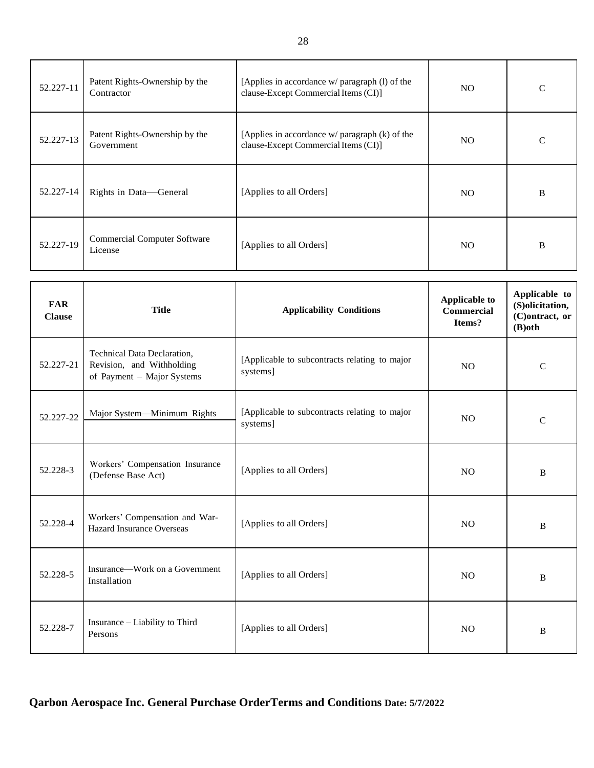| FAR Clause | Title | Applicability Conditions | Applicable to Commercial Items? | Applicable to (S)olicitation, (C)ontract, or (B)oth |
|---|---|---|---|---|
| 52.227-11 | Patent Rights-Ownership by the Contractor | [Applies in accordance w/ paragraph (l) of the clause-Except Commercial Items (CI)] | NO | C |
| 52.227-13 | Patent Rights-Ownership by the Government | [Applies in accordance w/ paragraph (k) of the clause-Except Commercial Items (CI)] | NO | C |
| 52.227-14 | Rights in Data—General | [Applies to all Orders] | NO | B |
| 52.227-19 | Commercial Computer Software License | [Applies to all Orders] | NO | B |
| 52.227-21 | Technical Data Declaration, Revision, and Withholding of Payment – Major Systems | [Applicable to subcontracts relating to major systems] | NO | C |
| 52.227-22 | Major System—Minimum Rights | [Applicable to subcontracts relating to major systems] | NO | C |
| 52.228-3 | Workers' Compensation Insurance (Defense Base Act) | [Applies to all Orders] | NO | B |
| 52.228-4 | Workers' Compensation and War-Hazard Insurance Overseas | [Applies to all Orders] | NO | B |
| 52.228-5 | Insurance—Work on a Government Installation | [Applies to all Orders] | NO | B |
| 52.228-7 | Insurance – Liability to Third Persons | [Applies to all Orders] | NO | B |

**Qarbon Aerospace Inc. General Purchase OrderTerms and Conditions Date: 5/7/2022**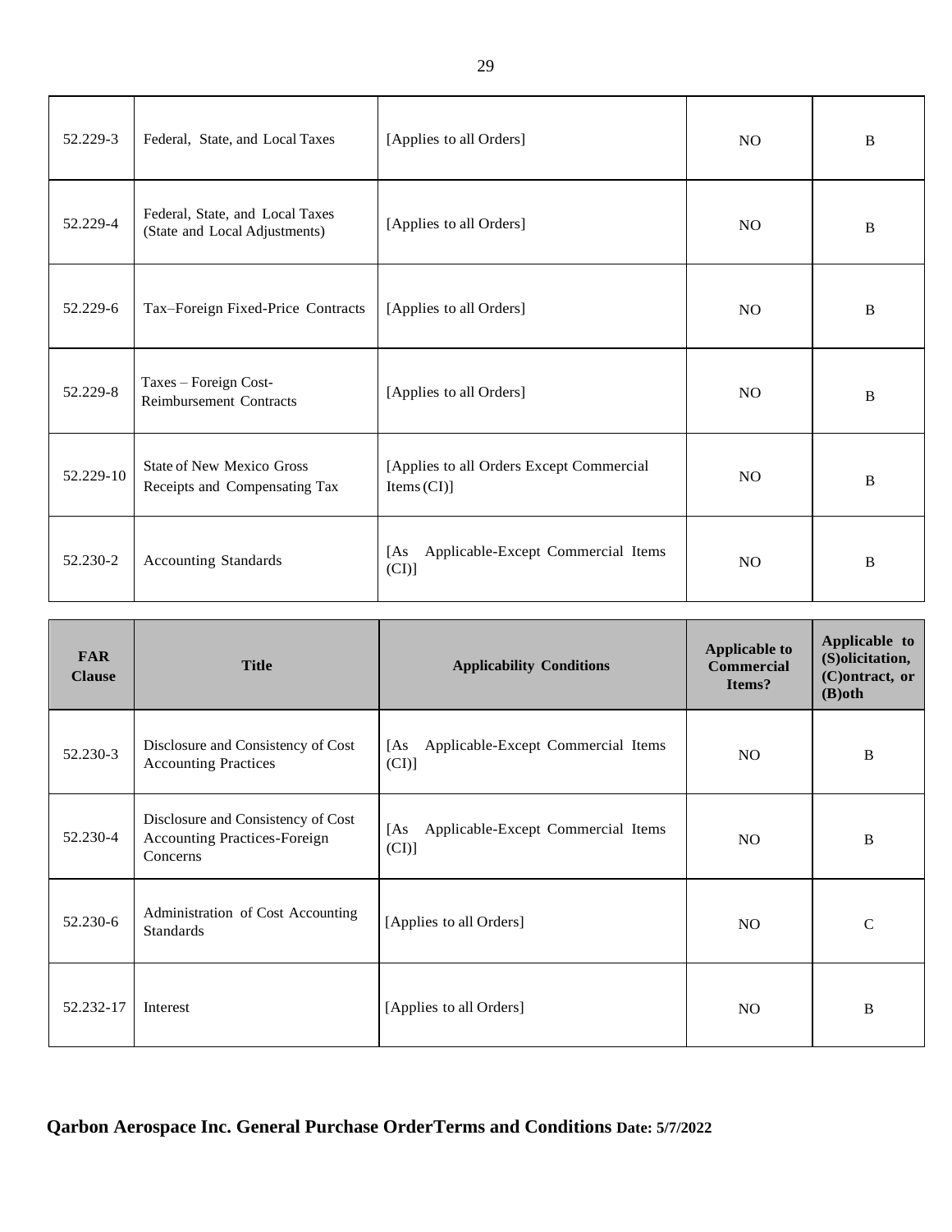| FAR Clause | Title | Applicability Conditions | Applicable to Commercial Items? | Applicable to (S)olicitation, (C)ontract, or (B)oth |
|---|---|---|---|---|
| 52.229-3 | Federal, State, and Local Taxes | [Applies to all Orders] | NO | B |
| 52.229-4 | Federal, State, and Local Taxes (State and Local Adjustments) | [Applies to all Orders] | NO | B |
| 52.229-6 | Tax–Foreign Fixed-Price Contracts | [Applies to all Orders] | NO | B |
| 52.229-8 | Taxes – Foreign Cost-Reimbursement Contracts | [Applies to all Orders] | NO | B |
| 52.229-10 | State of New Mexico Gross Receipts and Compensating Tax | [Applies to all Orders Except Commercial Items (CI)] | NO | B |
| 52.230-2 | Accounting Standards | [As Applicable-Except Commercial Items (CI)] | NO | B |
| 52.230-3 | Disclosure and Consistency of Cost Accounting Practices | [As Applicable-Except Commercial Items (CI)] | NO | B |
| 52.230-4 | Disclosure and Consistency of Cost Accounting Practices-Foreign Concerns | [As Applicable-Except Commercial Items (CI)] | NO | B |
| 52.230-6 | Administration of Cost Accounting Standards | [Applies to all Orders] | NO | C |
| 52.232-17 | Interest | [Applies to all Orders] | NO | B |

**Qarbon Aerospace Inc. General Purchase OrderTerms and Conditions Date: 5/7/2022**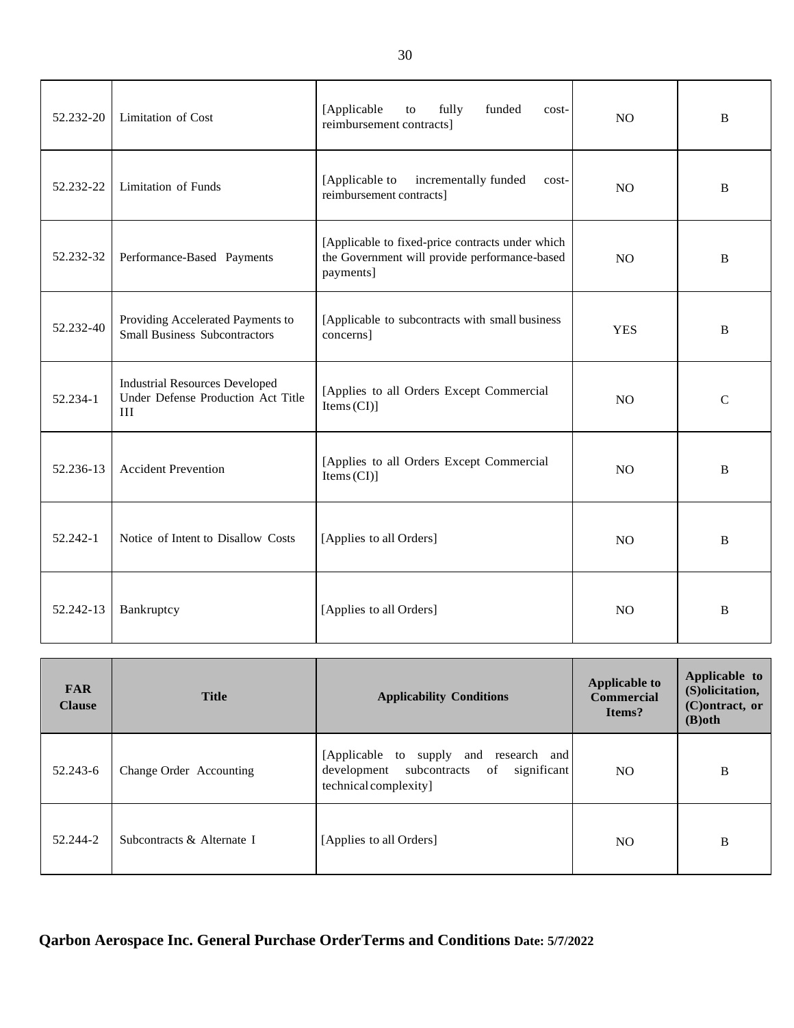| FAR Clause | Title | Applicability Conditions | Applicable to Commercial Items? | Applicable to (S)olicitation, (C)ontract, or (B)oth |
|---|---|---|---|---|
| 52.232-20 | Limitation of Cost | [Applicable to fully funded cost-reimbursement contracts] | NO | B |
| 52.232-22 | Limitation of Funds | [Applicable to incrementally funded cost-reimbursement contracts] | NO | B |
| 52.232-32 | Performance-Based Payments | [Applicable to fixed-price contracts under which the Government will provide performance-based payments] | NO | B |
| 52.232-40 | Providing Accelerated Payments to Small Business Subcontractors | [Applicable to subcontracts with small business concerns] | YES | B |
| 52.234-1 | Industrial Resources Developed Under Defense Production Act Title III | [Applies to all Orders Except Commercial Items (CI)] | NO | C |
| 52.236-13 | Accident Prevention | [Applies to all Orders Except Commercial Items (CI)] | NO | B |
| 52.242-1 | Notice of Intent to Disallow Costs | [Applies to all Orders] | NO | B |
| 52.242-13 | Bankruptcy | [Applies to all Orders] | NO | B |
| 52.243-6 | Change Order Accounting | [Applicable to supply and research and development subcontracts of significant technical complexity] | NO | B |
| 52.244-2 | Subcontracts & Alternate I | [Applies to all Orders] | NO | B |

**Qarbon Aerospace Inc. General Purchase OrderTerms and Conditions Date: 5/7/2022**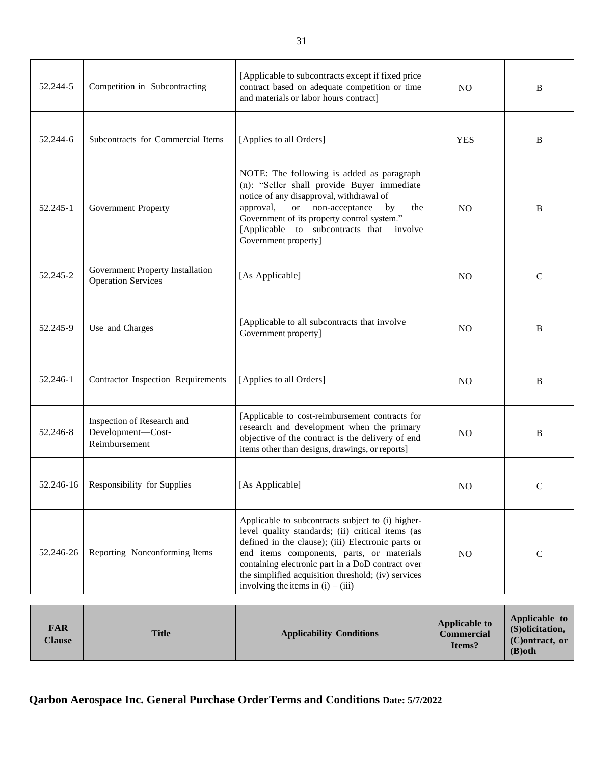| FAR Clause | Title | Applicability Conditions | Applicable to Commercial Items? | Applicable to (S)olicitation, (C)ontract, or (B)oth |
|---|---|---|---|---|
| 52.244-5 | Competition in Subcontracting | [Applicable to subcontracts except if fixed price contract based on adequate competition or time and materials or labor hours contract] | NO | B |
| 52.244-6 | Subcontracts for Commercial Items | [Applies to all Orders] | YES | B |
| 52.245-1 | Government Property | NOTE: The following is added as paragraph (n): "Seller shall provide Buyer immediate notice of any disapproval, withdrawal of approval, or non-acceptance by the Government of its property control system." [Applicable to subcontracts that involve Government property] | NO | B |
| 52.245-2 | Government Property Installation Operation Services | [As Applicable] | NO | C |
| 52.245-9 | Use and Charges | [Applicable to all subcontracts that involve Government property] | NO | B |
| 52.246-1 | Contractor Inspection Requirements | [Applies to all Orders] | NO | B |
| 52.246-8 | Inspection of Research and Development—Cost-Reimbursement | [Applicable to cost-reimbursement contracts for research and development when the primary objective of the contract is the delivery of end items other than designs, drawings, or reports] | NO | B |
| 52.246-16 | Responsibility for Supplies | [As Applicable] | NO | C |
| 52.246-26 | Reporting Nonconforming Items | Applicable to subcontracts subject to (i) higher-level quality standards; (ii) critical items (as defined in the clause); (iii) Electronic parts or end items components, parts, or materials containing electronic part in a DoD contract over the simplified acquisition threshold; (iv) services involving the items in (i) – (iii) | NO | C |

**Qarbon Aerospace Inc. General Purchase OrderTerms and Conditions Date: 5/7/2022**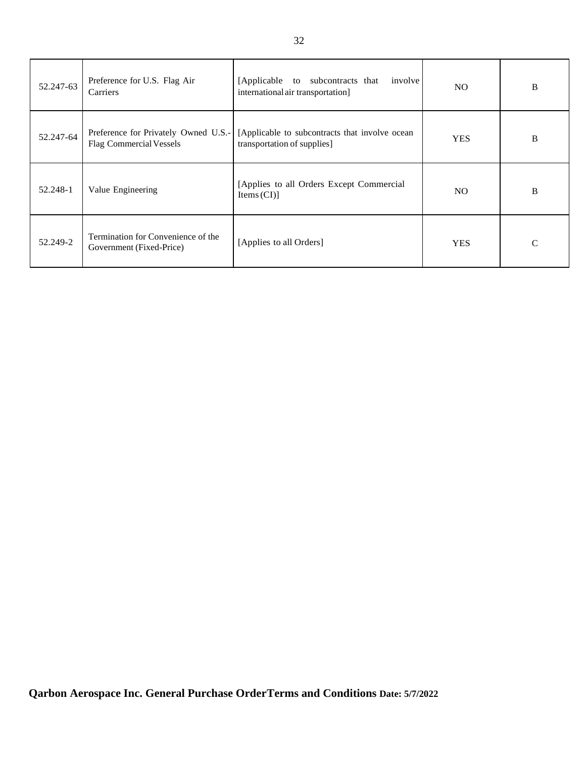| | | | | |
|---|---|---|---|---|
| 52.247-63 | Preference for U.S. Flag Air Carriers | [Applicable to subcontracts that involve international air transportation] | NO | B |
| 52.247-64 | Preference for Privately Owned U.S.-Flag Commercial Vessels | [Applicable to subcontracts that involve ocean transportation of supplies] | YES | B |
| 52.248-1 | Value Engineering | [Applies to all Orders Except Commercial Items (CI)] | NO | B |
| 52.249-2 | Termination for Convenience of the Government (Fixed-Price) | [Applies to all Orders] | YES | C |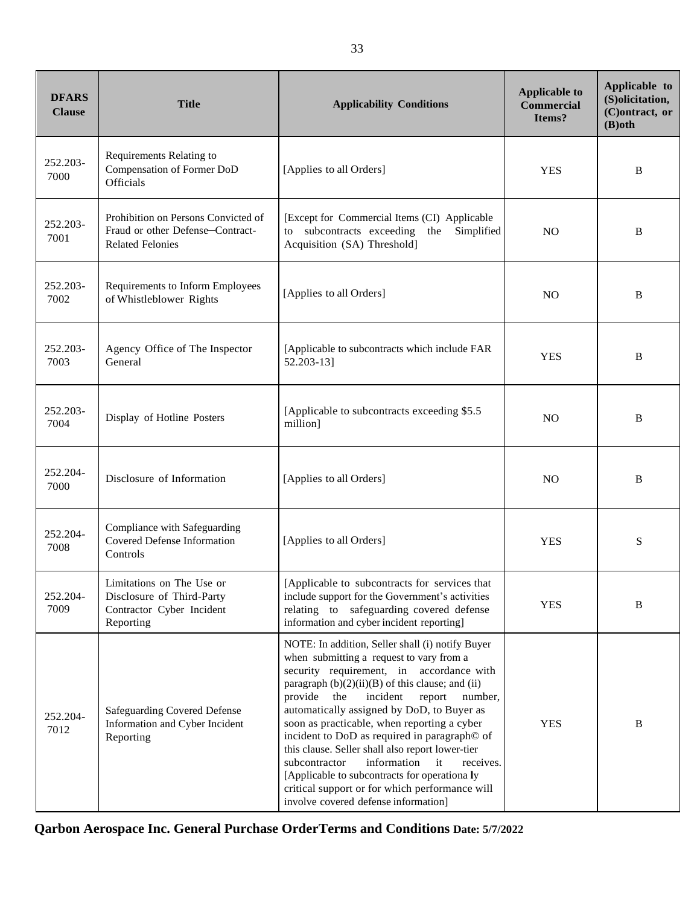| DFARS Clause | Title | Applicability Conditions | Applicable to Commercial Items? | Applicable to (S)olicitation, (C)ontract, or (B)oth |
|---|---|---|---|---|
| 252.203-7000 | Requirements Relating to Compensation of Former DoD Officials | [Applies to all Orders] | YES | B |
| 252.203-7001 | Prohibition on Persons Convicted of Fraud or other Defense–Contract-Related Felonies | [Except for Commercial Items (CI) Applicable to subcontracts exceeding the Simplified Acquisition (SA) Threshold] | NO | B |
| 252.203-7002 | Requirements to Inform Employees of Whistleblower Rights | [Applies to all Orders] | NO | B |
| 252.203-7003 | Agency Office of The Inspector General | [Applicable to subcontracts which include FAR 52.203-13] | YES | B |
| 252.203-7004 | Display of Hotline Posters | [Applicable to subcontracts exceeding $5.5 million] | NO | B |
| 252.204-7000 | Disclosure of Information | [Applies to all Orders] | NO | B |
| 252.204-7008 | Compliance with Safeguarding Covered Defense Information Controls | [Applies to all Orders] | YES | S |
| 252.204-7009 | Limitations on The Use or Disclosure of Third-Party Contractor Cyber Incident Reporting | [Applicable to subcontracts for services that include support for the Government's activities relating to safeguarding covered defense information and cyber incident reporting] | YES | B |
| 252.204-7012 | Safeguarding Covered Defense Information and Cyber Incident Reporting | NOTE: In addition, Seller shall (i) notify Buyer when submitting a request to vary from a security requirement, in accordance with paragraph (b)(2)(ii)(B) of this clause; and (ii) provide the incident report number, automatically assigned by DoD, to Buyer as soon as practicable, when reporting a cyber incident to DoD as required in paragraph© of this clause. Seller shall also report lower-tier subcontractor information it receives. [Applicable to subcontracts for operationally critical support or for which performance will involve covered defense information] | YES | B |

**Qarbon Aerospace Inc. General Purchase OrderTerms and Conditions Date: 5/7/2022**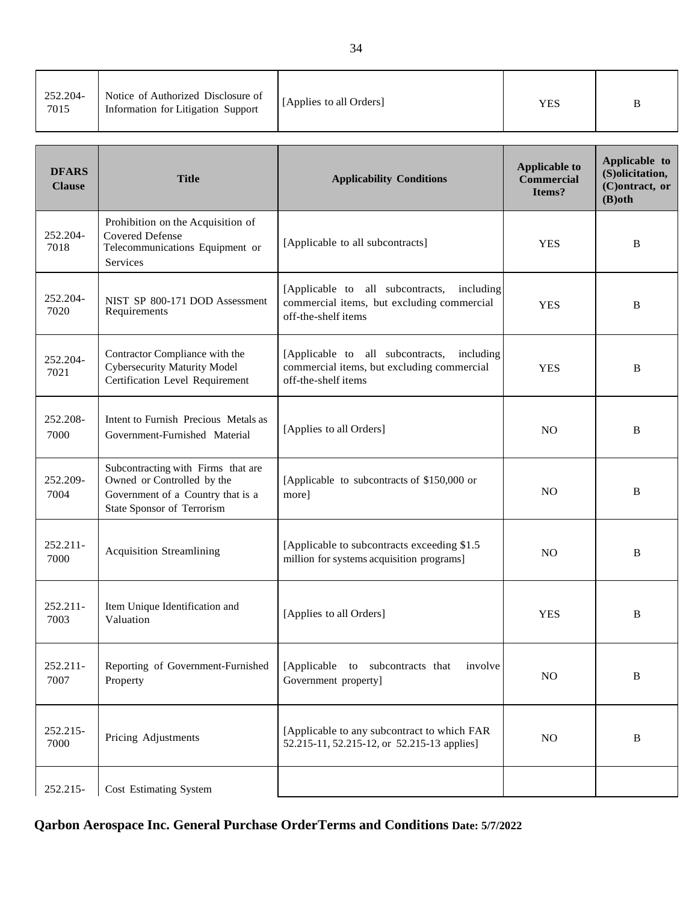| DFARS Clause | Title | Applicability Conditions | Applicable to Commercial Items? | Applicable to (S)olicitation, (C)ontract, or (B)oth |
|---|---|---|---|---|
| 252.204-7015 | Notice of Authorized Disclosure of Information for Litigation Support | [Applies to all Orders] | YES | B |
| 252.204-7018 | Prohibition on the Acquisition of Covered Defense Telecommunications Equipment or Services | [Applicable to all subcontracts] | YES | B |
| 252.204-7020 | NIST SP 800-171 DOD Assessment Requirements | [Applicable to all subcontracts, including commercial items, but excluding commercial off-the-shelf items | YES | B |
| 252.204-7021 | Contractor Compliance with the Cybersecurity Maturity Model Certification Level Requirement | [Applicable to all subcontracts, including commercial items, but excluding commercial off-the-shelf items | YES | B |
| 252.208-7000 | Intent to Furnish Precious Metals as Government-Furnished Material | [Applies to all Orders] | NO | B |
| 252.209-7004 | Subcontracting with Firms that are Owned or Controlled by the Government of a Country that is a State Sponsor of Terrorism | [Applicable to subcontracts of $150,000 or more] | NO | B |
| 252.211-7000 | Acquisition Streamlining | [Applicable to subcontracts exceeding $1.5 million for systems acquisition programs] | NO | B |
| 252.211-7003 | Item Unique Identification and Valuation | [Applies to all Orders] | YES | B |
| 252.211-7007 | Reporting of Government-Furnished Property | [Applicable to subcontracts that involve Government property] | NO | B |
| 252.215-7000 | Pricing Adjustments | [Applicable to any subcontract to which FAR 52.215-11, 52.215-12, or 52.215-13 applies] | NO | B |
| 252.215- | Cost Estimating System | | | |

**Qarbon Aerospace Inc. General Purchase OrderTerms and Conditions Date: 5/7/2022**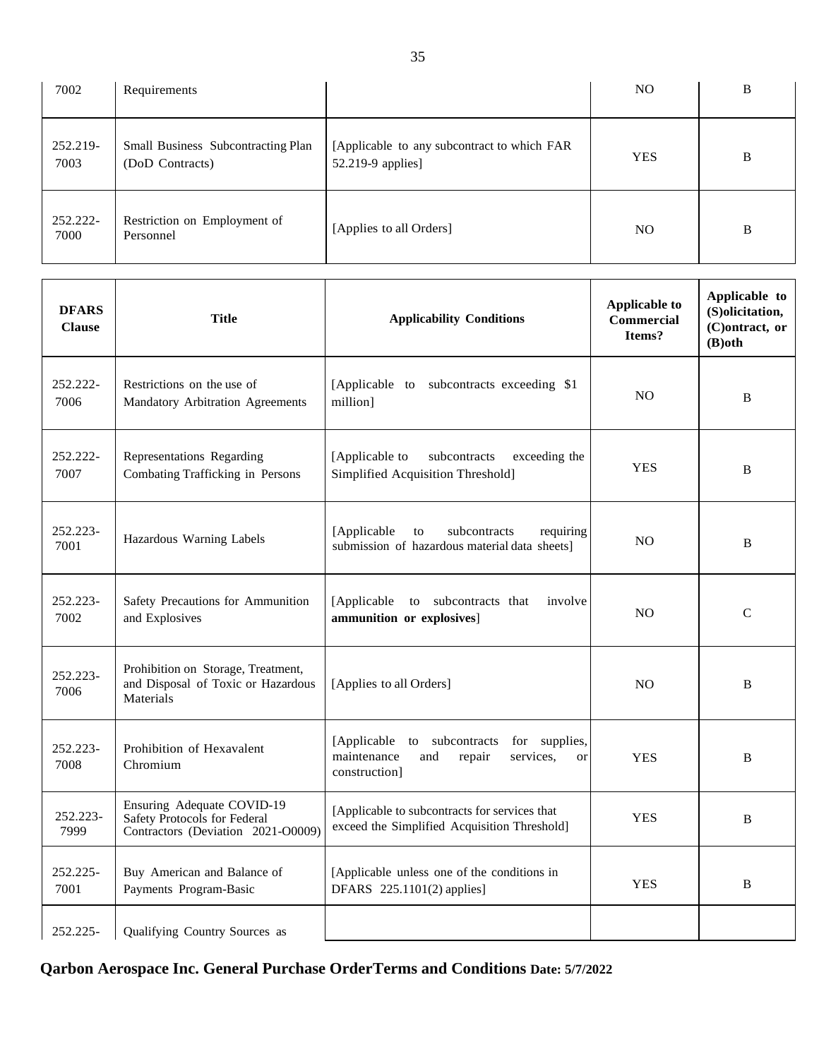| | | | | |
|---|---|---|---|---|
| 7002 | Requirements | | NO | B |
| 252.219-7003 | Small Business Subcontracting Plan (DoD Contracts) | [Applicable to any subcontract to which FAR 52.219-9 applies] | YES | B |
| 252.222-7000 | Restriction on Employment of Personnel | [Applies to all Orders] | NO | B |

| DFARS Clause | Title | Applicability Conditions | Applicable to Commercial Items? | Applicable to (S)olicitation, (C)ontract, or (B)oth |
|---|---|---|---|---|
| 252.222-7006 | Restrictions on the use of Mandatory Arbitration Agreements | [Applicable to subcontracts exceeding $1 million] | NO | B |
| 252.222-7007 | Representations Regarding Combating Trafficking in Persons | [Applicable to subcontracts exceeding the Simplified Acquisition Threshold] | YES | B |
| 252.223-7001 | Hazardous Warning Labels | [Applicable to subcontracts requiring submission of hazardous material data sheets] | NO | B |
| 252.223-7002 | Safety Precautions for Ammunition and Explosives | [Applicable to subcontracts that involve **ammunition or explosives**] | NO | C |
| 252.223-7006 | Prohibition on Storage, Treatment, and Disposal of Toxic or Hazardous Materials | [Applies to all Orders] | NO | B |
| 252.223-7008 | Prohibition of Hexavalent Chromium | [Applicable to subcontracts for supplies, maintenance and repair services, or construction] | YES | B |
| 252.223-7999 | Ensuring Adequate COVID-19 Safety Protocols for Federal Contractors (Deviation 2021-O0009) | [Applicable to subcontracts for services that exceed the Simplified Acquisition Threshold] | YES | B |
| 252.225-7001 | Buy American and Balance of Payments Program-Basic | [Applicable unless one of the conditions in DFARS 225.1101(2) applies] | YES | B |
| 252.225- | Qualifying Country Sources as | | | |

**Qarbon Aerospace Inc. General Purchase OrderTerms and Conditions Date: 5/7/2022**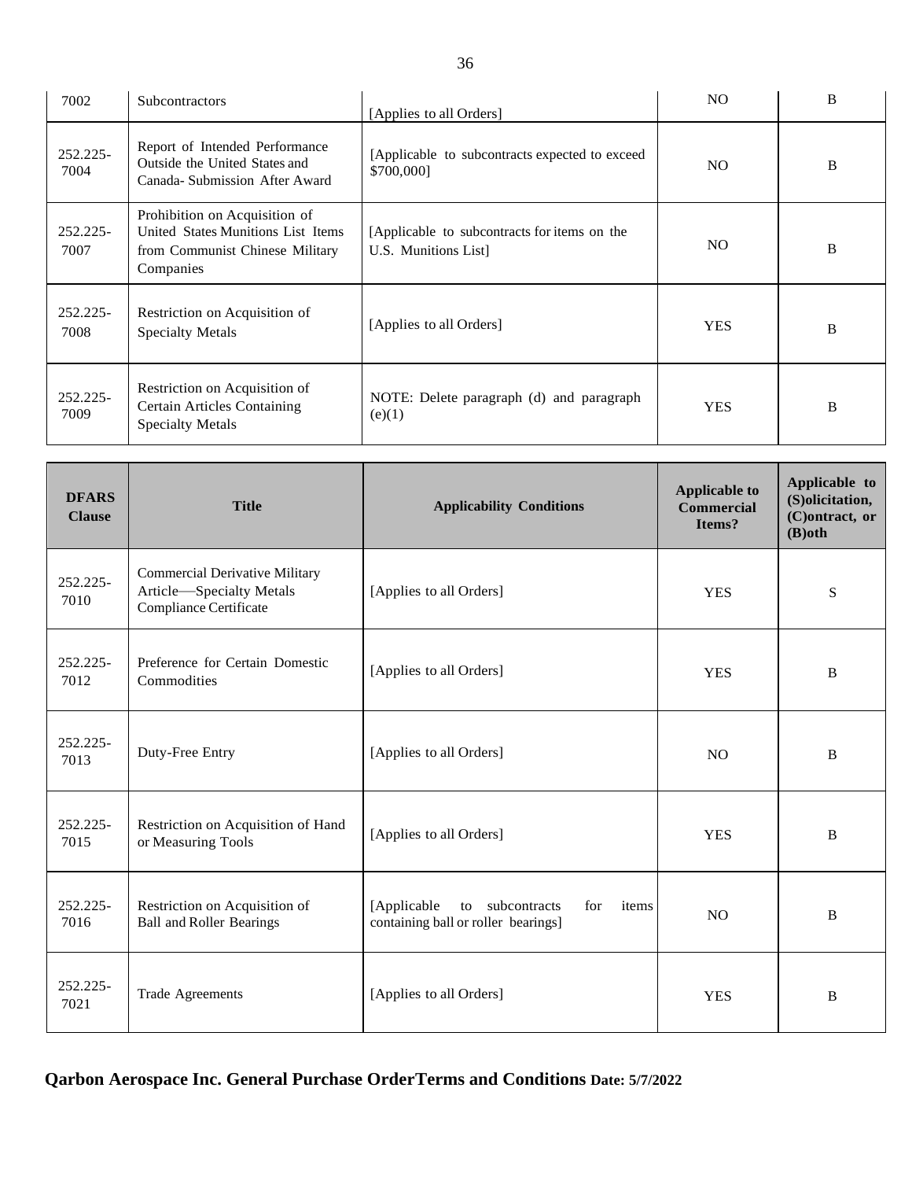| 7002 | Subcontractors | [Applies to all Orders] | NO | B |
|---|---|---|---|---|
| 252.225-7004 | Report of Intended Performance Outside the United States and Canada- Submission After Award | [Applicable to subcontracts expected to exceed $700,000] | NO | B |
| 252.225-7007 | Prohibition on Acquisition of United States Munitions List Items from Communist Chinese Military Companies | [Applicable to subcontracts for items on the U.S. Munitions List] | NO | B |
| 252.225-7008 | Restriction on Acquisition of Specialty Metals | [Applies to all Orders] | YES | B |
| 252.225-7009 | Restriction on Acquisition of Certain Articles Containing Specialty Metals | NOTE: Delete paragraph (d) and paragraph (e)(1) | YES | B |

| DFARS Clause | Title | Applicability Conditions | Applicable to Commercial Items? | Applicable to (S)olicitation, (C)ontract, or (B)oth |
|---|---|---|---|---|
| 252.225-7010 | Commercial Derivative Military Article—Specialty Metals Compliance Certificate | [Applies to all Orders] | YES | S |
| 252.225-7012 | Preference for Certain Domestic Commodities | [Applies to all Orders] | YES | B |
| 252.225-7013 | Duty-Free Entry | [Applies to all Orders] | NO | B |
| 252.225-7015 | Restriction on Acquisition of Hand or Measuring Tools | [Applies to all Orders] | YES | B |
| 252.225-7016 | Restriction on Acquisition of Ball and Roller Bearings | [Applicable to subcontracts for items containing ball or roller bearings] | NO | B |
| 252.225-7021 | Trade Agreements | [Applies to all Orders] | YES | B |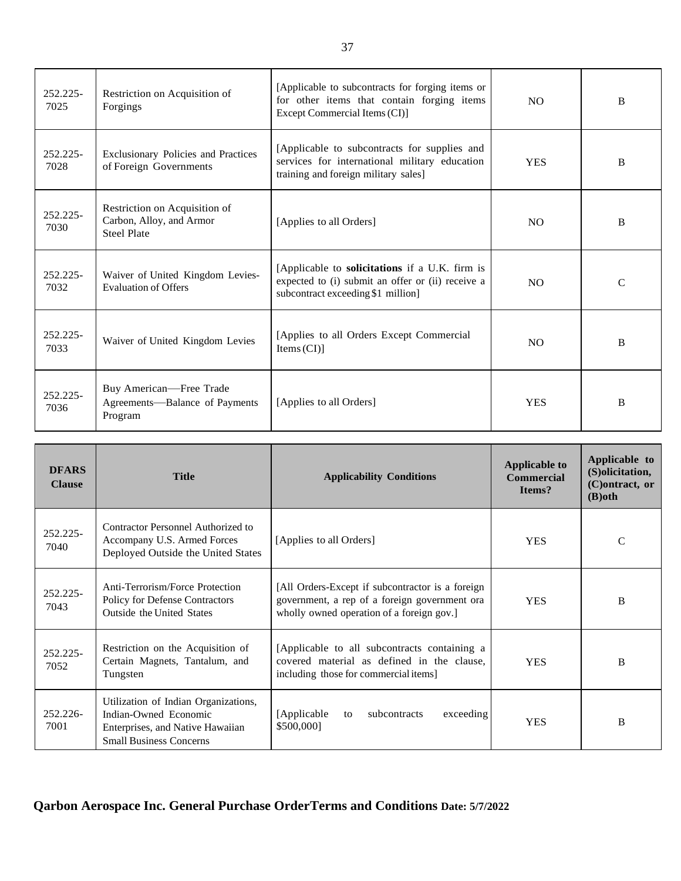| DFARS Clause | Title | Applicability Conditions | Applicable to Commercial Items? | Applicable to (S)olicitation, (C)ontract, or (B)oth |
|---|---|---|---|---|
| 252.225-7025 | Restriction on Acquisition of Forgings | [Applicable to subcontracts for forging items or for other items that contain forging items Except Commercial Items (CI)] | NO | B |
| 252.225-7028 | Exclusionary Policies and Practices of Foreign Governments | [Applicable to subcontracts for supplies and services for international military education training and foreign military sales] | YES | B |
| 252.225-7030 | Restriction on Acquisition of Carbon, Alloy, and Armor Steel Plate | [Applies to all Orders] | NO | B |
| 252.225-7032 | Waiver of United Kingdom Levies-Evaluation of Offers | [Applicable to **solicitations** if a U.K. firm is expected to (i) submit an offer or (ii) receive a subcontract exceeding $1 million] | NO | C |
| 252.225-7033 | Waiver of United Kingdom Levies | [Applies to all Orders Except Commercial Items (CI)] | NO | B |
| 252.225-7036 | Buy American—Free Trade Agreements—Balance of Payments Program | [Applies to all Orders] | YES | B |
| 252.225-7040 | Contractor Personnel Authorized to Accompany U.S. Armed Forces Deployed Outside the United States | [Applies to all Orders] | YES | C |
| 252.225-7043 | Anti-Terrorism/Force Protection Policy for Defense Contractors Outside the United States | [All Orders-Except if subcontractor is a foreign government, a rep of a foreign government ora wholly owned operation of a foreign gov.] | YES | B |
| 252.225-7052 | Restriction on the Acquisition of Certain Magnets, Tantalum, and Tungsten | [Applicable to all subcontracts containing a covered material as defined in the clause, including those for commercial items] | YES | B |
| 252.226-7001 | Utilization of Indian Organizations, Indian-Owned Economic Enterprises, and Native Hawaiian Small Business Concerns | [Applicable to subcontracts exceeding $500,000] | YES | B |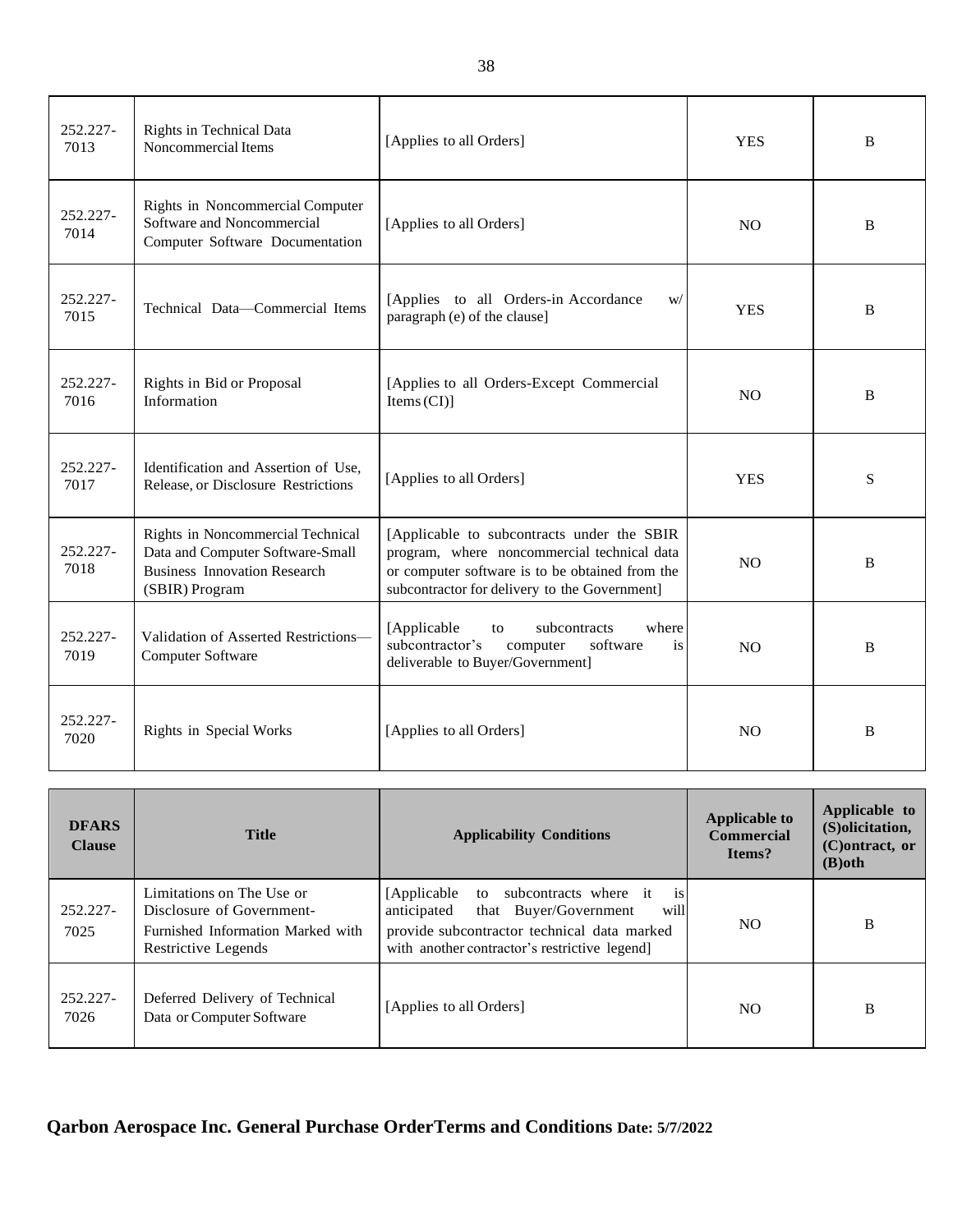| DFARS Clause | Title | Applicability Conditions | Applicable to Commercial Items? | Applicable to (S)olicitation, (C)ontract, or (B)oth |
|---|---|---|---|---|
| 252.227-7013 | Rights in Technical Data Noncommercial Items | [Applies to all Orders] | YES | B |
| 252.227-7014 | Rights in Noncommercial Computer Software and Noncommercial Computer Software Documentation | [Applies to all Orders] | NO | B |
| 252.227-7015 | Technical Data—Commercial Items | [Applies to all Orders-in Accordance w/ paragraph (e) of the clause] | YES | B |
| 252.227-7016 | Rights in Bid or Proposal Information | [Applies to all Orders-Except Commercial Items (CI)] | NO | B |
| 252.227-7017 | Identification and Assertion of Use, Release, or Disclosure Restrictions | [Applies to all Orders] | YES | S |
| 252.227-7018 | Rights in Noncommercial Technical Data and Computer Software-Small Business Innovation Research (SBIR) Program | [Applicable to subcontracts under the SBIR program, where noncommercial technical data or computer software is to be obtained from the subcontractor for delivery to the Government] | NO | B |
| 252.227-7019 | Validation of Asserted Restrictions—Computer Software | [Applicable to subcontracts where subcontractor's computer software is deliverable to Buyer/Government] | NO | B |
| 252.227-7020 | Rights in Special Works | [Applies to all Orders] | NO | B |
| 252.227-7025 | Limitations on The Use or Disclosure of Government-Furnished Information Marked with Restrictive Legends | [Applicable to subcontracts where it is anticipated that Buyer/Government will provide subcontractor technical data marked with another contractor's restrictive legend] | NO | B |
| 252.227-7026 | Deferred Delivery of Technical Data or Computer Software | [Applies to all Orders] | NO | B |

**Qarbon Aerospace Inc. General Purchase OrderTerms and Conditions Date: 5/7/2022**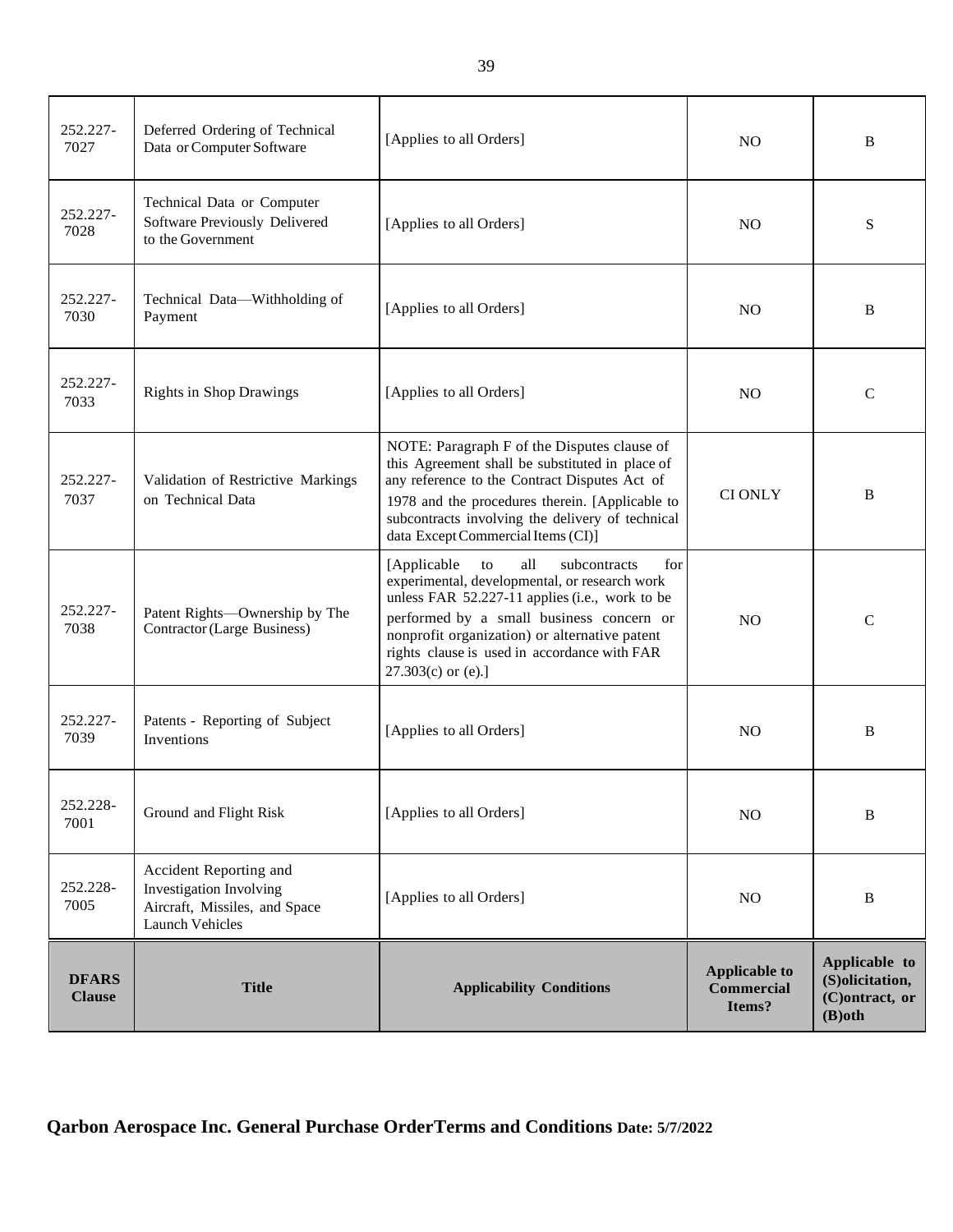| DFARS Clause | Title | Applicability Conditions | Applicable to Commercial Items? | Applicable to (S)olicitation, (C)ontract, or (B)oth |
|---|---|---|---|---|
| 252.227-7027 | Deferred Ordering of Technical Data or Computer Software | [Applies to all Orders] | NO | B |
| 252.227-7028 | Technical Data or Computer Software Previously Delivered to the Government | [Applies to all Orders] | NO | S |
| 252.227-7030 | Technical Data—Withholding of Payment | [Applies to all Orders] | NO | B |
| 252.227-7033 | Rights in Shop Drawings | [Applies to all Orders] | NO | C |
| 252.227-7037 | Validation of Restrictive Markings on Technical Data | NOTE: Paragraph F of the Disputes clause of this Agreement shall be substituted in place of any reference to the Contract Disputes Act of 1978 and the procedures therein. [Applicable to subcontracts involving the delivery of technical data Except Commercial Items (CI)] | CI ONLY | B |
| 252.227-7038 | Patent Rights—Ownership by The Contractor (Large Business) | [Applicable to all subcontracts for experimental, developmental, or research work unless FAR 52.227-11 applies (i.e., work to be performed by a small business concern or nonprofit organization) or alternative patent rights clause is used in accordance with FAR 27.303(c) or (e).] | NO | C |
| 252.227-7039 | Patents - Reporting of Subject Inventions | [Applies to all Orders] | NO | B |
| 252.228-7001 | Ground and Flight Risk | [Applies to all Orders] | NO | B |
| 252.228-7005 | Accident Reporting and Investigation Involving Aircraft, Missiles, and Space Launch Vehicles | [Applies to all Orders] | NO | B |

**Qarbon Aerospace Inc. General Purchase OrderTerms and Conditions Date: 5/7/2022**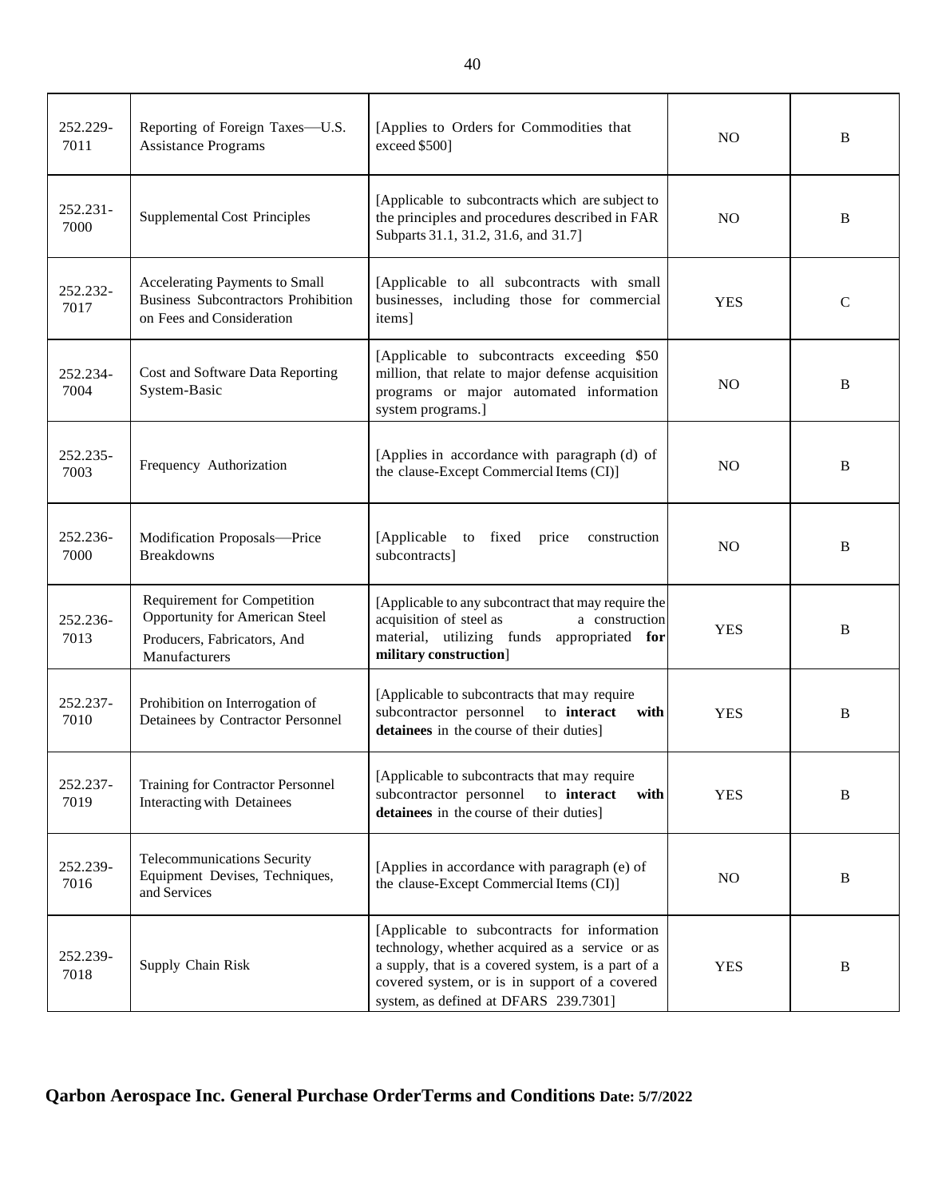| 252.229-7011 | Reporting of Foreign Taxes—U.S. Assistance Programs | [Applies to Orders for Commodities that exceed $500] | NO | B |
|---|---|---|---|---|
| 252.231-7000 | Supplemental Cost Principles | [Applicable to subcontracts which are subject to the principles and procedures described in FAR Subparts 31.1, 31.2, 31.6, and 31.7] | NO | B |
| 252.232-7017 | Accelerating Payments to Small Business Subcontractors Prohibition on Fees and Consideration | [Applicable to all subcontracts with small businesses, including those for commercial items] | YES | C |
| 252.234-7004 | Cost and Software Data Reporting System-Basic | [Applicable to subcontracts exceeding $50 million, that relate to major defense acquisition programs or major automated information system programs.] | NO | B |
| 252.235-7003 | Frequency Authorization | [Applies in accordance with paragraph (d) of the clause-Except Commercial Items (CI)] | NO | B |
| 252.236-7000 | Modification Proposals—Price Breakdowns | [Applicable to fixed price construction subcontracts] | NO | B |
| 252.236-7013 | Requirement for Competition Opportunity for American Steel Producers, Fabricators, And Manufacturers | [Applicable to any subcontract that may require the acquisition of steel as a construction material, utilizing funds appropriated **for military construction**] | YES | B |
| 252.237-7010 | Prohibition on Interrogation of Detainees by Contractor Personnel | [Applicable to subcontracts that may require subcontractor personnel to **interact with detainees** in the course of their duties] | YES | B |
| 252.237-7019 | Training for Contractor Personnel Interacting with Detainees | [Applicable to subcontracts that may require subcontractor personnel to **interact with detainees** in the course of their duties] | YES | B |
| 252.239-7016 | Telecommunications Security Equipment Devises, Techniques, and Services | [Applies in accordance with paragraph (e) of the clause-Except Commercial Items (CI)] | NO | B |
| 252.239-7018 | Supply Chain Risk | [Applicable to subcontracts for information technology, whether acquired as a service or as a supply, that is a covered system, is a part of a covered system, or is in support of a covered system, as defined at DFARS 239.7301] | YES | B |

**Qarbon Aerospace Inc. General Purchase OrderTerms and Conditions Date: 5/7/2022**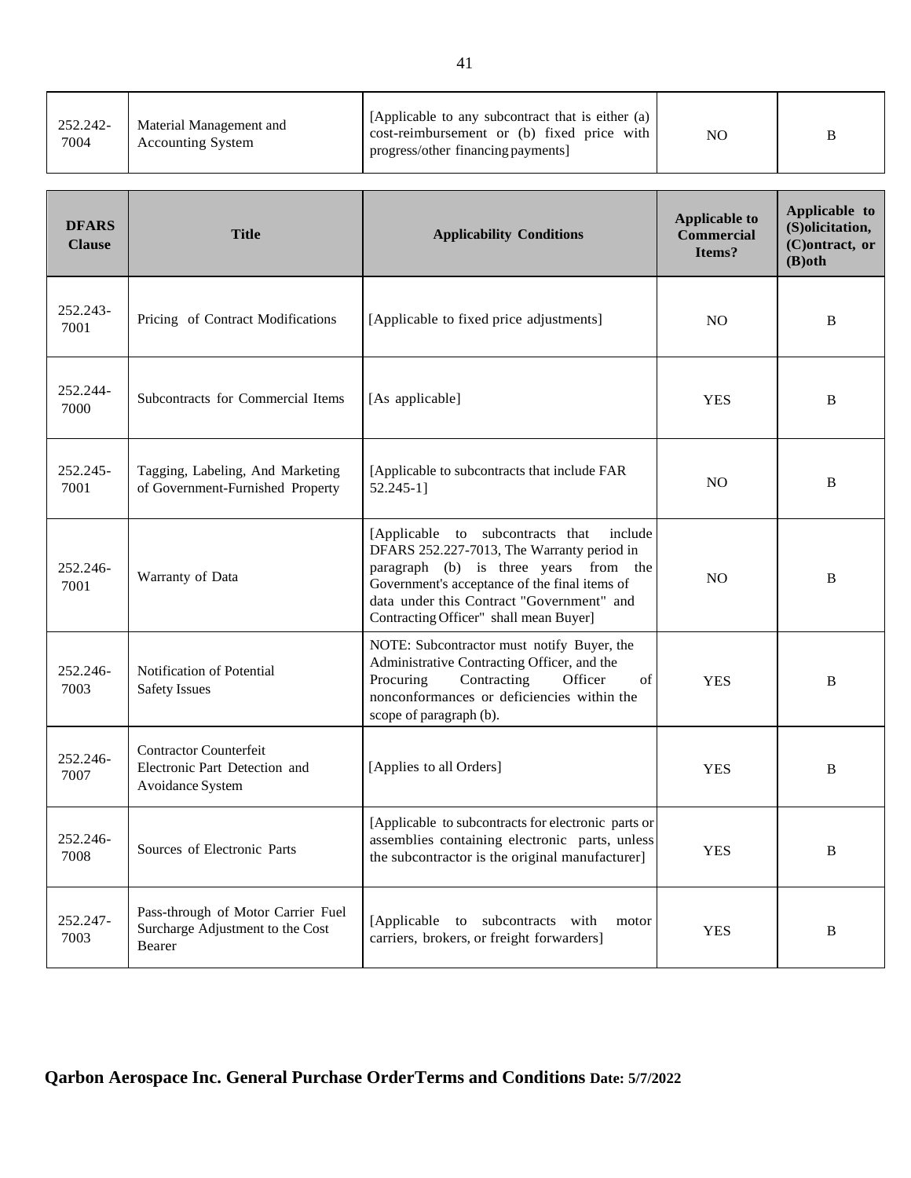| DFARS Clause | Title | Applicability Conditions | Applicable to Commercial Items? | Applicable to (S)olicitation, (C)ontract, or (B)oth |
|---|---|---|---|---|
| 252.242-7004 | Material Management and Accounting System | [Applicable to any subcontract that is either (a) cost-reimbursement or (b) fixed price with progress/other financing payments] | NO | B |
| 252.243-7001 | Pricing of Contract Modifications | [Applicable to fixed price adjustments] | NO | B |
| 252.244-7000 | Subcontracts for Commercial Items | [As applicable] | YES | B |
| 252.245-7001 | Tagging, Labeling, And Marketing of Government-Furnished Property | [Applicable to subcontracts that include FAR 52.245-1] | NO | B |
| 252.246-7001 | Warranty of Data | [Applicable to subcontracts that include DFARS 252.227-7013, The Warranty period in paragraph (b) is three years from the Government's acceptance of the final items of data under this Contract "Government" and Contracting Officer" shall mean Buyer] | NO | B |
| 252.246-7003 | Notification of Potential Safety Issues | NOTE: Subcontractor must notify Buyer, the Administrative Contracting Officer, and the Procuring Contracting Officer of nonconformances or deficiencies within the scope of paragraph (b). | YES | B |
| 252.246-7007 | Contractor Counterfeit Electronic Part Detection and Avoidance System | [Applies to all Orders] | YES | B |
| 252.246-7008 | Sources of Electronic Parts | [Applicable to subcontracts for electronic parts or assemblies containing electronic parts, unless the subcontractor is the original manufacturer] | YES | B |
| 252.247-7003 | Pass-through of Motor Carrier Fuel Surcharge Adjustment to the Cost Bearer | [Applicable to subcontracts with motor carriers, brokers, or freight forwarders] | YES | B |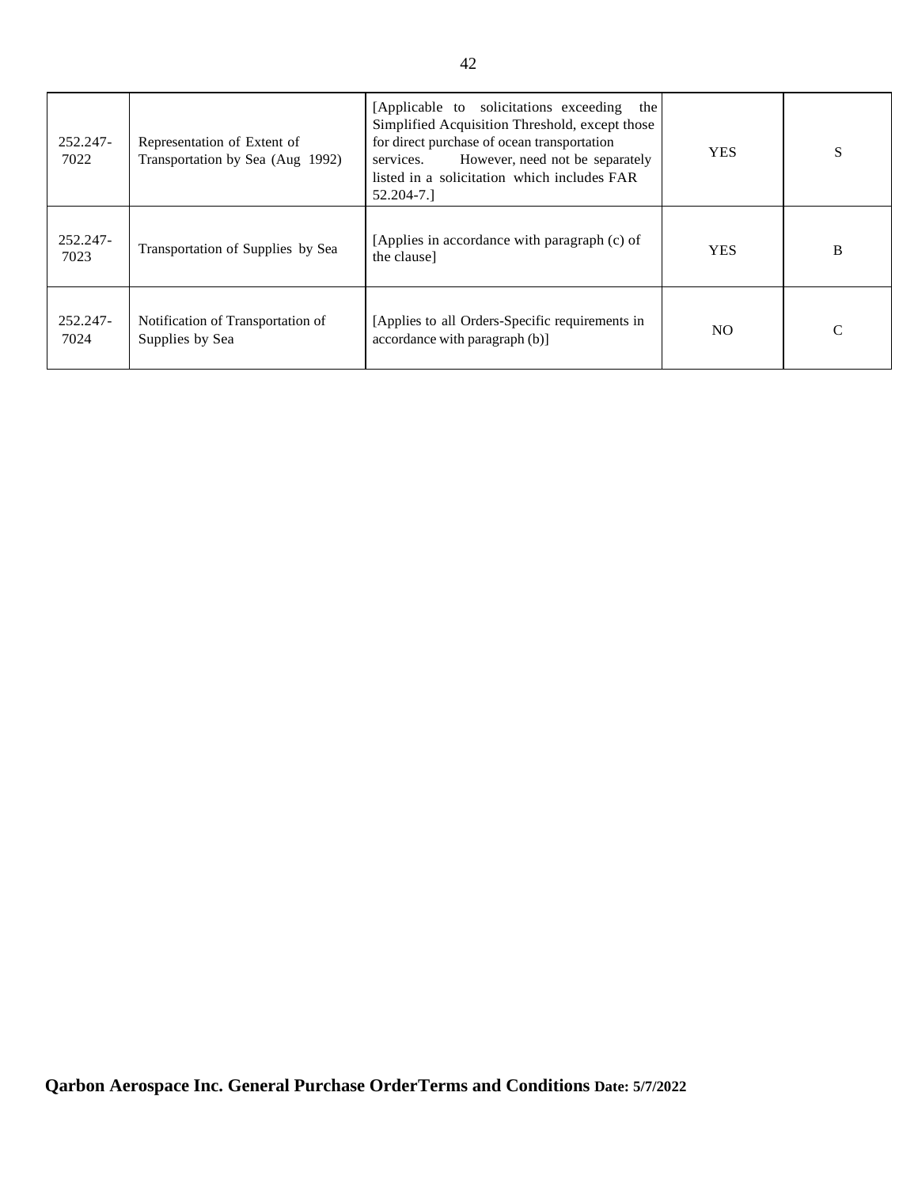| 252.247-7022 | Representation of Extent of Transportation by Sea (Aug 1992) | [Applicable to solicitations exceeding the Simplified Acquisition Threshold, except those for direct purchase of ocean transportation services. However, need not be separately listed in a solicitation which includes FAR 52.204-7.] | YES | S |
|---|---|---|---|---|
| 252.247-7023 | Transportation of Supplies by Sea | [Applies in accordance with paragraph (c) of the clause] | YES | B |
| 252.247-7024 | Notification of Transportation of Supplies by Sea | [Applies to all Orders-Specific requirements in accordance with paragraph (b)] | NO | C |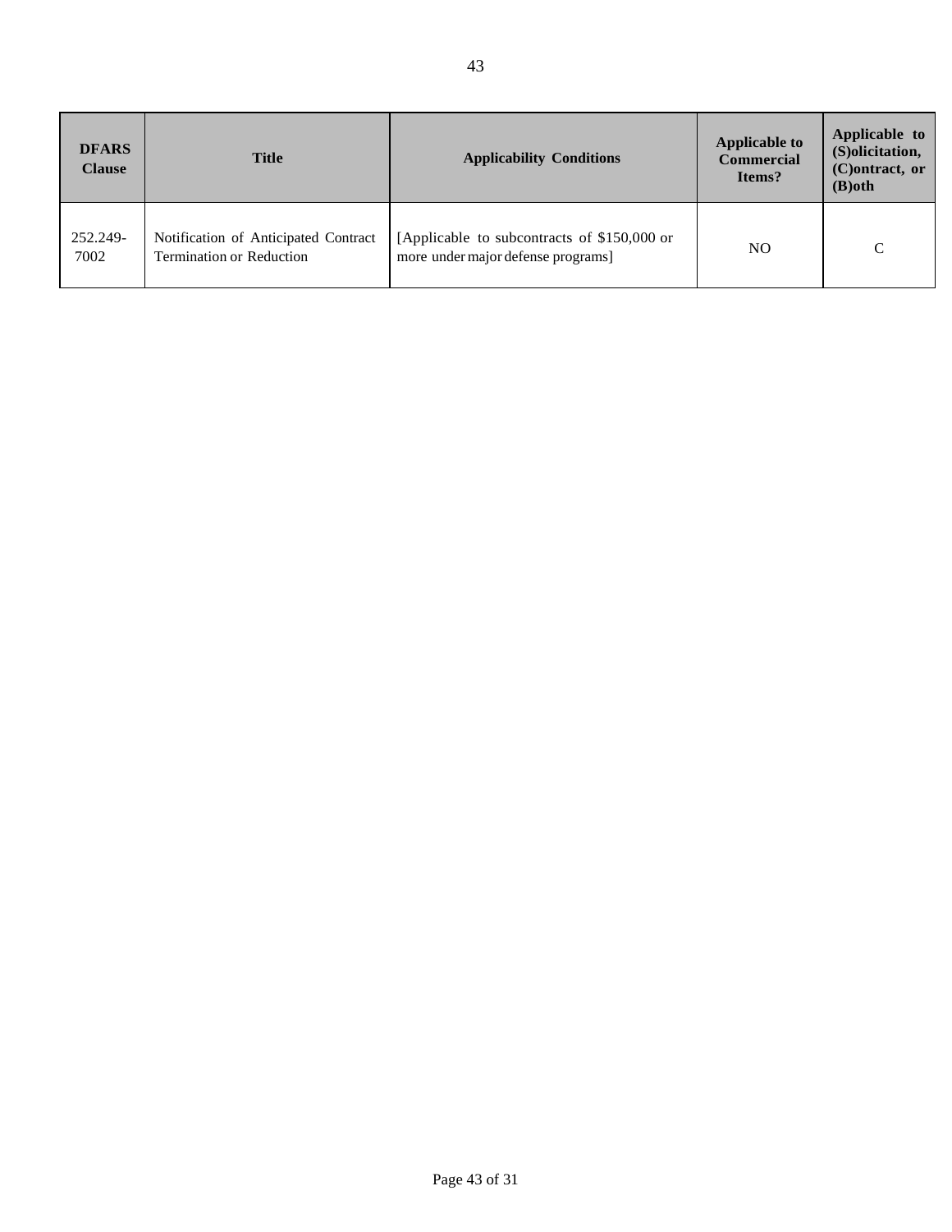| DFARS Clause | Title | Applicability Conditions | Applicable to Commercial Items? | Applicable to (S)olicitation, (C)ontract, or (B)oth |
| --- | --- | --- | --- | --- |
| 252.249-7002 | Notification of Anticipated Contract Termination or Reduction | [Applicable to subcontracts of $150,000 or more under major defense programs] | NO | C |